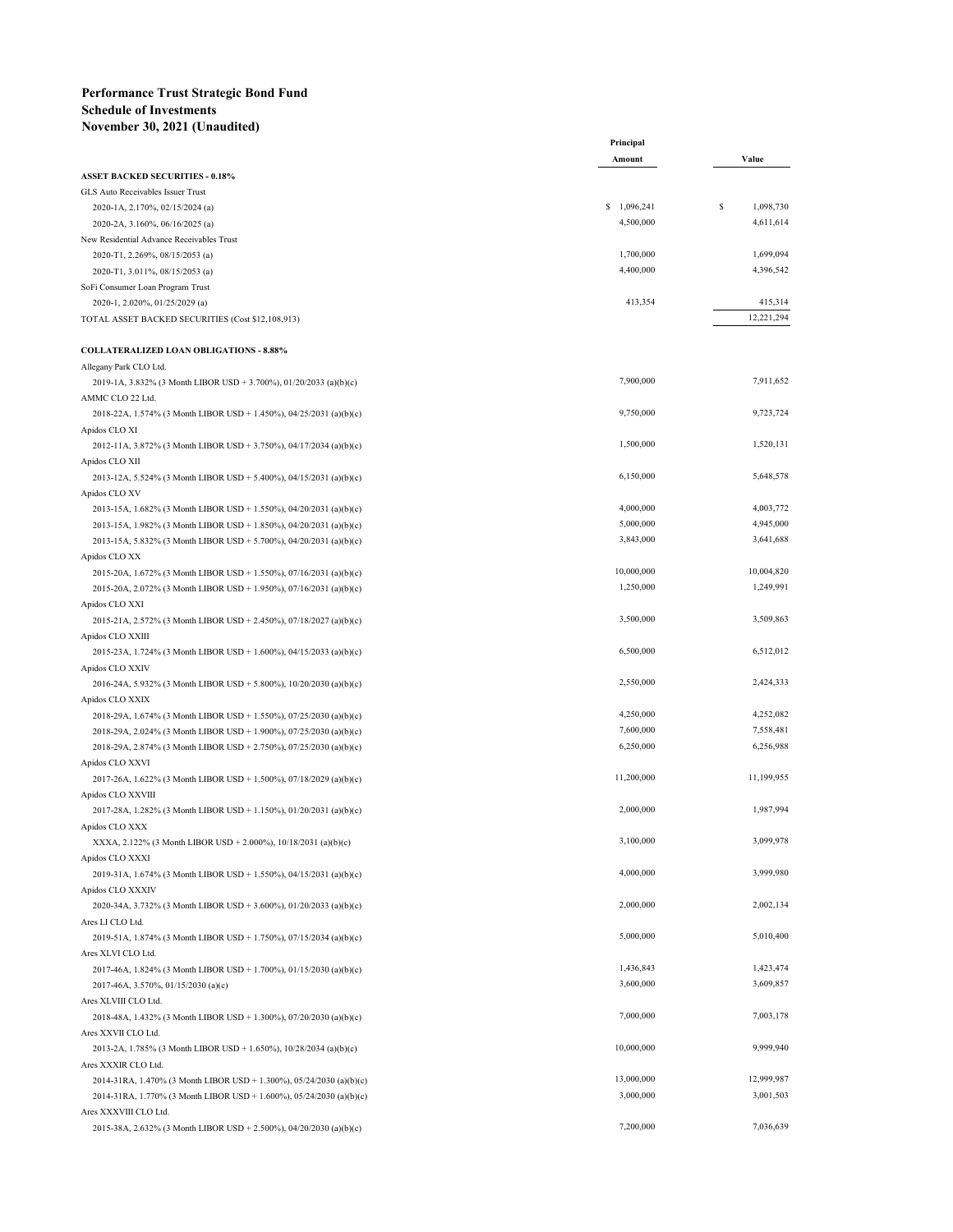**Performance Trust Strategic Bond Fund**
**Schedule of Investments**
**November 30, 2021 (Unaudited)**

| | Principal Amount | Value |
|---|---|---|
| **ASSET BACKED SECURITIES - 0.18%** | | |
| GLS Auto Receivables Issuer Trust | | |
| 2020-1A, 2.170%, 02/15/2024 (a) | $ 1,096,241 | $ 1,098,730 |
| 2020-2A, 3.160%, 06/16/2025 (a) | 4,500,000 | 4,611,614 |
| New Residential Advance Receivables Trust | | |
| 2020-T1, 2.269%, 08/15/2053 (a) | 1,700,000 | 1,699,094 |
| 2020-T1, 3.011%, 08/15/2053 (a) | 4,400,000 | 4,396,542 |
| SoFi Consumer Loan Program Trust | | |
| 2020-1, 2.020%, 01/25/2029 (a) | 413,354 | 415,314 |
| TOTAL ASSET BACKED SECURITIES (Cost $12,108,913) | | 12,221,294 |
| | | |
| **COLLATERALIZED LOAN OBLIGATIONS - 8.88%** | | |
| Allegany Park CLO Ltd. | | |
| 2019-1A, 3.832% (3 Month LIBOR USD + 3.700%), 01/20/2033 (a)(b)(c) | 7,900,000 | 7,911,652 |
| AMMC CLO 22 Ltd. | | |
| 2018-22A, 1.574% (3 Month LIBOR USD + 1.450%), 04/25/2031 (a)(b)(c) | 9,750,000 | 9,723,724 |
| Apidos CLO XI | | |
| 2012-11A, 3.872% (3 Month LIBOR USD + 3.750%), 04/17/2034 (a)(b)(c) | 1,500,000 | 1,520,131 |
| Apidos CLO XII | | |
| 2013-12A, 5.524% (3 Month LIBOR USD + 5.400%), 04/15/2031 (a)(b)(c) | 6,150,000 | 5,648,578 |
| Apidos CLO XV | | |
| 2013-15A, 1.682% (3 Month LIBOR USD + 1.550%), 04/20/2031 (a)(b)(c) | 4,000,000 | 4,003,772 |
| 2013-15A, 1.982% (3 Month LIBOR USD + 1.850%), 04/20/2031 (a)(b)(c) | 5,000,000 | 4,945,000 |
| 2013-15A, 5.832% (3 Month LIBOR USD + 5.700%), 04/20/2031 (a)(b)(c) | 3,843,000 | 3,641,688 |
| Apidos CLO XX | | |
| 2015-20A, 1.672% (3 Month LIBOR USD + 1.550%), 07/16/2031 (a)(b)(c) | 10,000,000 | 10,004,820 |
| 2015-20A, 2.072% (3 Month LIBOR USD + 1.950%), 07/16/2031 (a)(b)(c) | 1,250,000 | 1,249,991 |
| Apidos CLO XXI | | |
| 2015-21A, 2.572% (3 Month LIBOR USD + 2.450%), 07/18/2027 (a)(b)(c) | 3,500,000 | 3,509,863 |
| Apidos CLO XXIII | | |
| 2015-23A, 1.724% (3 Month LIBOR USD + 1.600%), 04/15/2033 (a)(b)(c) | 6,500,000 | 6,512,012 |
| Apidos CLO XXIV | | |
| 2016-24A, 5.932% (3 Month LIBOR USD + 5.800%), 10/20/2030 (a)(b)(c) | 2,550,000 | 2,424,333 |
| Apidos CLO XXIX | | |
| 2018-29A, 1.674% (3 Month LIBOR USD + 1.550%), 07/25/2030 (a)(b)(c) | 4,250,000 | 4,252,082 |
| 2018-29A, 2.024% (3 Month LIBOR USD + 1.900%), 07/25/2030 (a)(b)(c) | 7,600,000 | 7,558,481 |
| 2018-29A, 2.874% (3 Month LIBOR USD + 2.750%), 07/25/2030 (a)(b)(c) | 6,250,000 | 6,256,988 |
| Apidos CLO XXVI | | |
| 2017-26A, 1.622% (3 Month LIBOR USD + 1.500%), 07/18/2029 (a)(b)(c) | 11,200,000 | 11,199,955 |
| Apidos CLO XXVIII | | |
| 2017-28A, 1.282% (3 Month LIBOR USD + 1.150%), 01/20/2031 (a)(b)(c) | 2,000,000 | 1,987,994 |
| Apidos CLO XXX | | |
| XXXA, 2.122% (3 Month LIBOR USD + 2.000%), 10/18/2031 (a)(b)(c) | 3,100,000 | 3,099,978 |
| Apidos CLO XXXI | | |
| 2019-31A, 1.674% (3 Month LIBOR USD + 1.550%), 04/15/2031 (a)(b)(c) | 4,000,000 | 3,999,980 |
| Apidos CLO XXXIV | | |
| 2020-34A, 3.732% (3 Month LIBOR USD + 3.600%), 01/20/2033 (a)(b)(c) | 2,000,000 | 2,002,134 |
| Ares LI CLO Ltd. | | |
| 2019-51A, 1.874% (3 Month LIBOR USD + 1.750%), 07/15/2034 (a)(b)(c) | 5,000,000 | 5,010,400 |
| Ares XLVI CLO Ltd. | | |
| 2017-46A, 1.824% (3 Month LIBOR USD + 1.700%), 01/15/2030 (a)(b)(c) | 1,436,843 | 1,423,474 |
| 2017-46A, 3.570%, 01/15/2030 (a)(c) | 3,600,000 | 3,609,857 |
| Ares XLVIII CLO Ltd. | | |
| 2018-48A, 1.432% (3 Month LIBOR USD + 1.300%), 07/20/2030 (a)(b)(c) | 7,000,000 | 7,003,178 |
| Ares XXVII CLO Ltd. | | |
| 2013-2A, 1.785% (3 Month LIBOR USD + 1.650%), 10/28/2034 (a)(b)(c) | 10,000,000 | 9,999,940 |
| Ares XXXIR CLO Ltd. | | |
| 2014-31RA, 1.470% (3 Month LIBOR USD + 1.300%), 05/24/2030 (a)(b)(c) | 13,000,000 | 12,999,987 |
| 2014-31RA, 1.770% (3 Month LIBOR USD + 1.600%), 05/24/2030 (a)(b)(c) | 3,000,000 | 3,001,503 |
| Ares XXXVIII CLO Ltd. | | |
| 2015-38A, 2.632% (3 Month LIBOR USD + 2.500%), 04/20/2030 (a)(b)(c) | 7,200,000 | 7,036,639 |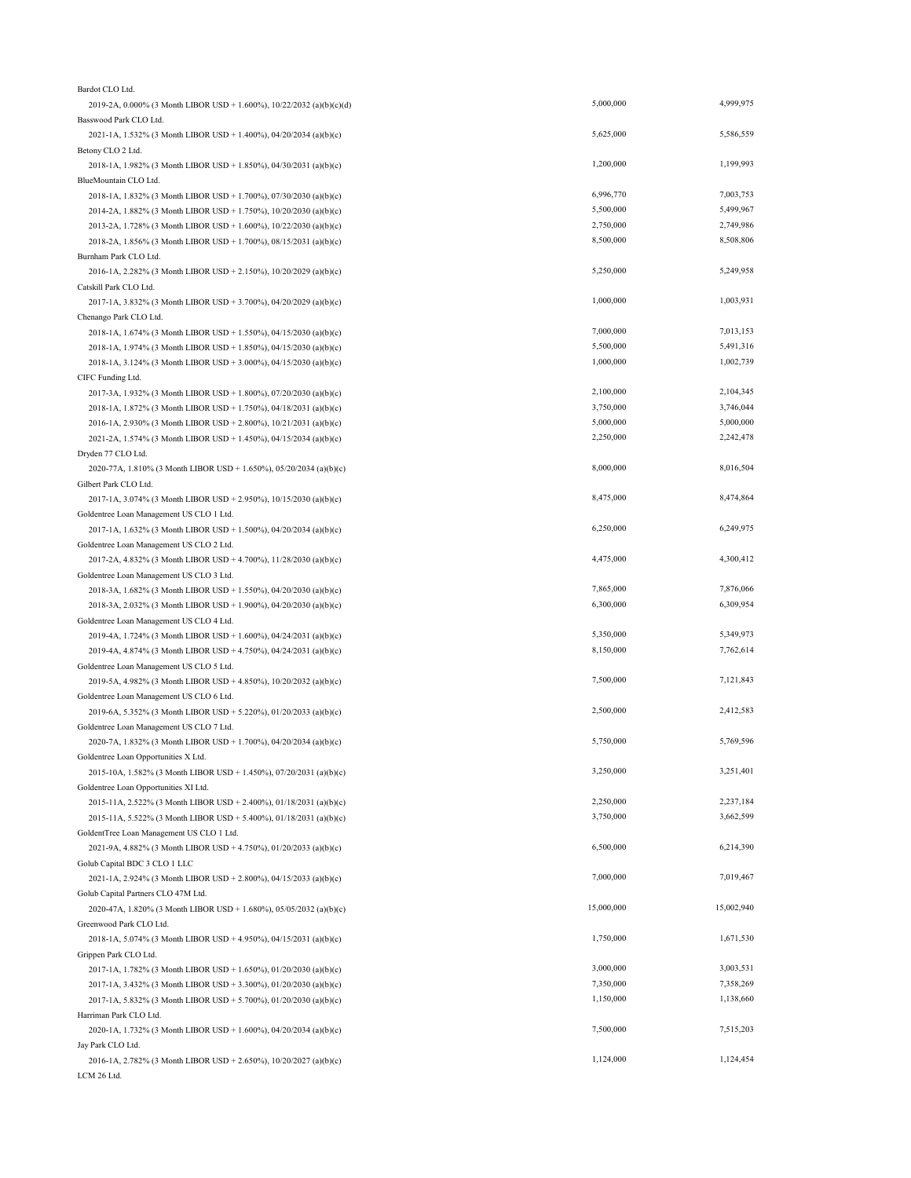| | | |
|---|---|---|
| Bardot CLO Ltd. | | |
| 2019-2A, 0.000% (3 Month LIBOR USD + 1.600%), 10/22/2032 (a)(b)(c)(d) | 5,000,000 | 4,999,975 |
| Basswood Park CLO Ltd. | | |
| 2021-1A, 1.532% (3 Month LIBOR USD + 1.400%), 04/20/2034 (a)(b)(c) | 5,625,000 | 5,586,559 |
| Betony CLO 2 Ltd. | | |
| 2018-1A, 1.982% (3 Month LIBOR USD + 1.850%), 04/30/2031 (a)(b)(c) | 1,200,000 | 1,199,993 |
| BlueMountain CLO Ltd. | | |
| 2018-1A, 1.832% (3 Month LIBOR USD + 1.700%), 07/30/2030 (a)(b)(c) | 6,996,770 | 7,003,753 |
| 2014-2A, 1.882% (3 Month LIBOR USD + 1.750%), 10/20/2030 (a)(b)(c) | 5,500,000 | 5,499,967 |
| 2013-2A, 1.728% (3 Month LIBOR USD + 1.600%), 10/22/2030 (a)(b)(c) | 2,750,000 | 2,749,986 |
| 2018-2A, 1.856% (3 Month LIBOR USD + 1.700%), 08/15/2031 (a)(b)(c) | 8,500,000 | 8,508,806 |
| Burnham Park CLO Ltd. | | |
| 2016-1A, 2.282% (3 Month LIBOR USD + 2.150%), 10/20/2029 (a)(b)(c) | 5,250,000 | 5,249,958 |
| Catskill Park CLO Ltd. | | |
| 2017-1A, 3.832% (3 Month LIBOR USD + 3.700%), 04/20/2029 (a)(b)(c) | 1,000,000 | 1,003,931 |
| Chenango Park CLO Ltd. | | |
| 2018-1A, 1.674% (3 Month LIBOR USD + 1.550%), 04/15/2030 (a)(b)(c) | 7,000,000 | 7,013,153 |
| 2018-1A, 1.974% (3 Month LIBOR USD + 1.850%), 04/15/2030 (a)(b)(c) | 5,500,000 | 5,491,316 |
| 2018-1A, 3.124% (3 Month LIBOR USD + 3.000%), 04/15/2030 (a)(b)(c) | 1,000,000 | 1,002,739 |
| CIFC Funding Ltd. | | |
| 2017-3A, 1.932% (3 Month LIBOR USD + 1.800%), 07/20/2030 (a)(b)(c) | 2,100,000 | 2,104,345 |
| 2018-1A, 1.872% (3 Month LIBOR USD + 1.750%), 04/18/2031 (a)(b)(c) | 3,750,000 | 3,746,044 |
| 2016-1A, 2.930% (3 Month LIBOR USD + 2.800%), 10/21/2031 (a)(b)(c) | 5,000,000 | 5,000,000 |
| 2021-2A, 1.574% (3 Month LIBOR USD + 1.450%), 04/15/2034 (a)(b)(c) | 2,250,000 | 2,242,478 |
| Dryden 77 CLO Ltd. | | |
| 2020-77A, 1.810% (3 Month LIBOR USD + 1.650%), 05/20/2034 (a)(b)(c) | 8,000,000 | 8,016,504 |
| Gilbert Park CLO Ltd. | | |
| 2017-1A, 3.074% (3 Month LIBOR USD + 2.950%), 10/15/2030 (a)(b)(c) | 8,475,000 | 8,474,864 |
| Goldentree Loan Management US CLO 1 Ltd. | | |
| 2017-1A, 1.632% (3 Month LIBOR USD + 1.500%), 04/20/2034 (a)(b)(c) | 6,250,000 | 6,249,975 |
| Goldentree Loan Management US CLO 2 Ltd. | | |
| 2017-2A, 4.832% (3 Month LIBOR USD + 4.700%), 11/28/2030 (a)(b)(c) | 4,475,000 | 4,300,412 |
| Goldentree Loan Management US CLO 3 Ltd. | | |
| 2018-3A, 1.682% (3 Month LIBOR USD + 1.550%), 04/20/2030 (a)(b)(c) | 7,865,000 | 7,876,066 |
| 2018-3A, 2.032% (3 Month LIBOR USD + 1.900%), 04/20/2030 (a)(b)(c) | 6,300,000 | 6,309,954 |
| Goldentree Loan Management US CLO 4 Ltd. | | |
| 2019-4A, 1.724% (3 Month LIBOR USD + 1.600%), 04/24/2031 (a)(b)(c) | 5,350,000 | 5,349,973 |
| 2019-4A, 4.874% (3 Month LIBOR USD + 4.750%), 04/24/2031 (a)(b)(c) | 8,150,000 | 7,762,614 |
| Goldentree Loan Management US CLO 5 Ltd. | | |
| 2019-5A, 4.982% (3 Month LIBOR USD + 4.850%), 10/20/2032 (a)(b)(c) | 7,500,000 | 7,121,843 |
| Goldentree Loan Management US CLO 6 Ltd. | | |
| 2019-6A, 5.352% (3 Month LIBOR USD + 5.220%), 01/20/2033 (a)(b)(c) | 2,500,000 | 2,412,583 |
| Goldentree Loan Management US CLO 7 Ltd. | | |
| 2020-7A, 1.832% (3 Month LIBOR USD + 1.700%), 04/20/2034 (a)(b)(c) | 5,750,000 | 5,769,596 |
| Goldentree Loan Opportunities X Ltd. | | |
| 2015-10A, 1.582% (3 Month LIBOR USD + 1.450%), 07/20/2031 (a)(b)(c) | 3,250,000 | 3,251,401 |
| Goldentree Loan Opportunities XI Ltd. | | |
| 2015-11A, 2.522% (3 Month LIBOR USD + 2.400%), 01/18/2031 (a)(b)(c) | 2,250,000 | 2,237,184 |
| 2015-11A, 5.522% (3 Month LIBOR USD + 5.400%), 01/18/2031 (a)(b)(c) | 3,750,000 | 3,662,599 |
| GoldentTree Loan Management US CLO 1 Ltd. | | |
| 2021-9A, 4.882% (3 Month LIBOR USD + 4.750%), 01/20/2033 (a)(b)(c) | 6,500,000 | 6,214,390 |
| Golub Capital BDC 3 CLO 1 LLC | | |
| 2021-1A, 2.924% (3 Month LIBOR USD + 2.800%), 04/15/2033 (a)(b)(c) | 7,000,000 | 7,019,467 |
| Golub Capital Partners CLO 47M Ltd. | | |
| 2020-47A, 1.820% (3 Month LIBOR USD + 1.680%), 05/05/2032 (a)(b)(c) | 15,000,000 | 15,002,940 |
| Greenwood Park CLO Ltd. | | |
| 2018-1A, 5.074% (3 Month LIBOR USD + 4.950%), 04/15/2031 (a)(b)(c) | 1,750,000 | 1,671,530 |
| Grippen Park CLO Ltd. | | |
| 2017-1A, 1.782% (3 Month LIBOR USD + 1.650%), 01/20/2030 (a)(b)(c) | 3,000,000 | 3,003,531 |
| 2017-1A, 3.432% (3 Month LIBOR USD + 3.300%), 01/20/2030 (a)(b)(c) | 7,350,000 | 7,358,269 |
| 2017-1A, 5.832% (3 Month LIBOR USD + 5.700%), 01/20/2030 (a)(b)(c) | 1,150,000 | 1,138,660 |
| Harriman Park CLO Ltd. | | |
| 2020-1A, 1.732% (3 Month LIBOR USD + 1.600%), 04/20/2034 (a)(b)(c) | 7,500,000 | 7,515,203 |
| Jay Park CLO Ltd. | | |
| 2016-1A, 2.782% (3 Month LIBOR USD + 2.650%), 10/20/2027 (a)(b)(c) | 1,124,000 | 1,124,454 |
| LCM 26 Ltd. | | |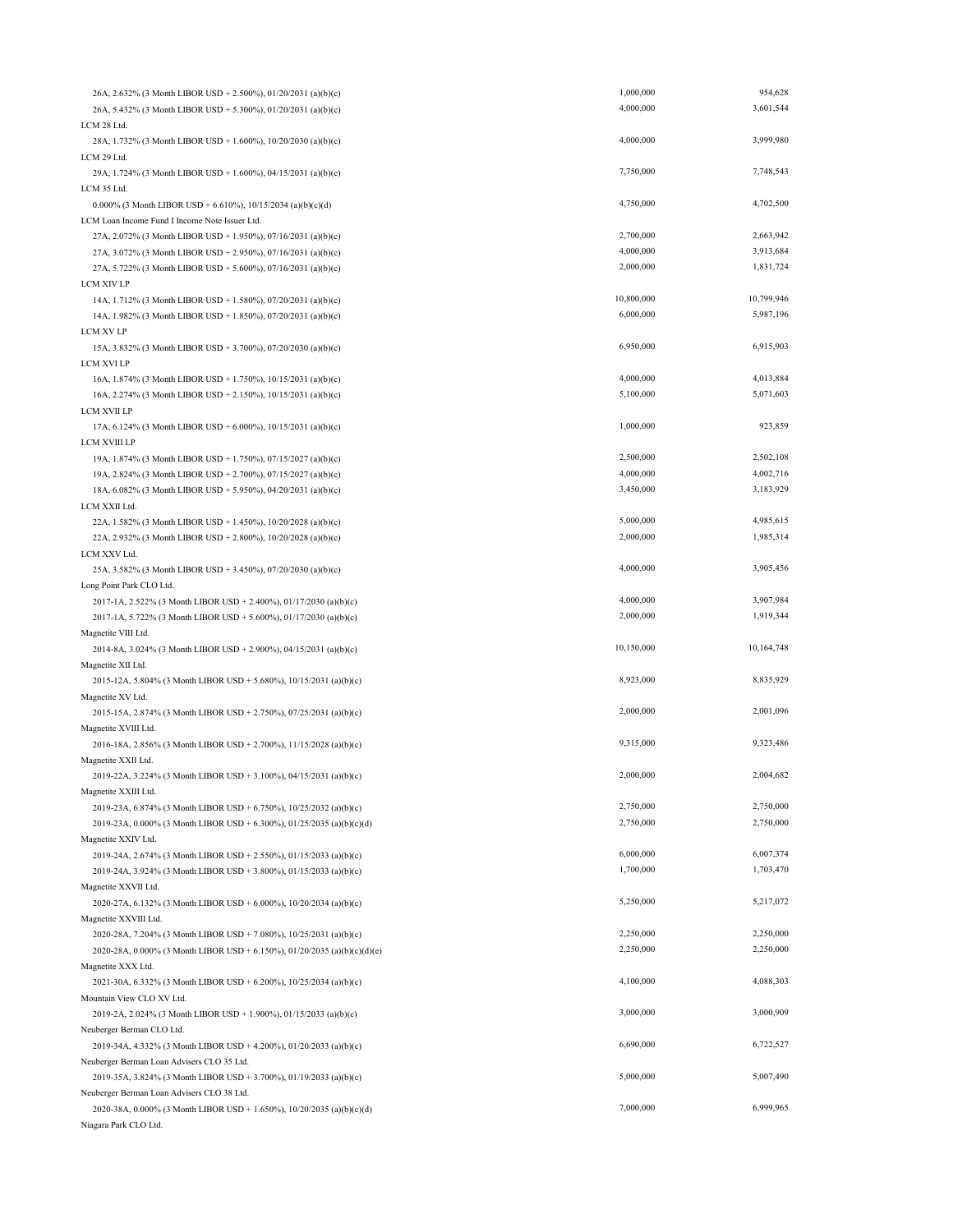| | | |
|---|---|---|
| 26A, 2.632% (3 Month LIBOR USD + 2.500%), 01/20/2031 (a)(b)(c) | 1,000,000 | 954,628 |
| 26A, 5.432% (3 Month LIBOR USD + 5.300%), 01/20/2031 (a)(b)(c) | 4,000,000 | 3,601,544 |
| LCM 28 Ltd. | | |
| 28A, 1.732% (3 Month LIBOR USD + 1.600%), 10/20/2030 (a)(b)(c) | 4,000,000 | 3,999,980 |
| LCM 29 Ltd. | | |
| 29A, 1.724% (3 Month LIBOR USD + 1.600%), 04/15/2031 (a)(b)(c) | 7,750,000 | 7,748,543 |
| LCM 35 Ltd. | | |
| 0.000% (3 Month LIBOR USD + 6.610%), 10/15/2034 (a)(b)(c)(d) | 4,750,000 | 4,702,500 |
| LCM Loan Income Fund I Income Note Issuer Ltd. | | |
| 27A, 2.072% (3 Month LIBOR USD + 1.950%), 07/16/2031 (a)(b)(c) | 2,700,000 | 2,663,942 |
| 27A, 3.072% (3 Month LIBOR USD + 2.950%), 07/16/2031 (a)(b)(c) | 4,000,000 | 3,913,684 |
| 27A, 5.722% (3 Month LIBOR USD + 5.600%), 07/16/2031 (a)(b)(c) | 2,000,000 | 1,831,724 |
| LCM XIV LP | | |
| 14A, 1.712% (3 Month LIBOR USD + 1.580%), 07/20/2031 (a)(b)(c) | 10,800,000 | 10,799,946 |
| 14A, 1.982% (3 Month LIBOR USD + 1.850%), 07/20/2031 (a)(b)(c) | 6,000,000 | 5,987,196 |
| LCM XV LP | | |
| 15A, 3.832% (3 Month LIBOR USD + 3.700%), 07/20/2030 (a)(b)(c) | 6,950,000 | 6,915,903 |
| LCM XVI LP | | |
| 16A, 1.874% (3 Month LIBOR USD + 1.750%), 10/15/2031 (a)(b)(c) | 4,000,000 | 4,013,884 |
| 16A, 2.274% (3 Month LIBOR USD + 2.150%), 10/15/2031 (a)(b)(c) | 5,100,000 | 5,071,603 |
| LCM XVII LP | | |
| 17A, 6.124% (3 Month LIBOR USD + 6.000%), 10/15/2031 (a)(b)(c) | 1,000,000 | 923,859 |
| LCM XVIII LP | | |
| 19A, 1.874% (3 Month LIBOR USD + 1.750%), 07/15/2027 (a)(b)(c) | 2,500,000 | 2,502,108 |
| 19A, 2.824% (3 Month LIBOR USD + 2.700%), 07/15/2027 (a)(b)(c) | 4,000,000 | 4,002,716 |
| 18A, 6.082% (3 Month LIBOR USD + 5.950%), 04/20/2031 (a)(b)(c) | 3,450,000 | 3,183,929 |
| LCM XXII Ltd. | | |
| 22A, 1.582% (3 Month LIBOR USD + 1.450%), 10/20/2028 (a)(b)(c) | 5,000,000 | 4,985,615 |
| 22A, 2.932% (3 Month LIBOR USD + 2.800%), 10/20/2028 (a)(b)(c) | 2,000,000 | 1,985,314 |
| LCM XXV Ltd. | | |
| 25A, 3.582% (3 Month LIBOR USD + 3.450%), 07/20/2030 (a)(b)(c) | 4,000,000 | 3,905,456 |
| Long Point Park CLO Ltd. | | |
| 2017-1A, 2.522% (3 Month LIBOR USD + 2.400%), 01/17/2030 (a)(b)(c) | 4,000,000 | 3,907,984 |
| 2017-1A, 5.722% (3 Month LIBOR USD + 5.600%), 01/17/2030 (a)(b)(c) | 2,000,000 | 1,919,344 |
| Magnetite VIII Ltd. | | |
| 2014-8A, 3.024% (3 Month LIBOR USD + 2.900%), 04/15/2031 (a)(b)(c) | 10,150,000 | 10,164,748 |
| Magnetite XII Ltd. | | |
| 2015-12A, 5.804% (3 Month LIBOR USD + 5.680%), 10/15/2031 (a)(b)(c) | 8,923,000 | 8,835,929 |
| Magnetite XV Ltd. | | |
| 2015-15A, 2.874% (3 Month LIBOR USD + 2.750%), 07/25/2031 (a)(b)(c) | 2,000,000 | 2,001,096 |
| Magnetite XVIII Ltd. | | |
| 2016-18A, 2.856% (3 Month LIBOR USD + 2.700%), 11/15/2028 (a)(b)(c) | 9,315,000 | 9,323,486 |
| Magnetite XXII Ltd. | | |
| 2019-22A, 3.224% (3 Month LIBOR USD + 3.100%), 04/15/2031 (a)(b)(c) | 2,000,000 | 2,004,682 |
| Magnetite XXIII Ltd. | | |
| 2019-23A, 6.874% (3 Month LIBOR USD + 6.750%), 10/25/2032 (a)(b)(c) | 2,750,000 | 2,750,000 |
| 2019-23A, 0.000% (3 Month LIBOR USD + 6.300%), 01/25/2035 (a)(b)(c)(d) | 2,750,000 | 2,750,000 |
| Magnetite XXIV Ltd. | | |
| 2019-24A, 2.674% (3 Month LIBOR USD + 2.550%), 01/15/2033 (a)(b)(c) | 6,000,000 | 6,007,374 |
| 2019-24A, 3.924% (3 Month LIBOR USD + 3.800%), 01/15/2033 (a)(b)(c) | 1,700,000 | 1,703,470 |
| Magnetite XXVII Ltd. | | |
| 2020-27A, 6.132% (3 Month LIBOR USD + 6.000%), 10/20/2034 (a)(b)(c) | 5,250,000 | 5,217,072 |
| Magnetite XXVIII Ltd. | | |
| 2020-28A, 7.204% (3 Month LIBOR USD + 7.080%), 10/25/2031 (a)(b)(c) | 2,250,000 | 2,250,000 |
| 2020-28A, 0.000% (3 Month LIBOR USD + 6.150%), 01/20/2035 (a)(b)(c)(d)(e) | 2,250,000 | 2,250,000 |
| Magnetite XXX Ltd. | | |
| 2021-30A, 6.332% (3 Month LIBOR USD + 6.200%), 10/25/2034 (a)(b)(c) | 4,100,000 | 4,088,303 |
| Mountain View CLO XV Ltd. | | |
| 2019-2A, 2.024% (3 Month LIBOR USD + 1.900%), 01/15/2033 (a)(b)(c) | 3,000,000 | 3,000,909 |
| Neuberger Berman CLO Ltd. | | |
| 2019-34A, 4.332% (3 Month LIBOR USD + 4.200%), 01/20/2033 (a)(b)(c) | 6,690,000 | 6,722,527 |
| Neuberger Berman Loan Advisers CLO 35 Ltd. | | |
| 2019-35A, 3.824% (3 Month LIBOR USD + 3.700%), 01/19/2033 (a)(b)(c) | 5,000,000 | 5,007,490 |
| Neuberger Berman Loan Advisers CLO 38 Ltd. | | |
| 2020-38A, 0.000% (3 Month LIBOR USD + 1.650%), 10/20/2035 (a)(b)(c)(d) | 7,000,000 | 6,999,965 |
| Niagara Park CLO Ltd. | | |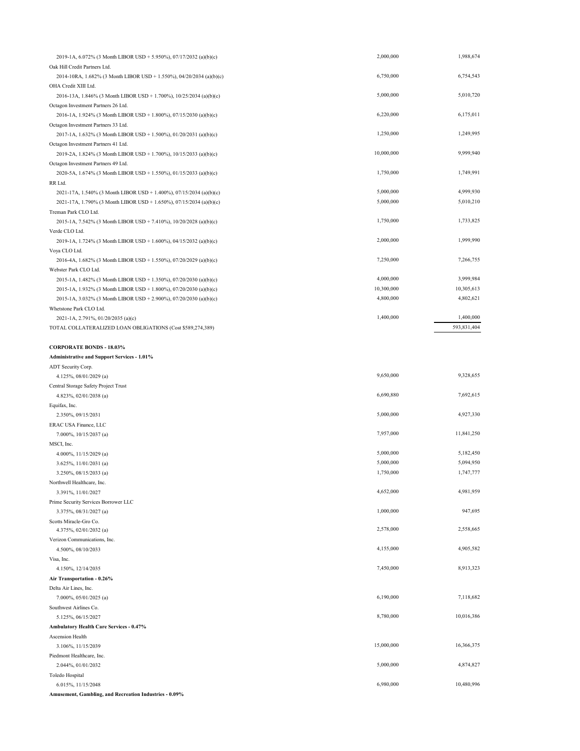| Description | Principal Amount | Value |
|---|---|---|
| 2019-1A, 6.072% (3 Month LIBOR USD + 5.950%), 07/17/2032 (a)(b)(c) | 2,000,000 | 1,988,674 |
| Oak Hill Credit Partners Ltd. | | |
| 2014-10RA, 1.682% (3 Month LIBOR USD + 1.550%), 04/20/2034 (a)(b)(c) | 6,750,000 | 6,754,543 |
| OHA Credit XIII Ltd. | | |
| 2016-13A, 1.846% (3 Month LIBOR USD + 1.700%), 10/25/2034 (a)(b)(c) | 5,000,000 | 5,010,720 |
| Octagon Investment Partners 26 Ltd. | | |
| 2016-1A, 1.924% (3 Month LIBOR USD + 1.800%), 07/15/2030 (a)(b)(c) | 6,220,000 | 6,175,011 |
| Octagon Investment Partners 33 Ltd. | | |
| 2017-1A, 1.632% (3 Month LIBOR USD + 1.500%), 01/20/2031 (a)(b)(c) | 1,250,000 | 1,249,995 |
| Octagon Investment Partners 41 Ltd. | | |
| 2019-2A, 1.824% (3 Month LIBOR USD + 1.700%), 10/15/2033 (a)(b)(c) | 10,000,000 | 9,999,940 |
| Octagon Investment Partners 49 Ltd. | | |
| 2020-5A, 1.674% (3 Month LIBOR USD + 1.550%), 01/15/2033 (a)(b)(c) | 1,750,000 | 1,749,991 |
| RR Ltd. | | |
| 2021-17A, 1.540% (3 Month LIBOR USD + 1.400%), 07/15/2034 (a)(b)(c) | 5,000,000 | 4,999,930 |
| 2021-17A, 1.790% (3 Month LIBOR USD + 1.650%), 07/15/2034 (a)(b)(c) | 5,000,000 | 5,010,210 |
| Treman Park CLO Ltd. | | |
| 2015-1A, 7.542% (3 Month LIBOR USD + 7.410%), 10/20/2028 (a)(b)(c) | 1,750,000 | 1,733,825 |
| Verde CLO Ltd. | | |
| 2019-1A, 1.724% (3 Month LIBOR USD + 1.600%), 04/15/2032 (a)(b)(c) | 2,000,000 | 1,999,990 |
| Voya CLO Ltd. | | |
| 2016-4A, 1.682% (3 Month LIBOR USD + 1.550%), 07/20/2029 (a)(b)(c) | 7,250,000 | 7,266,755 |
| Webster Park CLO Ltd. | | |
| 2015-1A, 1.482% (3 Month LIBOR USD + 1.350%), 07/20/2030 (a)(b)(c) | 4,000,000 | 3,999,984 |
| 2015-1A, 1.932% (3 Month LIBOR USD + 1.800%), 07/20/2030 (a)(b)(c) | 10,300,000 | 10,305,613 |
| 2015-1A, 3.032% (3 Month LIBOR USD + 2.900%), 07/20/2030 (a)(b)(c) | 4,800,000 | 4,802,621 |
| Whetstone Park CLO Ltd. | | |
| 2021-1A, 2.791%, 01/20/2035 (a)(c) | 1,400,000 | 1,400,000 |
| TOTAL COLLATERALIZED LOAN OBLIGATIONS (Cost $589,274,389) | | 593,831,404 |
| | | |
| **CORPORATE BONDS - 18.03%** | | |
| **Administrative and Support Services - 1.01%** | | |
| ADT Security Corp. | | |
| 4.125%, 08/01/2029 (a) | 9,650,000 | 9,328,655 |
| Central Storage Safety Project Trust | | |
| 4.823%, 02/01/2038 (a) | 6,690,880 | 7,692,615 |
| Equifax, Inc. | | |
| 2.350%, 09/15/2031 | 5,000,000 | 4,927,330 |
| ERAC USA Finance, LLC | | |
| 7.000%, 10/15/2037 (a) | 7,957,000 | 11,841,250 |
| MSCI, Inc. | | |
| 4.000%, 11/15/2029 (a) | 5,000,000 | 5,182,450 |
| 3.625%, 11/01/2031 (a) | 5,000,000 | 5,094,950 |
| 3.250%, 08/15/2033 (a) | 1,750,000 | 1,747,777 |
| Northwell Healthcare, Inc. | | |
| 3.391%, 11/01/2027 | 4,652,000 | 4,981,959 |
| Prime Security Services Borrower LLC | | |
| 3.375%, 08/31/2027 (a) | 1,000,000 | 947,695 |
| Scotts Miracle-Gro Co. | | |
| 4.375%, 02/01/2032 (a) | 2,578,000 | 2,558,665 |
| Verizon Communications, Inc. | | |
| 4.500%, 08/10/2033 | 4,155,000 | 4,905,582 |
| Visa, Inc. | | |
| 4.150%, 12/14/2035 | 7,450,000 | 8,913,323 |
| **Air Transportation - 0.26%** | | |
| Delta Air Lines, Inc. | | |
| 7.000%, 05/01/2025 (a) | 6,190,000 | 7,118,682 |
| Southwest Airlines Co. | | |
| 5.125%, 06/15/2027 | 8,780,000 | 10,016,386 |
| **Ambulatory Health Care Services - 0.47%** | | |
| Ascension Health | | |
| 3.106%, 11/15/2039 | 15,000,000 | 16,366,375 |
| Piedmont Healthcare, Inc. | | |
| 2.044%, 01/01/2032 | 5,000,000 | 4,874,827 |
| Toledo Hospital | | |
| 6.015%, 11/15/2048 | 6,980,000 | 10,480,996 |
| **Amusement, Gambling, and Recreation Industries - 0.09%** | | |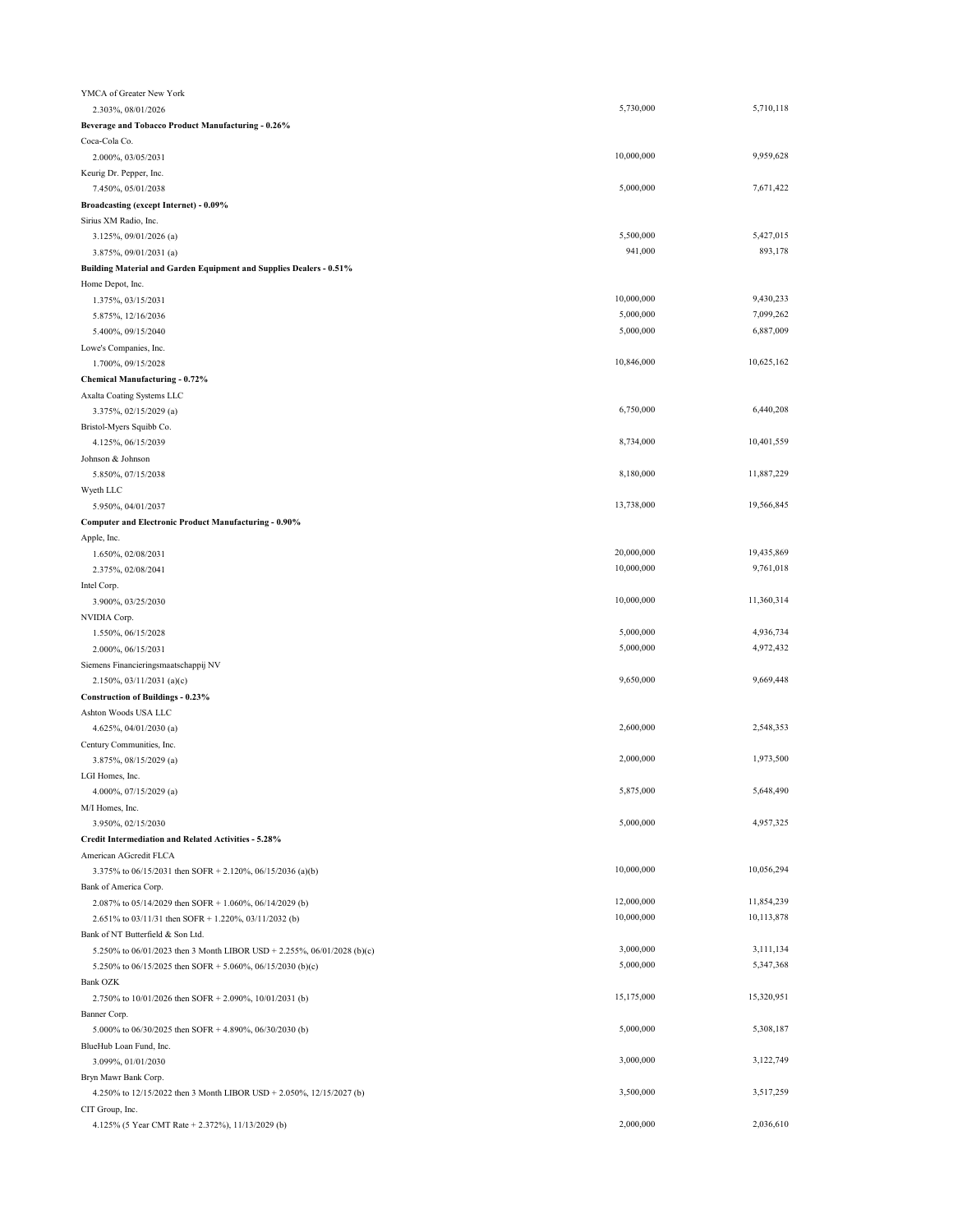| | | |
|---|---|---|
| YMCA of Greater New York | | |
| 2.303%, 08/01/2026 | 5,730,000 | 5,710,118 |
| **Beverage and Tobacco Product Manufacturing - 0.26%** | | |
| Coca-Cola Co. | | |
| 2.000%, 03/05/2031 | 10,000,000 | 9,959,628 |
| Keurig Dr. Pepper, Inc. | | |
| 7.450%, 05/01/2038 | 5,000,000 | 7,671,422 |
| **Broadcasting (except Internet) - 0.09%** | | |
| Sirius XM Radio, Inc. | | |
| 3.125%, 09/01/2026 (a) | 5,500,000 | 5,427,015 |
| 3.875%, 09/01/2031 (a) | 941,000 | 893,178 |
| **Building Material and Garden Equipment and Supplies Dealers - 0.51%** | | |
| Home Depot, Inc. | | |
| 1.375%, 03/15/2031 | 10,000,000 | 9,430,233 |
| 5.875%, 12/16/2036 | 5,000,000 | 7,099,262 |
| 5.400%, 09/15/2040 | 5,000,000 | 6,887,009 |
| Lowe's Companies, Inc. | | |
| 1.700%, 09/15/2028 | 10,846,000 | 10,625,162 |
| **Chemical Manufacturing - 0.72%** | | |
| Axalta Coating Systems LLC | | |
| 3.375%, 02/15/2029 (a) | 6,750,000 | 6,440,208 |
| Bristol-Myers Squibb Co. | | |
| 4.125%, 06/15/2039 | 8,734,000 | 10,401,559 |
| Johnson & Johnson | | |
| 5.850%, 07/15/2038 | 8,180,000 | 11,887,229 |
| Wyeth LLC | | |
| 5.950%, 04/01/2037 | 13,738,000 | 19,566,845 |
| **Computer and Electronic Product Manufacturing - 0.90%** | | |
| Apple, Inc. | | |
| 1.650%, 02/08/2031 | 20,000,000 | 19,435,869 |
| 2.375%, 02/08/2041 | 10,000,000 | 9,761,018 |
| Intel Corp. | | |
| 3.900%, 03/25/2030 | 10,000,000 | 11,360,314 |
| NVIDIA Corp. | | |
| 1.550%, 06/15/2028 | 5,000,000 | 4,936,734 |
| 2.000%, 06/15/2031 | 5,000,000 | 4,972,432 |
| Siemens Financieringsmaatschappij NV | | |
| 2.150%, 03/11/2031 (a)(c) | 9,650,000 | 9,669,448 |
| **Construction of Buildings - 0.23%** | | |
| Ashton Woods USA LLC | | |
| 4.625%, 04/01/2030 (a) | 2,600,000 | 2,548,353 |
| Century Communities, Inc. | | |
| 3.875%, 08/15/2029 (a) | 2,000,000 | 1,973,500 |
| LGI Homes, Inc. | | |
| 4.000%, 07/15/2029 (a) | 5,875,000 | 5,648,490 |
| M/I Homes, Inc. | | |
| 3.950%, 02/15/2030 | 5,000,000 | 4,957,325 |
| **Credit Intermediation and Related Activities - 5.28%** | | |
| American AGcredit FLCA | | |
| 3.375% to 06/15/2031 then SOFR + 2.120%, 06/15/2036 (a)(b) | 10,000,000 | 10,056,294 |
| Bank of America Corp. | | |
| 2.087% to 05/14/2029 then SOFR + 1.060%, 06/14/2029 (b) | 12,000,000 | 11,854,239 |
| 2.651% to 03/11/31 then SOFR + 1.220%, 03/11/2032 (b) | 10,000,000 | 10,113,878 |
| Bank of NT Butterfield & Son Ltd. | | |
| 5.250% to 06/01/2023 then 3 Month LIBOR USD + 2.255%, 06/01/2028 (b)(c) | 3,000,000 | 3,111,134 |
| 5.250% to 06/15/2025 then SOFR + 5.060%, 06/15/2030 (b)(c) | 5,000,000 | 5,347,368 |
| Bank OZK | | |
| 2.750% to 10/01/2026 then SOFR + 2.090%, 10/01/2031 (b) | 15,175,000 | 15,320,951 |
| Banner Corp. | | |
| 5.000% to 06/30/2025 then SOFR + 4.890%, 06/30/2030 (b) | 5,000,000 | 5,308,187 |
| BlueHub Loan Fund, Inc. | | |
| 3.099%, 01/01/2030 | 3,000,000 | 3,122,749 |
| Bryn Mawr Bank Corp. | | |
| 4.250% to 12/15/2022 then 3 Month LIBOR USD + 2.050%, 12/15/2027 (b) | 3,500,000 | 3,517,259 |
| CIT Group, Inc. | | |
| 4.125% (5 Year CMT Rate + 2.372%), 11/13/2029 (b) | 2,000,000 | 2,036,610 |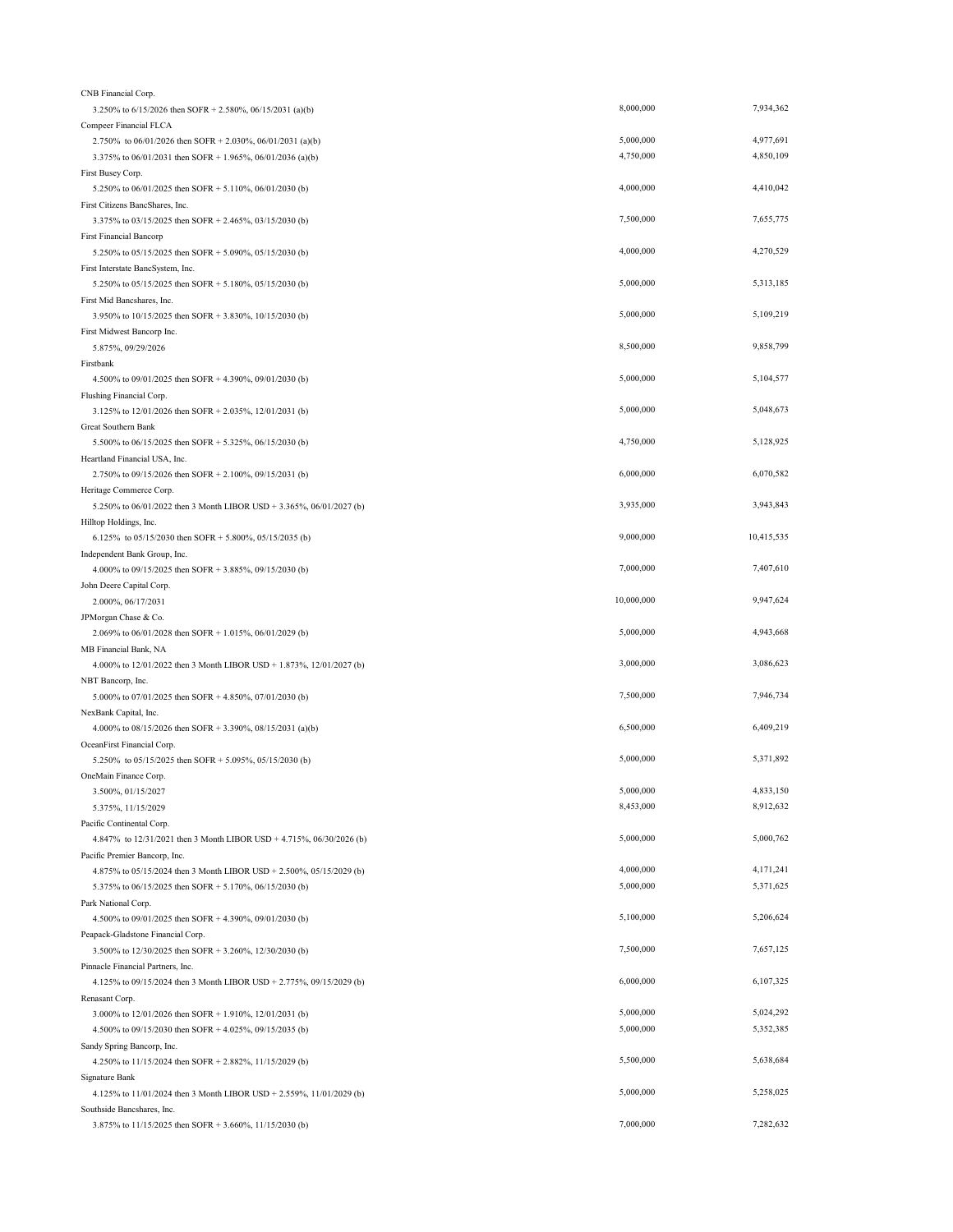| | | |
|---|---|---|
| CNB Financial Corp. | | |
| 3.250% to 6/15/2026 then SOFR + 2.580%, 06/15/2031 (a)(b) | 8,000,000 | 7,934,362 |
| Compeer Financial FLCA | | |
| 2.750% to 06/01/2026 then SOFR + 2.030%, 06/01/2031 (a)(b) | 5,000,000 | 4,977,691 |
| 3.375% to 06/01/2031 then SOFR + 1.965%, 06/01/2036 (a)(b) | 4,750,000 | 4,850,109 |
| First Busey Corp. | | |
| 5.250% to 06/01/2025 then SOFR + 5.110%, 06/01/2030 (b) | 4,000,000 | 4,410,042 |
| First Citizens BancShares, Inc. | | |
| 3.375% to 03/15/2025 then SOFR + 2.465%, 03/15/2030 (b) | 7,500,000 | 7,655,775 |
| First Financial Bancorp | | |
| 5.250% to 05/15/2025 then SOFR + 5.090%, 05/15/2030 (b) | 4,000,000 | 4,270,529 |
| First Interstate BancSystem, Inc. | | |
| 5.250% to 05/15/2025 then SOFR + 5.180%, 05/15/2030 (b) | 5,000,000 | 5,313,185 |
| First Mid Bancshares, Inc. | | |
| 3.950% to 10/15/2025 then SOFR + 3.830%, 10/15/2030 (b) | 5,000,000 | 5,109,219 |
| First Midwest Bancorp Inc. | | |
| 5.875%, 09/29/2026 | 8,500,000 | 9,858,799 |
| Firstbank | | |
| 4.500% to 09/01/2025 then SOFR + 4.390%, 09/01/2030 (b) | 5,000,000 | 5,104,577 |
| Flushing Financial Corp. | | |
| 3.125% to 12/01/2026 then SOFR + 2.035%, 12/01/2031 (b) | 5,000,000 | 5,048,673 |
| Great Southern Bank | | |
| 5.500% to 06/15/2025 then SOFR + 5.325%, 06/15/2030 (b) | 4,750,000 | 5,128,925 |
| Heartland Financial USA, Inc. | | |
| 2.750% to 09/15/2026 then SOFR + 2.100%, 09/15/2031 (b) | 6,000,000 | 6,070,582 |
| Heritage Commerce Corp. | | |
| 5.250% to 06/01/2022 then 3 Month LIBOR USD + 3.365%, 06/01/2027 (b) | 3,935,000 | 3,943,843 |
| Hilltop Holdings, Inc. | | |
| 6.125% to 05/15/2030 then SOFR + 5.800%, 05/15/2035 (b) | 9,000,000 | 10,415,535 |
| Independent Bank Group, Inc. | | |
| 4.000% to 09/15/2025 then SOFR + 3.885%, 09/15/2030 (b) | 7,000,000 | 7,407,610 |
| John Deere Capital Corp. | | |
| 2.000%, 06/17/2031 | 10,000,000 | 9,947,624 |
| JPMorgan Chase & Co. | | |
| 2.069% to 06/01/2028 then SOFR + 1.015%, 06/01/2029 (b) | 5,000,000 | 4,943,668 |
| MB Financial Bank, NA | | |
| 4.000% to 12/01/2022 then 3 Month LIBOR USD + 1.873%, 12/01/2027 (b) | 3,000,000 | 3,086,623 |
| NBT Bancorp, Inc. | | |
| 5.000% to 07/01/2025 then SOFR + 4.850%, 07/01/2030 (b) | 7,500,000 | 7,946,734 |
| NexBank Capital, Inc. | | |
| 4.000% to 08/15/2026 then SOFR + 3.390%, 08/15/2031 (a)(b) | 6,500,000 | 6,409,219 |
| OceanFirst Financial Corp. | | |
| 5.250% to 05/15/2025 then SOFR + 5.095%, 05/15/2030 (b) | 5,000,000 | 5,371,892 |
| OneMain Finance Corp. | | |
| 3.500%, 01/15/2027 | 5,000,000 | 4,833,150 |
| 5.375%, 11/15/2029 | 8,453,000 | 8,912,632 |
| Pacific Continental Corp. | | |
| 4.847% to 12/31/2021 then 3 Month LIBOR USD + 4.715%, 06/30/2026 (b) | 5,000,000 | 5,000,762 |
| Pacific Premier Bancorp, Inc. | | |
| 4.875% to 05/15/2024 then 3 Month LIBOR USD + 2.500%, 05/15/2029 (b) | 4,000,000 | 4,171,241 |
| 5.375% to 06/15/2025 then SOFR + 5.170%, 06/15/2030 (b) | 5,000,000 | 5,371,625 |
| Park National Corp. | | |
| 4.500% to 09/01/2025 then SOFR + 4.390%, 09/01/2030 (b) | 5,100,000 | 5,206,624 |
| Peapack-Gladstone Financial Corp. | | |
| 3.500% to 12/30/2025 then SOFR + 3.260%, 12/30/2030 (b) | 7,500,000 | 7,657,125 |
| Pinnacle Financial Partners, Inc. | | |
| 4.125% to 09/15/2024 then 3 Month LIBOR USD + 2.775%, 09/15/2029 (b) | 6,000,000 | 6,107,325 |
| Renasant Corp. | | |
| 3.000% to 12/01/2026 then SOFR + 1.910%, 12/01/2031 (b) | 5,000,000 | 5,024,292 |
| 4.500% to 09/15/2030 then SOFR + 4.025%, 09/15/2035 (b) | 5,000,000 | 5,352,385 |
| Sandy Spring Bancorp, Inc. | | |
| 4.250% to 11/15/2024 then SOFR + 2.882%, 11/15/2029 (b) | 5,500,000 | 5,638,684 |
| Signature Bank | | |
| 4.125% to 11/01/2024 then 3 Month LIBOR USD + 2.559%, 11/01/2029 (b) | 5,000,000 | 5,258,025 |
| Southside Bancshares, Inc. | | |
| 3.875% to 11/15/2025 then SOFR + 3.660%, 11/15/2030 (b) | 7,000,000 | 7,282,632 |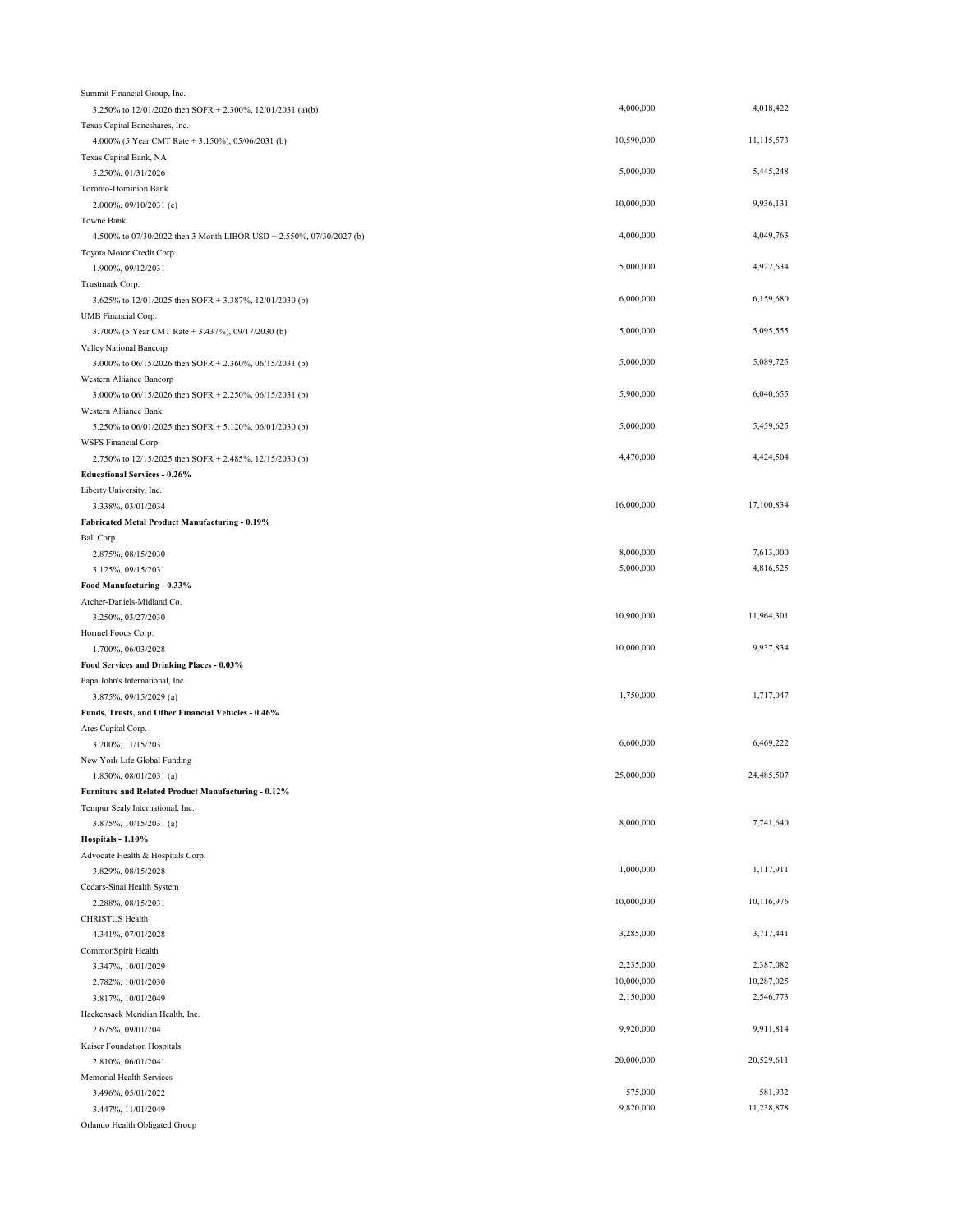| | | |
|---|---|---|
| Summit Financial Group, Inc. | | |
| 3.250% to 12/01/2026 then SOFR + 2.300%, 12/01/2031 (a)(b) | 4,000,000 | 4,018,422 |
| Texas Capital Bancshares, Inc. | | |
| 4.000% (5 Year CMT Rate + 3.150%), 05/06/2031 (b) | 10,590,000 | 11,115,573 |
| Texas Capital Bank, NA | | |
| 5.250%, 01/31/2026 | 5,000,000 | 5,445,248 |
| Toronto-Dominion Bank | | |
| 2.000%, 09/10/2031 (c) | 10,000,000 | 9,936,131 |
| Towne Bank | | |
| 4.500% to 07/30/2022 then 3 Month LIBOR USD + 2.550%, 07/30/2027 (b) | 4,000,000 | 4,049,763 |
| Toyota Motor Credit Corp. | | |
| 1.900%, 09/12/2031 | 5,000,000 | 4,922,634 |
| Trustmark Corp. | | |
| 3.625% to 12/01/2025 then SOFR + 3.387%, 12/01/2030 (b) | 6,000,000 | 6,159,680 |
| UMB Financial Corp. | | |
| 3.700% (5 Year CMT Rate + 3.437%), 09/17/2030 (b) | 5,000,000 | 5,095,555 |
| Valley National Bancorp | | |
| 3.000% to 06/15/2026 then SOFR + 2.360%, 06/15/2031 (b) | 5,000,000 | 5,089,725 |
| Western Alliance Bancorp | | |
| 3.000% to 06/15/2026 then SOFR + 2.250%, 06/15/2031 (b) | 5,900,000 | 6,040,655 |
| Western Alliance Bank | | |
| 5.250% to 06/01/2025 then SOFR + 5.120%, 06/01/2030 (b) | 5,000,000 | 5,459,625 |
| WSFS Financial Corp. | | |
| 2.750% to 12/15/2025 then SOFR + 2.485%, 12/15/2030 (b) | 4,470,000 | 4,424,504 |
| **Educational Services - 0.26%** | | |
| Liberty University, Inc. | | |
| 3.338%, 03/01/2034 | 16,000,000 | 17,100,834 |
| **Fabricated Metal Product Manufacturing - 0.19%** | | |
| Ball Corp. | | |
| 2.875%, 08/15/2030 | 8,000,000 | 7,613,000 |
| 3.125%, 09/15/2031 | 5,000,000 | 4,816,525 |
| **Food Manufacturing - 0.33%** | | |
| Archer-Daniels-Midland Co. | | |
| 3.250%, 03/27/2030 | 10,900,000 | 11,964,301 |
| Hormel Foods Corp. | | |
| 1.700%, 06/03/2028 | 10,000,000 | 9,937,834 |
| **Food Services and Drinking Places - 0.03%** | | |
| Papa John's International, Inc. | | |
| 3.875%, 09/15/2029 (a) | 1,750,000 | 1,717,047 |
| **Funds, Trusts, and Other Financial Vehicles - 0.46%** | | |
| Ares Capital Corp. | | |
| 3.200%, 11/15/2031 | 6,600,000 | 6,469,222 |
| New York Life Global Funding | | |
| 1.850%, 08/01/2031 (a) | 25,000,000 | 24,485,507 |
| **Furniture and Related Product Manufacturing - 0.12%** | | |
| Tempur Sealy International, Inc. | | |
| 3.875%, 10/15/2031 (a) | 8,000,000 | 7,741,640 |
| **Hospitals - 1.10%** | | |
| Advocate Health & Hospitals Corp. | | |
| 3.829%, 08/15/2028 | 1,000,000 | 1,117,911 |
| Cedars-Sinai Health System | | |
| 2.288%, 08/15/2031 | 10,000,000 | 10,116,976 |
| CHRISTUS Health | | |
| 4.341%, 07/01/2028 | 3,285,000 | 3,717,441 |
| CommonSpirit Health | | |
| 3.347%, 10/01/2029 | 2,235,000 | 2,387,082 |
| 2.782%, 10/01/2030 | 10,000,000 | 10,287,025 |
| 3.817%, 10/01/2049 | 2,150,000 | 2,546,773 |
| Hackensack Meridian Health, Inc. | | |
| 2.675%, 09/01/2041 | 9,920,000 | 9,911,814 |
| Kaiser Foundation Hospitals | | |
| 2.810%, 06/01/2041 | 20,000,000 | 20,529,611 |
| Memorial Health Services | | |
| 3.496%, 05/01/2022 | 575,000 | 581,932 |
| 3.447%, 11/01/2049 | 9,820,000 | 11,238,878 |
| Orlando Health Obligated Group | | |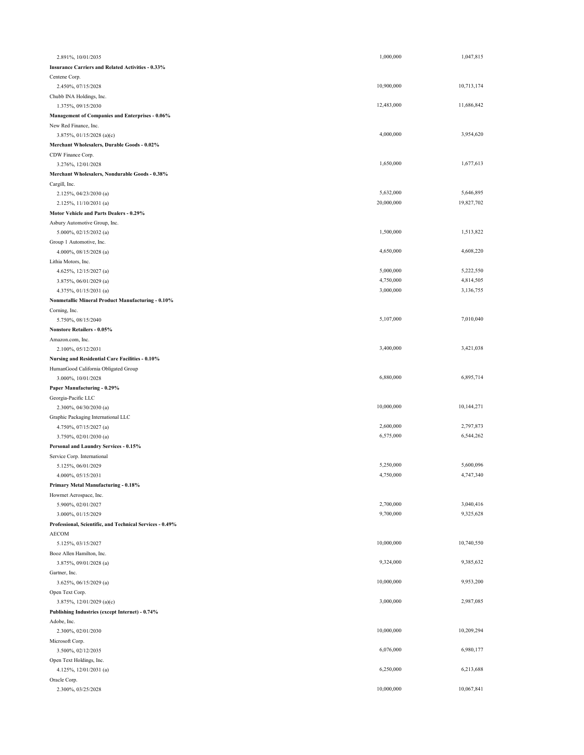| | | |
|---|---|---|
| 2.891%, 10/01/2035 | 1,000,000 | 1,047,815 |
| **Insurance Carriers and Related Activities - 0.33%** | | |
| Centene Corp. | | |
| 2.450%, 07/15/2028 | 10,900,000 | 10,713,174 |
| Chubb INA Holdings, Inc. | | |
| 1.375%, 09/15/2030 | 12,483,000 | 11,686,842 |
| **Management of Companies and Enterprises - 0.06%** | | |
| New Red Finance, Inc. | | |
| 3.875%, 01/15/2028 (a)(c) | 4,000,000 | 3,954,620 |
| **Merchant Wholesalers, Durable Goods - 0.02%** | | |
| CDW Finance Corp. | | |
| 3.276%, 12/01/2028 | 1,650,000 | 1,677,613 |
| **Merchant Wholesalers, Nondurable Goods - 0.38%** | | |
| Cargill, Inc. | | |
| 2.125%, 04/23/2030 (a) | 5,632,000 | 5,646,895 |
| 2.125%, 11/10/2031 (a) | 20,000,000 | 19,827,702 |
| **Motor Vehicle and Parts Dealers - 0.29%** | | |
| Asbury Automotive Group, Inc. | | |
| 5.000%, 02/15/2032 (a) | 1,500,000 | 1,513,822 |
| Group 1 Automotive, Inc. | | |
| 4.000%, 08/15/2028 (a) | 4,650,000 | 4,608,220 |
| Lithia Motors, Inc. | | |
| 4.625%, 12/15/2027 (a) | 5,000,000 | 5,222,550 |
| 3.875%, 06/01/2029 (a) | 4,750,000 | 4,814,505 |
| 4.375%, 01/15/2031 (a) | 3,000,000 | 3,136,755 |
| **Nonmetallic Mineral Product Manufacturing - 0.10%** | | |
| Corning, Inc. | | |
| 5.750%, 08/15/2040 | 5,107,000 | 7,010,040 |
| **Nonstore Retailers - 0.05%** | | |
| Amazon.com, Inc. | | |
| 2.100%, 05/12/2031 | 3,400,000 | 3,421,038 |
| **Nursing and Residential Care Facilities - 0.10%** | | |
| HumanGood California Obligated Group | | |
| 3.000%, 10/01/2028 | 6,880,000 | 6,895,714 |
| **Paper Manufacturing - 0.29%** | | |
| Georgia-Pacific LLC | | |
| 2.300%, 04/30/2030 (a) | 10,000,000 | 10,144,271 |
| Graphic Packaging International LLC | | |
| 4.750%, 07/15/2027 (a) | 2,600,000 | 2,797,873 |
| 3.750%, 02/01/2030 (a) | 6,575,000 | 6,544,262 |
| **Personal and Laundry Services - 0.15%** | | |
| Service Corp. International | | |
| 5.125%, 06/01/2029 | 5,250,000 | 5,600,096 |
| 4.000%, 05/15/2031 | 4,750,000 | 4,747,340 |
| **Primary Metal Manufacturing - 0.18%** | | |
| Howmet Aerospace, Inc. | | |
| 5.900%, 02/01/2027 | 2,700,000 | 3,040,416 |
| 3.000%, 01/15/2029 | 9,700,000 | 9,325,628 |
| **Professional, Scientific, and Technical Services - 0.49%** | | |
| AECOM | | |
| 5.125%, 03/15/2027 | 10,000,000 | 10,740,550 |
| Booz Allen Hamilton, Inc. | | |
| 3.875%, 09/01/2028 (a) | 9,324,000 | 9,385,632 |
| Gartner, Inc. | | |
| 3.625%, 06/15/2029 (a) | 10,000,000 | 9,953,200 |
| Open Text Corp. | | |
| 3.875%, 12/01/2029 (a)(c) | 3,000,000 | 2,987,085 |
| **Publishing Industries (except Internet) - 0.74%** | | |
| Adobe, Inc. | | |
| 2.300%, 02/01/2030 | 10,000,000 | 10,209,294 |
| Microsoft Corp. | | |
| 3.500%, 02/12/2035 | 6,076,000 | 6,980,177 |
| Open Text Holdings, Inc. | | |
| 4.125%, 12/01/2031 (a) | 6,250,000 | 6,213,688 |
| Oracle Corp. | | |
| 2.300%, 03/25/2028 | 10,000,000 | 10,067,841 |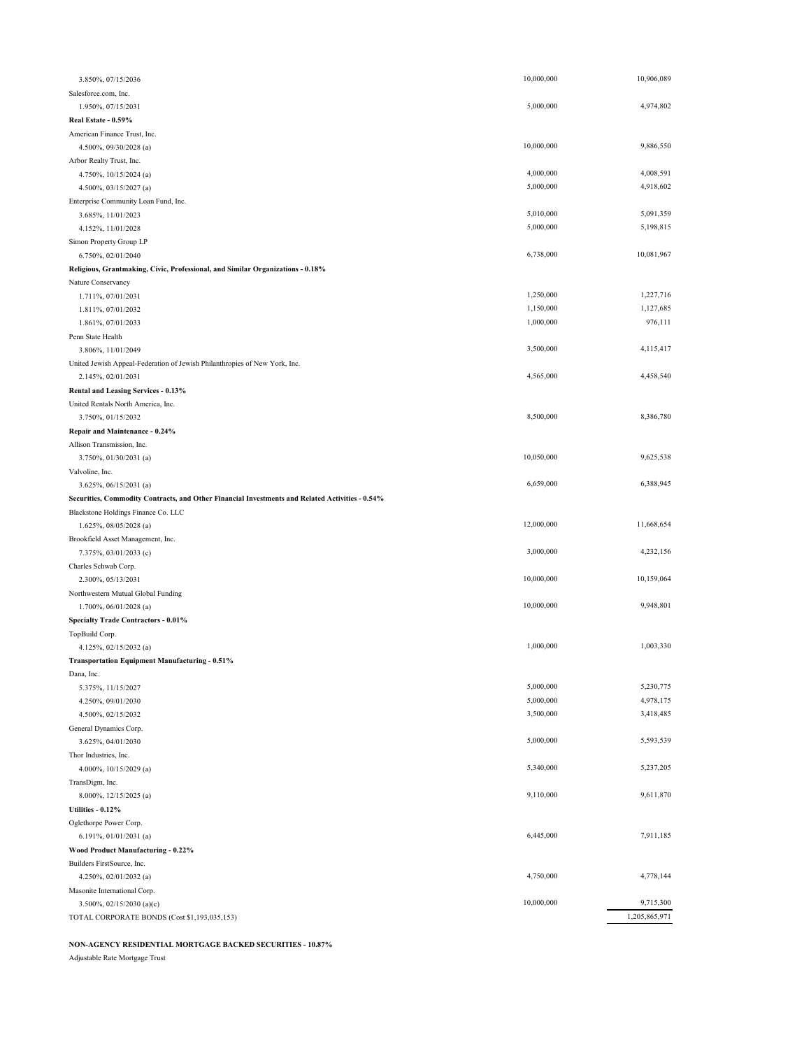| | | |
|---|---|---|
| 3.850%, 07/15/2036 | 10,000,000 | 10,906,089 |
| Salesforce.com, Inc. | | |
| 1.950%, 07/15/2031 | 5,000,000 | 4,974,802 |
| **Real Estate - 0.59%** | | |
| American Finance Trust, Inc. | | |
| 4.500%, 09/30/2028 (a) | 10,000,000 | 9,886,550 |
| Arbor Realty Trust, Inc. | | |
| 4.750%, 10/15/2024 (a) | 4,000,000 | 4,008,591 |
| 4.500%, 03/15/2027 (a) | 5,000,000 | 4,918,602 |
| Enterprise Community Loan Fund, Inc. | | |
| 3.685%, 11/01/2023 | 5,010,000 | 5,091,359 |
| 4.152%, 11/01/2028 | 5,000,000 | 5,198,815 |
| Simon Property Group LP | | |
| 6.750%, 02/01/2040 | 6,738,000 | 10,081,967 |
| **Religious, Grantmaking, Civic, Professional, and Similar Organizations - 0.18%** | | |
| Nature Conservancy | | |
| 1.711%, 07/01/2031 | 1,250,000 | 1,227,716 |
| 1.811%, 07/01/2032 | 1,150,000 | 1,127,685 |
| 1.861%, 07/01/2033 | 1,000,000 | 976,111 |
| Penn State Health | | |
| 3.806%, 11/01/2049 | 3,500,000 | 4,115,417 |
| United Jewish Appeal-Federation of Jewish Philanthropies of New York, Inc. | | |
| 2.145%, 02/01/2031 | 4,565,000 | 4,458,540 |
| **Rental and Leasing Services - 0.13%** | | |
| United Rentals North America, Inc. | | |
| 3.750%, 01/15/2032 | 8,500,000 | 8,386,780 |
| **Repair and Maintenance - 0.24%** | | |
| Allison Transmission, Inc. | | |
| 3.750%, 01/30/2031 (a) | 10,050,000 | 9,625,538 |
| Valvoline, Inc. | | |
| 3.625%, 06/15/2031 (a) | 6,659,000 | 6,388,945 |
| **Securities, Commodity Contracts, and Other Financial Investments and Related Activities - 0.54%** | | |
| Blackstone Holdings Finance Co. LLC | | |
| 1.625%, 08/05/2028 (a) | 12,000,000 | 11,668,654 |
| Brookfield Asset Management, Inc. | | |
| 7.375%, 03/01/2033 (c) | 3,000,000 | 4,232,156 |
| Charles Schwab Corp. | | |
| 2.300%, 05/13/2031 | 10,000,000 | 10,159,064 |
| Northwestern Mutual Global Funding | | |
| 1.700%, 06/01/2028 (a) | 10,000,000 | 9,948,801 |
| **Specialty Trade Contractors - 0.01%** | | |
| TopBuild Corp. | | |
| 4.125%, 02/15/2032 (a) | 1,000,000 | 1,003,330 |
| **Transportation Equipment Manufacturing - 0.51%** | | |
| Dana, Inc. | | |
| 5.375%, 11/15/2027 | 5,000,000 | 5,230,775 |
| 4.250%, 09/01/2030 | 5,000,000 | 4,978,175 |
| 4.500%, 02/15/2032 | 3,500,000 | 3,418,485 |
| General Dynamics Corp. | | |
| 3.625%, 04/01/2030 | 5,000,000 | 5,593,539 |
| Thor Industries, Inc. | | |
| 4.000%, 10/15/2029 (a) | 5,340,000 | 5,237,205 |
| TransDigm, Inc. | | |
| 8.000%, 12/15/2025 (a) | 9,110,000 | 9,611,870 |
| **Utilities - 0.12%** | | |
| Oglethorpe Power Corp. | | |
| 6.191%, 01/01/2031 (a) | 6,445,000 | 7,911,185 |
| **Wood Product Manufacturing - 0.22%** | | |
| Builders FirstSource, Inc. | | |
| 4.250%, 02/01/2032 (a) | 4,750,000 | 4,778,144 |
| Masonite International Corp. | | |
| 3.500%, 02/15/2030 (a)(c) | 10,000,000 | 9,715,300 |
| TOTAL CORPORATE BONDS (Cost $1,193,035,153) | | 1,205,865,971 |

**NON-AGENCY RESIDENTIAL MORTGAGE BACKED SECURITIES - 10.87%**

Adjustable Rate Mortgage Trust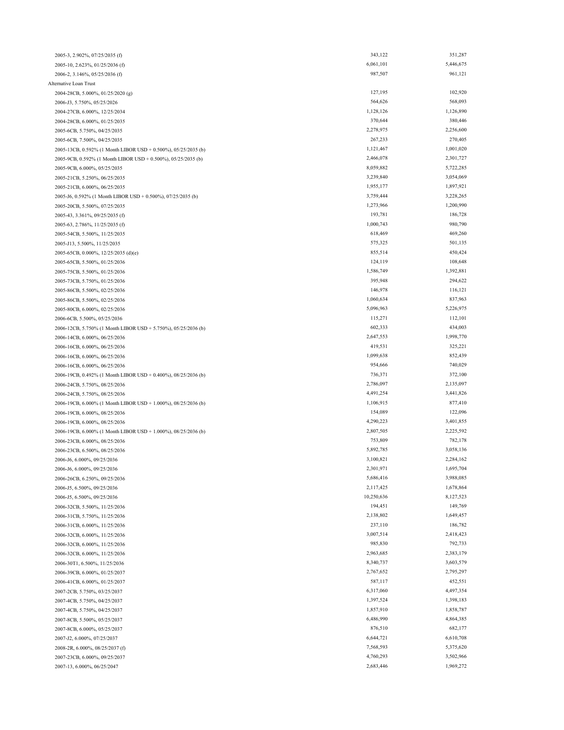| | | |
|---|---|---|
| 2005-3, 2.902%, 07/25/2035 (f) | 343,122 | 351,287 |
| 2005-10, 2.623%, 01/25/2036 (f) | 6,061,101 | 5,446,675 |
| 2006-2, 3.146%, 05/25/2036 (f) | 987,507 | 961,121 |
| Alternative Loan Trust | | |
| 2004-28CB, 5.000%, 01/25/2020 (g) | 127,195 | 102,920 |
| 2006-J3, 5.750%, 05/25/2026 | 564,626 | 568,093 |
| 2004-27CB, 6.000%, 12/25/2034 | 1,128,126 | 1,126,890 |
| 2004-28CB, 6.000%, 01/25/2035 | 370,644 | 380,446 |
| 2005-6CB, 5.750%, 04/25/2035 | 2,278,975 | 2,256,600 |
| 2005-6CB, 7.500%, 04/25/2035 | 267,233 | 270,405 |
| 2005-13CB, 0.592% (1 Month LIBOR USD + 0.500%), 05/25/2035 (b) | 1,121,467 | 1,001,020 |
| 2005-9CB, 0.592% (1 Month LIBOR USD + 0.500%), 05/25/2035 (b) | 2,466,078 | 2,301,727 |
| 2005-9CB, 6.000%, 05/25/2035 | 8,059,882 | 5,722,285 |
| 2005-21CB, 5.250%, 06/25/2035 | 3,239,840 | 3,054,069 |
| 2005-21CB, 6.000%, 06/25/2035 | 1,955,177 | 1,897,921 |
| 2005-J6, 0.592% (1 Month LIBOR USD + 0.500%), 07/25/2035 (b) | 3,759,444 | 3,228,265 |
| 2005-20CB, 5.500%, 07/25/2035 | 1,273,966 | 1,200,990 |
| 2005-43, 3.361%, 09/25/2035 (f) | 193,781 | 186,728 |
| 2005-63, 2.786%, 11/25/2035 (f) | 1,000,743 | 980,790 |
| 2005-54CB, 5.500%, 11/25/2035 | 618,469 | 469,260 |
| 2005-J13, 5.500%, 11/25/2035 | 575,325 | 501,135 |
| 2005-65CB, 0.000%, 12/25/2035 (d)(e) | 855,514 | 450,424 |
| 2005-65CB, 5.500%, 01/25/2036 | 124,119 | 108,648 |
| 2005-75CB, 5.500%, 01/25/2036 | 1,586,749 | 1,392,881 |
| 2005-73CB, 5.750%, 01/25/2036 | 395,948 | 294,622 |
| 2005-86CB, 5.500%, 02/25/2036 | 146,978 | 116,121 |
| 2005-86CB, 5.500%, 02/25/2036 | 1,060,634 | 837,963 |
| 2005-80CB, 6.000%, 02/25/2036 | 5,096,963 | 5,226,975 |
| 2006-6CB, 5.500%, 05/25/2036 | 115,271 | 112,101 |
| 2006-12CB, 5.750% (1 Month LIBOR USD + 5.750%), 05/25/2036 (b) | 602,333 | 434,003 |
| 2006-14CB, 6.000%, 06/25/2036 | 2,647,553 | 1,998,770 |
| 2006-16CB, 6.000%, 06/25/2036 | 419,531 | 325,221 |
| 2006-16CB, 6.000%, 06/25/2036 | 1,099,638 | 852,439 |
| 2006-16CB, 6.000%, 06/25/2036 | 954,666 | 740,029 |
| 2006-19CB, 0.492% (1 Month LIBOR USD + 0.400%), 08/25/2036 (b) | 736,371 | 372,100 |
| 2006-24CB, 5.750%, 08/25/2036 | 2,786,097 | 2,135,097 |
| 2006-24CB, 5.750%, 08/25/2036 | 4,491,254 | 3,441,826 |
| 2006-19CB, 6.000% (1 Month LIBOR USD + 1.000%), 08/25/2036 (b) | 1,106,915 | 877,410 |
| 2006-19CB, 6.000%, 08/25/2036 | 154,089 | 122,096 |
| 2006-19CB, 6.000%, 08/25/2036 | 4,290,223 | 3,401,855 |
| 2006-19CB, 6.000% (1 Month LIBOR USD + 1.000%), 08/25/2036 (b) | 2,807,505 | 2,225,592 |
| 2006-23CB, 6.000%, 08/25/2036 | 753,809 | 782,178 |
| 2006-23CB, 6.500%, 08/25/2036 | 5,892,785 | 3,058,136 |
| 2006-J6, 6.000%, 09/25/2036 | 3,100,821 | 2,284,162 |
| 2006-J6, 6.000%, 09/25/2036 | 2,301,971 | 1,695,704 |
| 2006-26CB, 6.250%, 09/25/2036 | 5,686,416 | 3,988,085 |
| 2006-J5, 6.500%, 09/25/2036 | 2,117,425 | 1,678,864 |
| 2006-J5, 6.500%, 09/25/2036 | 10,250,636 | 8,127,523 |
| 2006-32CB, 5.500%, 11/25/2036 | 194,451 | 149,769 |
| 2006-31CB, 5.750%, 11/25/2036 | 2,138,802 | 1,649,457 |
| 2006-31CB, 6.000%, 11/25/2036 | 237,110 | 186,782 |
| 2006-32CB, 6.000%, 11/25/2036 | 3,007,514 | 2,418,423 |
| 2006-32CB, 6.000%, 11/25/2036 | 985,830 | 792,733 |
| 2006-32CB, 6.000%, 11/25/2036 | 2,963,685 | 2,383,179 |
| 2006-30T1, 6.500%, 11/25/2036 | 8,340,737 | 3,603,579 |
| 2006-39CB, 6.000%, 01/25/2037 | 2,767,652 | 2,795,297 |
| 2006-41CB, 6.000%, 01/25/2037 | 587,117 | 452,551 |
| 2007-2CB, 5.750%, 03/25/2037 | 6,317,060 | 4,497,354 |
| 2007-4CB, 5.750%, 04/25/2037 | 1,397,524 | 1,398,183 |
| 2007-4CB, 5.750%, 04/25/2037 | 1,857,910 | 1,858,787 |
| 2007-8CB, 5.500%, 05/25/2037 | 6,486,990 | 4,864,385 |
| 2007-8CB, 6.000%, 05/25/2037 | 876,510 | 682,177 |
| 2007-J2, 6.000%, 07/25/2037 | 6,644,721 | 6,610,708 |
| 2008-2R, 6.000%, 08/25/2037 (f) | 7,568,593 | 5,375,620 |
| 2007-23CB, 6.000%, 09/25/2037 | 4,760,293 | 3,502,966 |
| 2007-13, 6.000%, 06/25/2047 | 2,683,446 | 1,969,272 |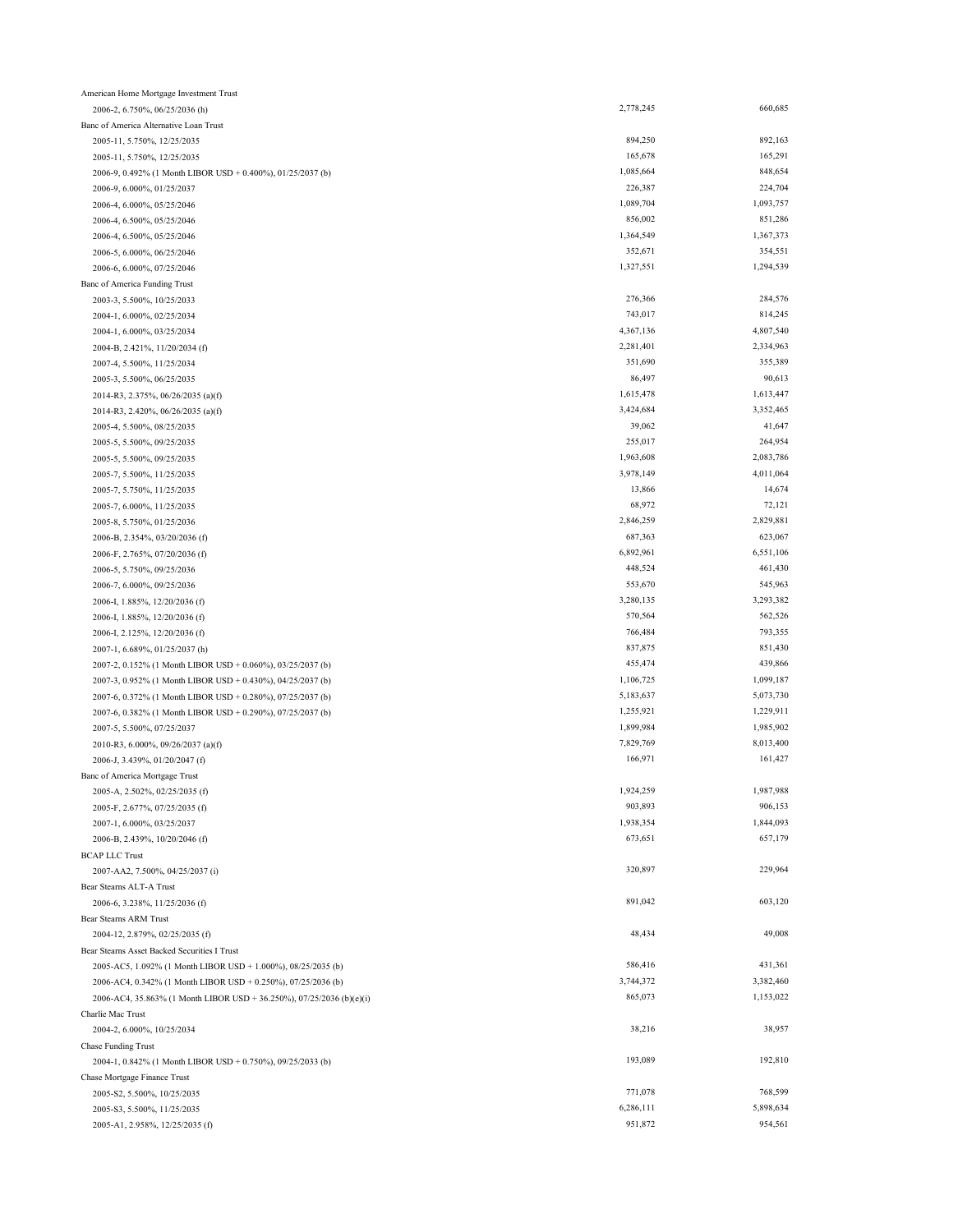| | | |
|---|---|---|
| American Home Mortgage Investment Trust | | |
| 2006-2, 6.750%, 06/25/2036 (h) | 2,778,245 | 660,685 |
| Banc of America Alternative Loan Trust | | |
| 2005-11, 5.750%, 12/25/2035 | 894,250 | 892,163 |
| 2005-11, 5.750%, 12/25/2035 | 165,678 | 165,291 |
| 2006-9, 0.492% (1 Month LIBOR USD + 0.400%), 01/25/2037 (b) | 1,085,664 | 848,654 |
| 2006-9, 6.000%, 01/25/2037 | 226,387 | 224,704 |
| 2006-4, 6.000%, 05/25/2046 | 1,089,704 | 1,093,757 |
| 2006-4, 6.500%, 05/25/2046 | 856,002 | 851,286 |
| 2006-4, 6.500%, 05/25/2046 | 1,364,549 | 1,367,373 |
| 2006-5, 6.000%, 06/25/2046 | 352,671 | 354,551 |
| 2006-6, 6.000%, 07/25/2046 | 1,327,551 | 1,294,539 |
| Banc of America Funding Trust | | |
| 2003-3, 5.500%, 10/25/2033 | 276,366 | 284,576 |
| 2004-1, 6.000%, 02/25/2034 | 743,017 | 814,245 |
| 2004-1, 6.000%, 03/25/2034 | 4,367,136 | 4,807,540 |
| 2004-B, 2.421%, 11/20/2034 (f) | 2,281,401 | 2,334,963 |
| 2007-4, 5.500%, 11/25/2034 | 351,690 | 355,389 |
| 2005-3, 5.500%, 06/25/2035 | 86,497 | 90,613 |
| 2014-R3, 2.375%, 06/26/2035 (a)(f) | 1,615,478 | 1,613,447 |
| 2014-R3, 2.420%, 06/26/2035 (a)(f) | 3,424,684 | 3,352,465 |
| 2005-4, 5.500%, 08/25/2035 | 39,062 | 41,647 |
| 2005-5, 5.500%, 09/25/2035 | 255,017 | 264,954 |
| 2005-5, 5.500%, 09/25/2035 | 1,963,608 | 2,083,786 |
| 2005-7, 5.500%, 11/25/2035 | 3,978,149 | 4,011,064 |
| 2005-7, 5.750%, 11/25/2035 | 13,866 | 14,674 |
| 2005-7, 6.000%, 11/25/2035 | 68,972 | 72,121 |
| 2005-8, 5.750%, 01/25/2036 | 2,846,259 | 2,829,881 |
| 2006-B, 2.354%, 03/20/2036 (f) | 687,363 | 623,067 |
| 2006-F, 2.765%, 07/20/2036 (f) | 6,892,961 | 6,551,106 |
| 2006-5, 5.750%, 09/25/2036 | 448,524 | 461,430 |
| 2006-7, 6.000%, 09/25/2036 | 553,670 | 545,963 |
| 2006-I, 1.885%, 12/20/2036 (f) | 3,280,135 | 3,293,382 |
| 2006-I, 1.885%, 12/20/2036 (f) | 570,564 | 562,526 |
| 2006-I, 2.125%, 12/20/2036 (f) | 766,484 | 793,355 |
| 2007-1, 6.689%, 01/25/2037 (h) | 837,875 | 851,430 |
| 2007-2, 0.152% (1 Month LIBOR USD + 0.060%), 03/25/2037 (b) | 455,474 | 439,866 |
| 2007-3, 0.952% (1 Month LIBOR USD + 0.430%), 04/25/2037 (b) | 1,106,725 | 1,099,187 |
| 2007-6, 0.372% (1 Month LIBOR USD + 0.280%), 07/25/2037 (b) | 5,183,637 | 5,073,730 |
| 2007-6, 0.382% (1 Month LIBOR USD + 0.290%), 07/25/2037 (b) | 1,255,921 | 1,229,911 |
| 2007-5, 5.500%, 07/25/2037 | 1,899,984 | 1,985,902 |
| 2010-R3, 6.000%, 09/26/2037 (a)(f) | 7,829,769 | 8,013,400 |
| 2006-J, 3.439%, 01/20/2047 (f) | 166,971 | 161,427 |
| Banc of America Mortgage Trust | | |
| 2005-A, 2.502%, 02/25/2035 (f) | 1,924,259 | 1,987,988 |
| 2005-F, 2.677%, 07/25/2035 (f) | 903,893 | 906,153 |
| 2007-1, 6.000%, 03/25/2037 | 1,938,354 | 1,844,093 |
| 2006-B, 2.439%, 10/20/2046 (f) | 673,651 | 657,179 |
| BCAP LLC Trust | | |
| 2007-AA2, 7.500%, 04/25/2037 (i) | 320,897 | 229,964 |
| Bear Stearns ALT-A Trust | | |
| 2006-6, 3.238%, 11/25/2036 (f) | 891,042 | 603,120 |
| Bear Stearns ARM Trust | | |
| 2004-12, 2.879%, 02/25/2035 (f) | 48,434 | 49,008 |
| Bear Stearns Asset Backed Securities I Trust | | |
| 2005-AC5, 1.092% (1 Month LIBOR USD + 1.000%), 08/25/2035 (b) | 586,416 | 431,361 |
| 2006-AC4, 0.342% (1 Month LIBOR USD + 0.250%), 07/25/2036 (b) | 3,744,372 | 3,382,460 |
| 2006-AC4, 35.863% (1 Month LIBOR USD + 36.250%), 07/25/2036 (b)(e)(i) | 865,073 | 1,153,022 |
| Charlie Mac Trust | | |
| 2004-2, 6.000%, 10/25/2034 | 38,216 | 38,957 |
| Chase Funding Trust | | |
| 2004-1, 0.842% (1 Month LIBOR USD + 0.750%), 09/25/2033 (b) | 193,089 | 192,810 |
| Chase Mortgage Finance Trust | | |
| 2005-S2, 5.500%, 10/25/2035 | 771,078 | 768,599 |
| 2005-S3, 5.500%, 11/25/2035 | 6,286,111 | 5,898,634 |
| 2005-A1, 2.958%, 12/25/2035 (f) | 951,872 | 954,561 |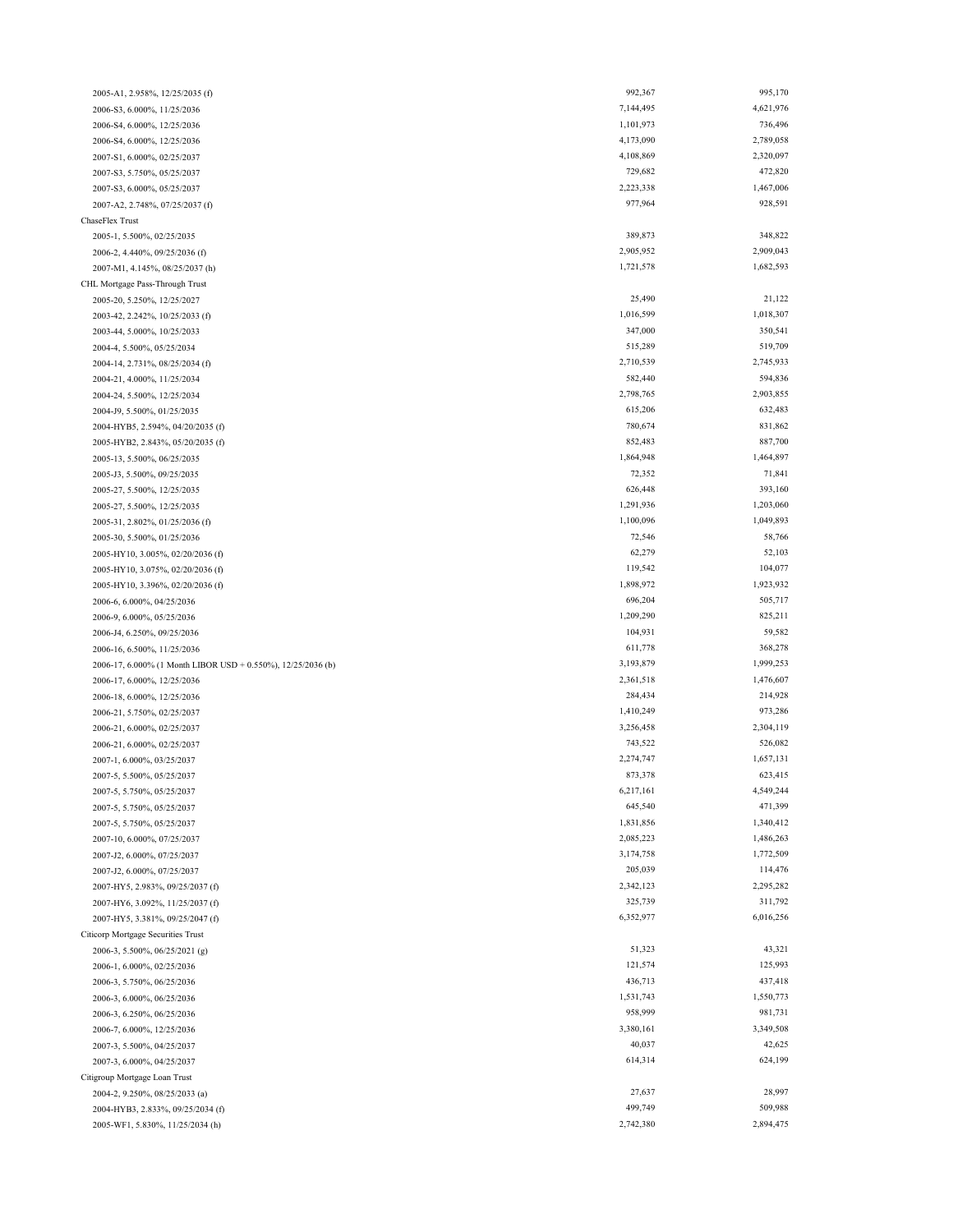| | | |
|---|---|---|
| 2005-A1, 2.958%, 12/25/2035 (f) | 992,367 | 995,170 |
| 2006-S3, 6.000%, 11/25/2036 | 7,144,495 | 4,621,976 |
| 2006-S4, 6.000%, 12/25/2036 | 1,101,973 | 736,496 |
| 2006-S4, 6.000%, 12/25/2036 | 4,173,090 | 2,789,058 |
| 2007-S1, 6.000%, 02/25/2037 | 4,108,869 | 2,320,097 |
| 2007-S3, 5.750%, 05/25/2037 | 729,682 | 472,820 |
| 2007-S3, 6.000%, 05/25/2037 | 2,223,338 | 1,467,006 |
| 2007-A2, 2.748%, 07/25/2037 (f) | 977,964 | 928,591 |
| ChaseFlex Trust | | |
| 2005-1, 5.500%, 02/25/2035 | 389,873 | 348,822 |
| 2006-2, 4.440%, 09/25/2036 (f) | 2,905,952 | 2,909,043 |
| 2007-M1, 4.145%, 08/25/2037 (h) | 1,721,578 | 1,682,593 |
| CHL Mortgage Pass-Through Trust | | |
| 2005-20, 5.250%, 12/25/2027 | 25,490 | 21,122 |
| 2003-42, 2.242%, 10/25/2033 (f) | 1,016,599 | 1,018,307 |
| 2003-44, 5.000%, 10/25/2033 | 347,000 | 350,541 |
| 2004-4, 5.500%, 05/25/2034 | 515,289 | 519,709 |
| 2004-14, 2.731%, 08/25/2034 (f) | 2,710,539 | 2,745,933 |
| 2004-21, 4.000%, 11/25/2034 | 582,440 | 594,836 |
| 2004-24, 5.500%, 12/25/2034 | 2,798,765 | 2,903,855 |
| 2004-J9, 5.500%, 01/25/2035 | 615,206 | 632,483 |
| 2004-HYB5, 2.594%, 04/20/2035 (f) | 780,674 | 831,862 |
| 2005-HYB2, 2.843%, 05/20/2035 (f) | 852,483 | 887,700 |
| 2005-13, 5.500%, 06/25/2035 | 1,864,948 | 1,464,897 |
| 2005-J3, 5.500%, 09/25/2035 | 72,352 | 71,841 |
| 2005-27, 5.500%, 12/25/2035 | 626,448 | 393,160 |
| 2005-27, 5.500%, 12/25/2035 | 1,291,936 | 1,203,060 |
| 2005-31, 2.802%, 01/25/2036 (f) | 1,100,096 | 1,049,893 |
| 2005-30, 5.500%, 01/25/2036 | 72,546 | 58,766 |
| 2005-HY10, 3.005%, 02/20/2036 (f) | 62,279 | 52,103 |
| 2005-HY10, 3.075%, 02/20/2036 (f) | 119,542 | 104,077 |
| 2005-HY10, 3.396%, 02/20/2036 (f) | 1,898,972 | 1,923,932 |
| 2006-6, 6.000%, 04/25/2036 | 696,204 | 505,717 |
| 2006-9, 6.000%, 05/25/2036 | 1,209,290 | 825,211 |
| 2006-J4, 6.250%, 09/25/2036 | 104,931 | 59,582 |
| 2006-16, 6.500%, 11/25/2036 | 611,778 | 368,278 |
| 2006-17, 6.000% (1 Month LIBOR USD + 0.550%), 12/25/2036 (b) | 3,193,879 | 1,999,253 |
| 2006-17, 6.000%, 12/25/2036 | 2,361,518 | 1,476,607 |
| 2006-18, 6.000%, 12/25/2036 | 284,434 | 214,928 |
| 2006-21, 5.750%, 02/25/2037 | 1,410,249 | 973,286 |
| 2006-21, 6.000%, 02/25/2037 | 3,256,458 | 2,304,119 |
| 2006-21, 6.000%, 02/25/2037 | 743,522 | 526,082 |
| 2007-1, 6.000%, 03/25/2037 | 2,274,747 | 1,657,131 |
| 2007-5, 5.500%, 05/25/2037 | 873,378 | 623,415 |
| 2007-5, 5.750%, 05/25/2037 | 6,217,161 | 4,549,244 |
| 2007-5, 5.750%, 05/25/2037 | 645,540 | 471,399 |
| 2007-5, 5.750%, 05/25/2037 | 1,831,856 | 1,340,412 |
| 2007-10, 6.000%, 07/25/2037 | 2,085,223 | 1,486,263 |
| 2007-J2, 6.000%, 07/25/2037 | 3,174,758 | 1,772,509 |
| 2007-J2, 6.000%, 07/25/2037 | 205,039 | 114,476 |
| 2007-HY5, 2.983%, 09/25/2037 (f) | 2,342,123 | 2,295,282 |
| 2007-HY6, 3.092%, 11/25/2037 (f) | 325,739 | 311,792 |
| 2007-HY5, 3.381%, 09/25/2047 (f) | 6,352,977 | 6,016,256 |
| Citicorp Mortgage Securities Trust | | |
| 2006-3, 5.500%, 06/25/2021 (g) | 51,323 | 43,321 |
| 2006-1, 6.000%, 02/25/2036 | 121,574 | 125,993 |
| 2006-3, 5.750%, 06/25/2036 | 436,713 | 437,418 |
| 2006-3, 6.000%, 06/25/2036 | 1,531,743 | 1,550,773 |
| 2006-3, 6.250%, 06/25/2036 | 958,999 | 981,731 |
| 2006-7, 6.000%, 12/25/2036 | 3,380,161 | 3,349,508 |
| 2007-3, 5.500%, 04/25/2037 | 40,037 | 42,625 |
| 2007-3, 6.000%, 04/25/2037 | 614,314 | 624,199 |
| Citigroup Mortgage Loan Trust | | |
| 2004-2, 9.250%, 08/25/2033 (a) | 27,637 | 28,997 |
| 2004-HYB3, 2.833%, 09/25/2034 (f) | 499,749 | 509,988 |
| 2005-WF1, 5.830%, 11/25/2034 (h) | 2,742,380 | 2,894,475 |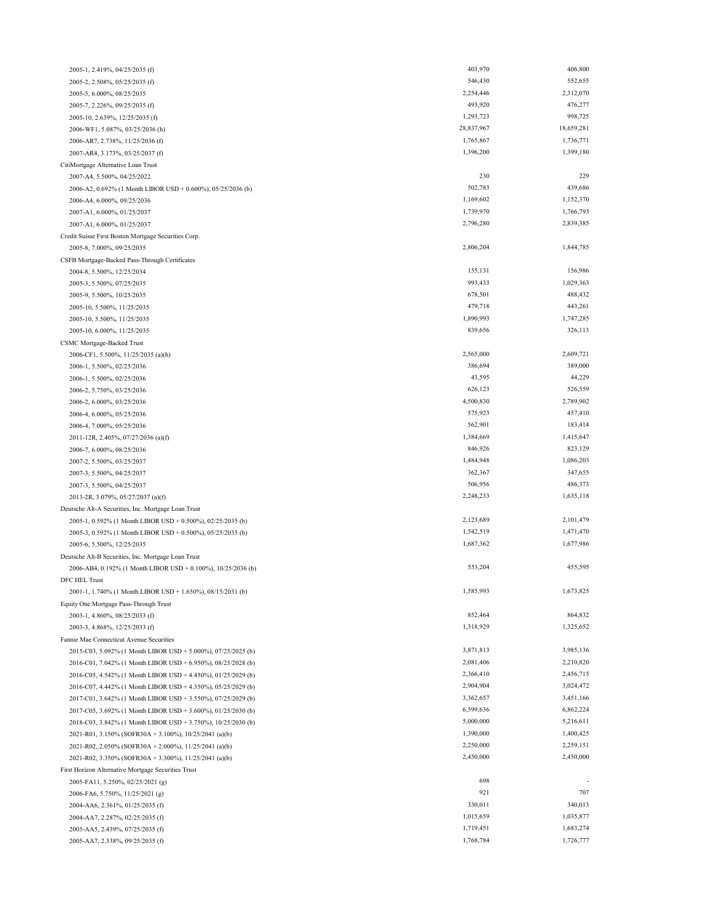| | | |
|---|---|---|
| 2005-1, 2.419%, 04/25/2035 (f) | 403,970 | 406,800 |
| 2005-2, 2.508%, 05/25/2035 (f) | 546,430 | 552,655 |
| 2005-5, 6.000%, 08/25/2035 | 2,254,446 | 2,312,070 |
| 2005-7, 2.226%, 09/25/2035 (f) | 493,920 | 476,277 |
| 2005-10, 2.639%, 12/25/2035 (f) | 1,293,723 | 998,725 |
| 2006-WF1, 5.087%, 03/25/2036 (h) | 28,837,967 | 18,659,281 |
| 2006-AR7, 2.738%, 11/25/2036 (f) | 1,765,867 | 1,736,771 |
| 2007-AR4, 3.173%, 03/25/2037 (f) | 1,396,200 | 1,399,180 |
| CitiMortgage Alternative Loan Trust | | |
| 2007-A4, 5.500%, 04/25/2022 | 230 | 229 |
| 2006-A2, 0.692% (1 Month LIBOR USD + 0.600%), 05/25/2036 (b) | 502,783 | 439,686 |
| 2006-A4, 6.000%, 09/25/2036 | 1,169,602 | 1,152,370 |
| 2007-A1, 6.000%, 01/25/2037 | 1,739,970 | 1,766,793 |
| 2007-A1, 6.000%, 01/25/2037 | 2,796,280 | 2,839,385 |
| Credit Suisse First Boston Mortgage Securities Corp. | | |
| 2005-8, 7.000%, 09/25/2035 | 2,806,204 | 1,844,785 |
| CSFB Mortgage-Backed Pass-Through Certificates | | |
| 2004-8, 5.500%, 12/25/2034 | 155,131 | 156,986 |
| 2005-3, 5.500%, 07/25/2035 | 993,433 | 1,029,363 |
| 2005-9, 5.500%, 10/25/2035 | 678,501 | 488,432 |
| 2005-10, 5.500%, 11/25/2035 | 479,718 | 443,261 |
| 2005-10, 5.500%, 11/25/2035 | 1,890,993 | 1,747,285 |
| 2005-10, 6.000%, 11/25/2035 | 839,656 | 326,113 |
| CSMC Mortgage-Backed Trust | | |
| 2006-CF1, 5.500%, 11/25/2035 (a)(h) | 2,565,000 | 2,609,721 |
| 2006-1, 5.500%, 02/25/2036 | 386,694 | 389,000 |
| 2006-1, 5.500%, 02/25/2036 | 43,595 | 44,229 |
| 2006-2, 5.750%, 03/25/2036 | 626,123 | 526,559 |
| 2006-2, 6.000%, 03/25/2036 | 4,500,830 | 2,789,902 |
| 2006-4, 6.000%, 05/25/2036 | 575,923 | 457,410 |
| 2006-4, 7.000%, 05/25/2036 | 562,901 | 183,414 |
| 2011-12R, 2.405%, 07/27/2036 (a)(f) | 1,384,669 | 1,415,647 |
| 2006-7, 6.000%, 08/25/2036 | 846,926 | 823,129 |
| 2007-2, 5.500%, 03/25/2037 | 1,484,948 | 1,086,203 |
| 2007-3, 5.500%, 04/25/2037 | 362,367 | 347,655 |
| 2007-3, 5.500%, 04/25/2037 | 506,956 | 486,373 |
| 2013-2R, 3.079%, 05/27/2037 (a)(f) | 2,248,233 | 1,635,118 |
| Deutsche Alt-A Securities, Inc. Mortgage Loan Trust | | |
| 2005-1, 0.592% (1 Month LIBOR USD + 0.500%), 02/25/2035 (b) | 2,123,689 | 2,101,479 |
| 2005-3, 0.592% (1 Month LIBOR USD + 0.500%), 05/25/2035 (b) | 1,542,519 | 1,471,470 |
| 2005-6, 5.500%, 12/25/2035 | 1,687,362 | 1,677,986 |
| Deutsche Alt-B Securities, Inc. Mortgage Loan Trust | | |
| 2006-AB4, 0.192% (1 Month LIBOR USD + 0.100%), 10/25/2036 (b) | 553,204 | 455,595 |
| DFC HEL Trust | | |
| 2001-1, 1.740% (1 Month LIBOR USD + 1.650%), 08/15/2031 (b) | 1,585,993 | 1,673,825 |
| Equity One Mortgage Pass-Through Trust | | |
| 2003-1, 4.860%, 08/25/2033 (f) | 852,464 | 864,832 |
| 2003-3, 4.868%, 12/25/2033 (f) | 1,318,929 | 1,325,652 |
| Fannie Mae Connecticut Avenue Securities | | |
| 2015-C03, 5.092% (1 Month LIBOR USD + 5.000%), 07/25/2025 (b) | 3,871,813 | 3,985,136 |
| 2016-C01, 7.042% (1 Month LIBOR USD + 6.950%), 08/25/2028 (b) | 2,081,406 | 2,210,820 |
| 2016-C05, 4.542% (1 Month LIBOR USD + 4.450%), 01/25/2029 (b) | 2,366,410 | 2,456,715 |
| 2016-C07, 4.442% (1 Month LIBOR USD + 4.350%), 05/25/2029 (b) | 2,904,904 | 3,024,472 |
| 2017-C01, 3.642% (1 Month LIBOR USD + 3.550%), 07/25/2029 (b) | 3,362,657 | 3,451,166 |
| 2017-C05, 3.692% (1 Month LIBOR USD + 3.600%), 01/25/2030 (b) | 6,599,636 | 6,862,224 |
| 2018-C03, 3.842% (1 Month LIBOR USD + 3.750%), 10/25/2030 (b) | 5,000,000 | 5,216,611 |
| 2021-R01, 3.150% (SOFR30A + 3.100%), 10/25/2041 (a)(b) | 1,390,000 | 1,400,425 |
| 2021-R02, 2.050% (SOFR30A + 2.000%), 11/25/2041 (a)(b) | 2,250,000 | 2,259,151 |
| 2021-R02, 3.350% (SOFR30A + 3.300%), 11/25/2041 (a)(b) | 2,450,000 | 2,450,000 |
| First Horizon Alternative Mortgage Securities Trust | | |
| 2005-FA11, 5.250%, 02/25/2021 (g) | 698 | - |
| 2006-FA6, 5.750%, 11/25/2021 (g) | 921 | 707 |
| 2004-AA6, 2.361%, 01/25/2035 (f) | 330,011 | 340,013 |
| 2004-AA7, 2.287%, 02/25/2035 (f) | 1,015,659 | 1,035,877 |
| 2005-AA5, 2.439%, 07/25/2035 (f) | 1,719,451 | 1,683,274 |
| 2005-AA7, 2.338%, 09/25/2035 (f) | 1,768,784 | 1,726,777 |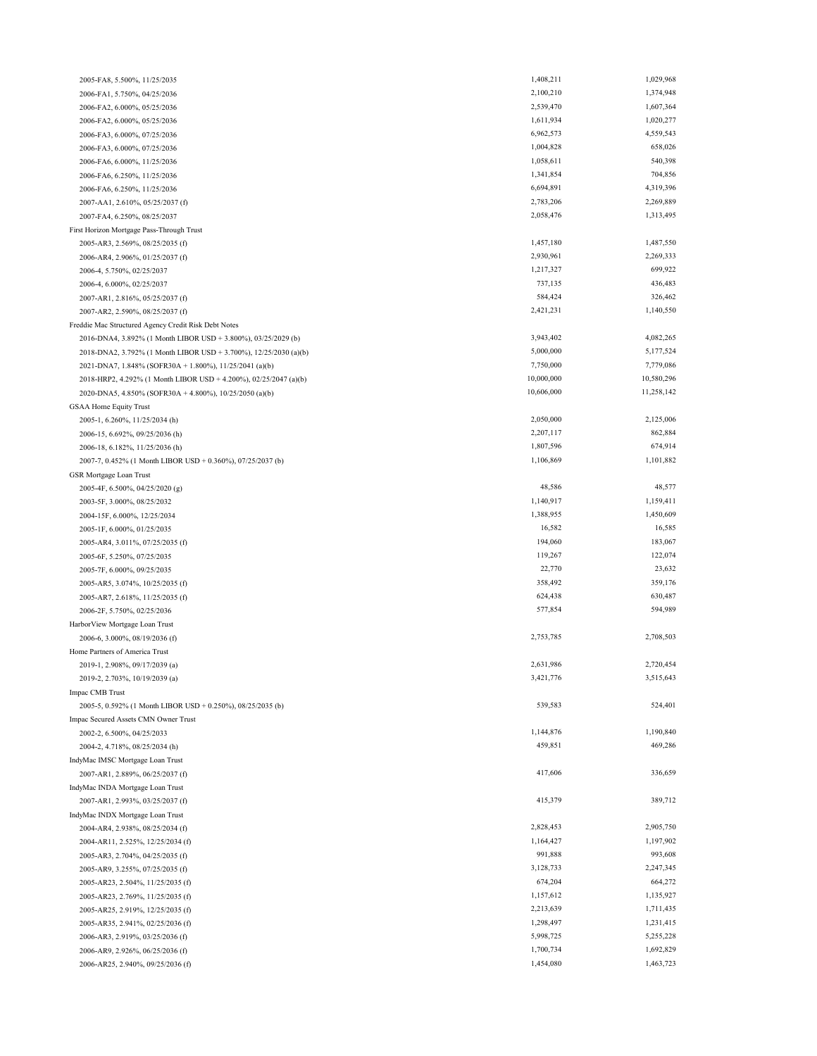| | | |
|---|---|---|
| 2005-FA8, 5.500%, 11/25/2035 | 1,408,211 | 1,029,968 |
| 2006-FA1, 5.750%, 04/25/2036 | 2,100,210 | 1,374,948 |
| 2006-FA2, 6.000%, 05/25/2036 | 2,539,470 | 1,607,364 |
| 2006-FA2, 6.000%, 05/25/2036 | 1,611,934 | 1,020,277 |
| 2006-FA3, 6.000%, 07/25/2036 | 6,962,573 | 4,559,543 |
| 2006-FA3, 6.000%, 07/25/2036 | 1,004,828 | 658,026 |
| 2006-FA6, 6.000%, 11/25/2036 | 1,058,611 | 540,398 |
| 2006-FA6, 6.250%, 11/25/2036 | 1,341,854 | 704,856 |
| 2006-FA6, 6.250%, 11/25/2036 | 6,694,891 | 4,319,396 |
| 2007-AA1, 2.610%, 05/25/2037 (f) | 2,783,206 | 2,269,889 |
| 2007-FA4, 6.250%, 08/25/2037 | 2,058,476 | 1,313,495 |
| First Horizon Mortgage Pass-Through Trust | | |
| 2005-AR3, 2.569%, 08/25/2035 (f) | 1,457,180 | 1,487,550 |
| 2006-AR4, 2.906%, 01/25/2037 (f) | 2,930,961 | 2,269,333 |
| 2006-4, 5.750%, 02/25/2037 | 1,217,327 | 699,922 |
| 2006-4, 6.000%, 02/25/2037 | 737,135 | 436,483 |
| 2007-AR1, 2.816%, 05/25/2037 (f) | 584,424 | 326,462 |
| 2007-AR2, 2.590%, 08/25/2037 (f) | 2,421,231 | 1,140,550 |
| Freddie Mac Structured Agency Credit Risk Debt Notes | | |
| 2016-DNA4, 3.892% (1 Month LIBOR USD + 3.800%), 03/25/2029 (b) | 3,943,402 | 4,082,265 |
| 2018-DNA2, 3.792% (1 Month LIBOR USD + 3.700%), 12/25/2030 (a)(b) | 5,000,000 | 5,177,524 |
| 2021-DNA7, 1.848% (SOFR30A + 1.800%), 11/25/2041 (a)(b) | 7,750,000 | 7,779,086 |
| 2018-HRP2, 4.292% (1 Month LIBOR USD + 4.200%), 02/25/2047 (a)(b) | 10,000,000 | 10,580,296 |
| 2020-DNA5, 4.850% (SOFR30A + 4.800%), 10/25/2050 (a)(b) | 10,606,000 | 11,258,142 |
| GSAA Home Equity Trust | | |
| 2005-1, 6.260%, 11/25/2034 (h) | 2,050,000 | 2,125,006 |
| 2006-15, 6.692%, 09/25/2036 (h) | 2,207,117 | 862,884 |
| 2006-18, 6.182%, 11/25/2036 (h) | 1,807,596 | 674,914 |
| 2007-7, 0.452% (1 Month LIBOR USD + 0.360%), 07/25/2037 (b) | 1,106,869 | 1,101,882 |
| GSR Mortgage Loan Trust | | |
| 2005-4F, 6.500%, 04/25/2020 (g) | 48,586 | 48,577 |
| 2003-5F, 3.000%, 08/25/2032 | 1,140,917 | 1,159,411 |
| 2004-15F, 6.000%, 12/25/2034 | 1,388,955 | 1,450,609 |
| 2005-1F, 6.000%, 01/25/2035 | 16,582 | 16,585 |
| 2005-AR4, 3.011%, 07/25/2035 (f) | 194,060 | 183,067 |
| 2005-6F, 5.250%, 07/25/2035 | 119,267 | 122,074 |
| 2005-7F, 6.000%, 09/25/2035 | 22,770 | 23,632 |
| 2005-AR5, 3.074%, 10/25/2035 (f) | 358,492 | 359,176 |
| 2005-AR7, 2.618%, 11/25/2035 (f) | 624,438 | 630,487 |
| 2006-2F, 5.750%, 02/25/2036 | 577,854 | 594,989 |
| HarborView Mortgage Loan Trust | | |
| 2006-6, 3.000%, 08/19/2036 (f) | 2,753,785 | 2,708,503 |
| Home Partners of America Trust | | |
| 2019-1, 2.908%, 09/17/2039 (a) | 2,631,986 | 2,720,454 |
| 2019-2, 2.703%, 10/19/2039 (a) | 3,421,776 | 3,515,643 |
| Impac CMB Trust | | |
| 2005-5, 0.592% (1 Month LIBOR USD + 0.250%), 08/25/2035 (b) | 539,583 | 524,401 |
| Impac Secured Assets CMN Owner Trust | | |
| 2002-2, 6.500%, 04/25/2033 | 1,144,876 | 1,190,840 |
| 2004-2, 4.718%, 08/25/2034 (h) | 459,851 | 469,286 |
| IndyMac IMSC Mortgage Loan Trust | | |
| 2007-AR1, 2.889%, 06/25/2037 (f) | 417,606 | 336,659 |
| IndyMac INDA Mortgage Loan Trust | | |
| 2007-AR1, 2.993%, 03/25/2037 (f) | 415,379 | 389,712 |
| IndyMac INDX Mortgage Loan Trust | | |
| 2004-AR4, 2.938%, 08/25/2034 (f) | 2,828,453 | 2,905,750 |
| 2004-AR11, 2.525%, 12/25/2034 (f) | 1,164,427 | 1,197,902 |
| 2005-AR3, 2.704%, 04/25/2035 (f) | 991,888 | 993,608 |
| 2005-AR9, 3.255%, 07/25/2035 (f) | 3,128,733 | 2,247,345 |
| 2005-AR23, 2.504%, 11/25/2035 (f) | 674,204 | 664,272 |
| 2005-AR23, 2.769%, 11/25/2035 (f) | 1,157,612 | 1,135,927 |
| 2005-AR25, 2.919%, 12/25/2035 (f) | 2,213,639 | 1,711,435 |
| 2005-AR35, 2.941%, 02/25/2036 (f) | 1,298,497 | 1,231,415 |
| 2006-AR3, 2.919%, 03/25/2036 (f) | 5,998,725 | 5,255,228 |
| 2006-AR9, 2.926%, 06/25/2036 (f) | 1,700,734 | 1,692,829 |
| 2006-AR25, 2.940%, 09/25/2036 (f) | 1,454,080 | 1,463,723 |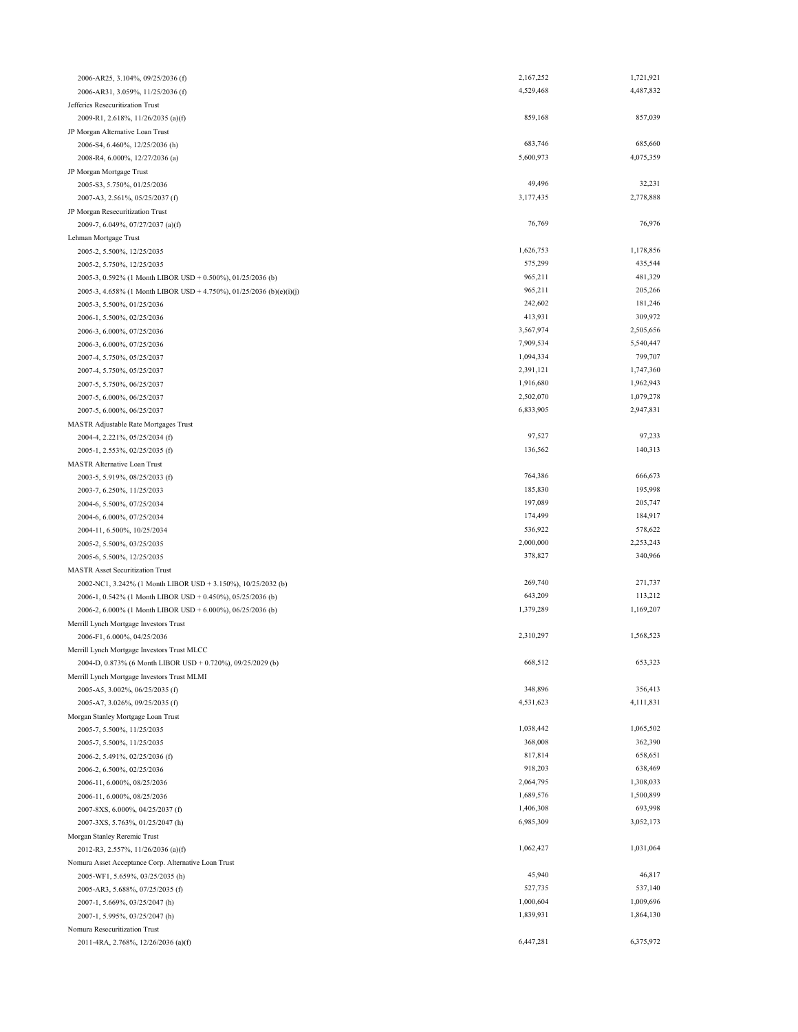| | | |
|---|---|---|
| 2006-AR25, 3.104%, 09/25/2036 (f) | 2,167,252 | 1,721,921 |
| 2006-AR31, 3.059%, 11/25/2036 (f) | 4,529,468 | 4,487,832 |
| Jefferies Resecuritization Trust | | |
| 2009-R1, 2.618%, 11/26/2035 (a)(f) | 859,168 | 857,039 |
| JP Morgan Alternative Loan Trust | | |
| 2006-S4, 6.460%, 12/25/2036 (h) | 683,746 | 685,660 |
| 2008-R4, 6.000%, 12/27/2036 (a) | 5,600,973 | 4,075,359 |
| JP Morgan Mortgage Trust | | |
| 2005-S3, 5.750%, 01/25/2036 | 49,496 | 32,231 |
| 2007-A3, 2.561%, 05/25/2037 (f) | 3,177,435 | 2,778,888 |
| JP Morgan Resecuritization Trust | | |
| 2009-7, 6.049%, 07/27/2037 (a)(f) | 76,769 | 76,976 |
| Lehman Mortgage Trust | | |
| 2005-2, 5.500%, 12/25/2035 | 1,626,753 | 1,178,856 |
| 2005-2, 5.750%, 12/25/2035 | 575,299 | 435,544 |
| 2005-3, 0.592% (1 Month LIBOR USD + 0.500%), 01/25/2036 (b) | 965,211 | 481,329 |
| 2005-3, 4.658% (1 Month LIBOR USD + 4.750%), 01/25/2036 (b)(e)(i)(j) | 965,211 | 205,266 |
| 2005-3, 5.500%, 01/25/2036 | 242,602 | 181,246 |
| 2006-1, 5.500%, 02/25/2036 | 413,931 | 309,972 |
| 2006-3, 6.000%, 07/25/2036 | 3,567,974 | 2,505,656 |
| 2006-3, 6.000%, 07/25/2036 | 7,909,534 | 5,540,447 |
| 2007-4, 5.750%, 05/25/2037 | 1,094,334 | 799,707 |
| 2007-4, 5.750%, 05/25/2037 | 2,391,121 | 1,747,360 |
| 2007-5, 5.750%, 06/25/2037 | 1,916,680 | 1,962,943 |
| 2007-5, 6.000%, 06/25/2037 | 2,502,070 | 1,079,278 |
| 2007-5, 6.000%, 06/25/2037 | 6,833,905 | 2,947,831 |
| MASTR Adjustable Rate Mortgages Trust | | |
| 2004-4, 2.221%, 05/25/2034 (f) | 97,527 | 97,233 |
| 2005-1, 2.553%, 02/25/2035 (f) | 136,562 | 140,313 |
| MASTR Alternative Loan Trust | | |
| 2003-5, 5.919%, 08/25/2033 (f) | 764,386 | 666,673 |
| 2003-7, 6.250%, 11/25/2033 | 185,830 | 195,998 |
| 2004-6, 5.500%, 07/25/2034 | 197,089 | 205,747 |
| 2004-6, 6.000%, 07/25/2034 | 174,499 | 184,917 |
| 2004-11, 6.500%, 10/25/2034 | 536,922 | 578,622 |
| 2005-2, 5.500%, 03/25/2035 | 2,000,000 | 2,253,243 |
| 2005-6, 5.500%, 12/25/2035 | 378,827 | 340,966 |
| MASTR Asset Securitization Trust | | |
| 2002-NC1, 3.242% (1 Month LIBOR USD + 3.150%), 10/25/2032 (b) | 269,740 | 271,737 |
| 2006-1, 0.542% (1 Month LIBOR USD + 0.450%), 05/25/2036 (b) | 643,209 | 113,212 |
| 2006-2, 6.000% (1 Month LIBOR USD + 6.000%), 06/25/2036 (b) | 1,379,289 | 1,169,207 |
| Merrill Lynch Mortgage Investors Trust | | |
| 2006-F1, 6.000%, 04/25/2036 | 2,310,297 | 1,568,523 |
| Merrill Lynch Mortgage Investors Trust MLCC | | |
| 2004-D, 0.873% (6 Month LIBOR USD + 0.720%), 09/25/2029 (b) | 668,512 | 653,323 |
| Merrill Lynch Mortgage Investors Trust MLMI | | |
| 2005-A5, 3.002%, 06/25/2035 (f) | 348,896 | 356,413 |
| 2005-A7, 3.026%, 09/25/2035 (f) | 4,531,623 | 4,111,831 |
| Morgan Stanley Mortgage Loan Trust | | |
| 2005-7, 5.500%, 11/25/2035 | 1,038,442 | 1,065,502 |
| 2005-7, 5.500%, 11/25/2035 | 368,008 | 362,390 |
| 2006-2, 5.491%, 02/25/2036 (f) | 817,814 | 658,651 |
| 2006-2, 6.500%, 02/25/2036 | 918,203 | 638,469 |
| 2006-11, 6.000%, 08/25/2036 | 2,064,795 | 1,308,033 |
| 2006-11, 6.000%, 08/25/2036 | 1,689,576 | 1,500,899 |
| 2007-8XS, 6.000%, 04/25/2037 (f) | 1,406,308 | 693,998 |
| 2007-3XS, 5.763%, 01/25/2047 (h) | 6,985,309 | 3,052,173 |
| Morgan Stanley Reremic Trust | | |
| 2012-R3, 2.557%, 11/26/2036 (a)(f) | 1,062,427 | 1,031,064 |
| Nomura Asset Acceptance Corp. Alternative Loan Trust | | |
| 2005-WF1, 5.659%, 03/25/2035 (h) | 45,940 | 46,817 |
| 2005-AR3, 5.688%, 07/25/2035 (f) | 527,735 | 537,140 |
| 2007-1, 5.669%, 03/25/2047 (h) | 1,000,604 | 1,009,696 |
| 2007-1, 5.995%, 03/25/2047 (h) | 1,839,931 | 1,864,130 |
| Nomura Resecuritization Trust | | |
| 2011-4RA, 2.768%, 12/26/2036 (a)(f) | 6,447,281 | 6,375,972 |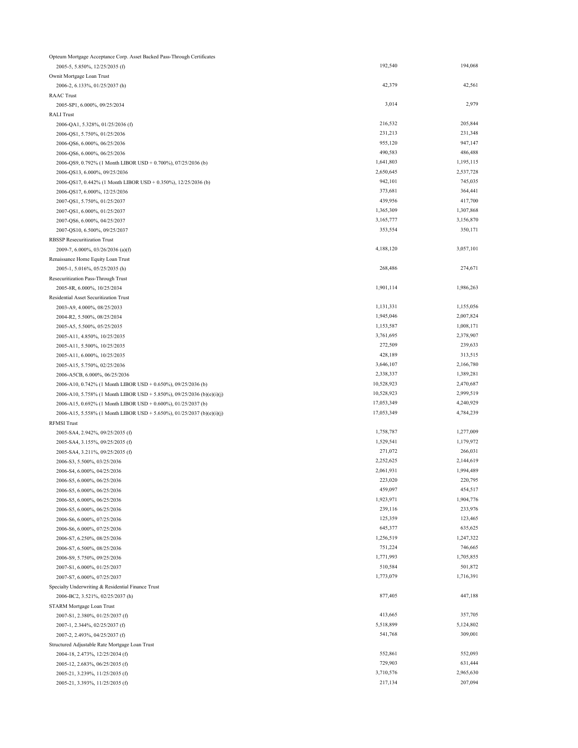| | | |
|---|---|---|
| Opteum Mortgage Acceptance Corp. Asset Backed Pass-Through Certificates | | |
| 2005-5, 5.850%, 12/25/2035 (f) | 192,540 | 194,068 |
| Ownit Mortgage Loan Trust | | |
| 2006-2, 6.133%, 01/25/2037 (h) | 42,379 | 42,561 |
| RAAC Trust | | |
| 2005-SP1, 6.000%, 09/25/2034 | 3,014 | 2,979 |
| RALI Trust | | |
| 2006-QA1, 5.328%, 01/25/2036 (f) | 216,532 | 205,844 |
| 2006-QS1, 5.750%, 01/25/2036 | 231,213 | 231,348 |
| 2006-QS6, 6.000%, 06/25/2036 | 955,120 | 947,147 |
| 2006-QS6, 6.000%, 06/25/2036 | 490,583 | 486,488 |
| 2006-QS9, 0.792% (1 Month LIBOR USD + 0.700%), 07/25/2036 (b) | 1,641,803 | 1,195,115 |
| 2006-QS13, 6.000%, 09/25/2036 | 2,650,645 | 2,537,728 |
| 2006-QS17, 0.442% (1 Month LIBOR USD + 0.350%), 12/25/2036 (b) | 942,101 | 745,035 |
| 2006-QS17, 6.000%, 12/25/2036 | 373,681 | 364,441 |
| 2007-QS1, 5.750%, 01/25/2037 | 439,956 | 417,700 |
| 2007-QS1, 6.000%, 01/25/2037 | 1,365,309 | 1,307,868 |
| 2007-QS6, 6.000%, 04/25/2037 | 3,165,777 | 3,156,870 |
| 2007-QS10, 6.500%, 09/25/2037 | 353,554 | 350,171 |
| RBSSP Resecuritization Trust | | |
| 2009-7, 6.000%, 03/26/2036 (a)(f) | 4,188,120 | 3,057,101 |
| Renaissance Home Equity Loan Trust | | |
| 2005-1, 5.016%, 05/25/2035 (h) | 268,486 | 274,671 |
| Rescuritization Pass-Through Trust | | |
| 2005-8R, 6.000%, 10/25/2034 | 1,901,114 | 1,986,263 |
| Residential Asset Securitization Trust | | |
| 2003-A9, 4.000%, 08/25/2033 | 1,131,331 | 1,155,056 |
| 2004-R2, 5.500%, 08/25/2034 | 1,945,046 | 2,007,824 |
| 2005-A5, 5.500%, 05/25/2035 | 1,153,587 | 1,008,171 |
| 2005-A11, 4.850%, 10/25/2035 | 3,761,695 | 2,378,907 |
| 2005-A11, 5.500%, 10/25/2035 | 272,509 | 239,633 |
| 2005-A11, 6.000%, 10/25/2035 | 428,189 | 313,515 |
| 2005-A15, 5.750%, 02/25/2036 | 3,646,107 | 2,166,780 |
| 2006-A5CB, 6.000%, 06/25/2036 | 2,338,337 | 1,389,281 |
| 2006-A10, 0.742% (1 Month LIBOR USD + 0.650%), 09/25/2036 (b) | 10,528,923 | 2,470,687 |
| 2006-A10, 5.758% (1 Month LIBOR USD + 5.850%), 09/25/2036 (b)(e)(i)(j) | 10,528,923 | 2,999,519 |
| 2006-A15, 0.692% (1 Month LIBOR USD + 0.600%), 01/25/2037 (b) | 17,053,349 | 4,240,929 |
| 2006-A15, 5.558% (1 Month LIBOR USD + 5.650%), 01/25/2037 (b)(e)(i)(j) | 17,053,349 | 4,784,239 |
| RFMSI Trust | | |
| 2005-SA4, 2.942%, 09/25/2035 (f) | 1,758,787 | 1,277,009 |
| 2005-SA4, 3.155%, 09/25/2035 (f) | 1,529,541 | 1,179,972 |
| 2005-SA4, 3.211%, 09/25/2035 (f) | 271,072 | 266,031 |
| 2006-S3, 5.500%, 03/25/2036 | 2,252,625 | 2,144,619 |
| 2006-S4, 6.000%, 04/25/2036 | 2,061,931 | 1,994,489 |
| 2006-S5, 6.000%, 06/25/2036 | 223,020 | 220,795 |
| 2006-S5, 6.000%, 06/25/2036 | 459,097 | 454,517 |
| 2006-S5, 6.000%, 06/25/2036 | 1,923,971 | 1,904,776 |
| 2006-S5, 6.000%, 06/25/2036 | 239,116 | 233,976 |
| 2006-S6, 6.000%, 07/25/2036 | 125,359 | 123,465 |
| 2006-S6, 6.000%, 07/25/2036 | 645,377 | 635,625 |
| 2006-S7, 6.250%, 08/25/2036 | 1,256,519 | 1,247,322 |
| 2006-S7, 6.500%, 08/25/2036 | 751,224 | 746,665 |
| 2006-S9, 5.750%, 09/25/2036 | 1,771,993 | 1,705,855 |
| 2007-S1, 6.000%, 01/25/2037 | 510,584 | 501,872 |
| 2007-S7, 6.000%, 07/25/2037 | 1,773,079 | 1,716,391 |
| Specialty Underwriting & Residential Finance Trust | | |
| 2006-BC2, 3.521%, 02/25/2037 (h) | 877,405 | 447,188 |
| STARM Mortgage Loan Trust | | |
| 2007-S1, 2.380%, 01/25/2037 (f) | 413,665 | 357,705 |
| 2007-1, 2.344%, 02/25/2037 (f) | 5,518,899 | 5,124,802 |
| 2007-2, 2.493%, 04/25/2037 (f) | 541,768 | 309,001 |
| Structured Adjustable Rate Mortgage Loan Trust | | |
| 2004-18, 2.473%, 12/25/2034 (f) | 552,861 | 552,093 |
| 2005-12, 2.683%, 06/25/2035 (f) | 729,903 | 631,444 |
| 2005-21, 3.239%, 11/25/2035 (f) | 3,710,576 | 2,965,630 |
| 2005-21, 3.393%, 11/25/2035 (f) | 217,134 | 207,094 |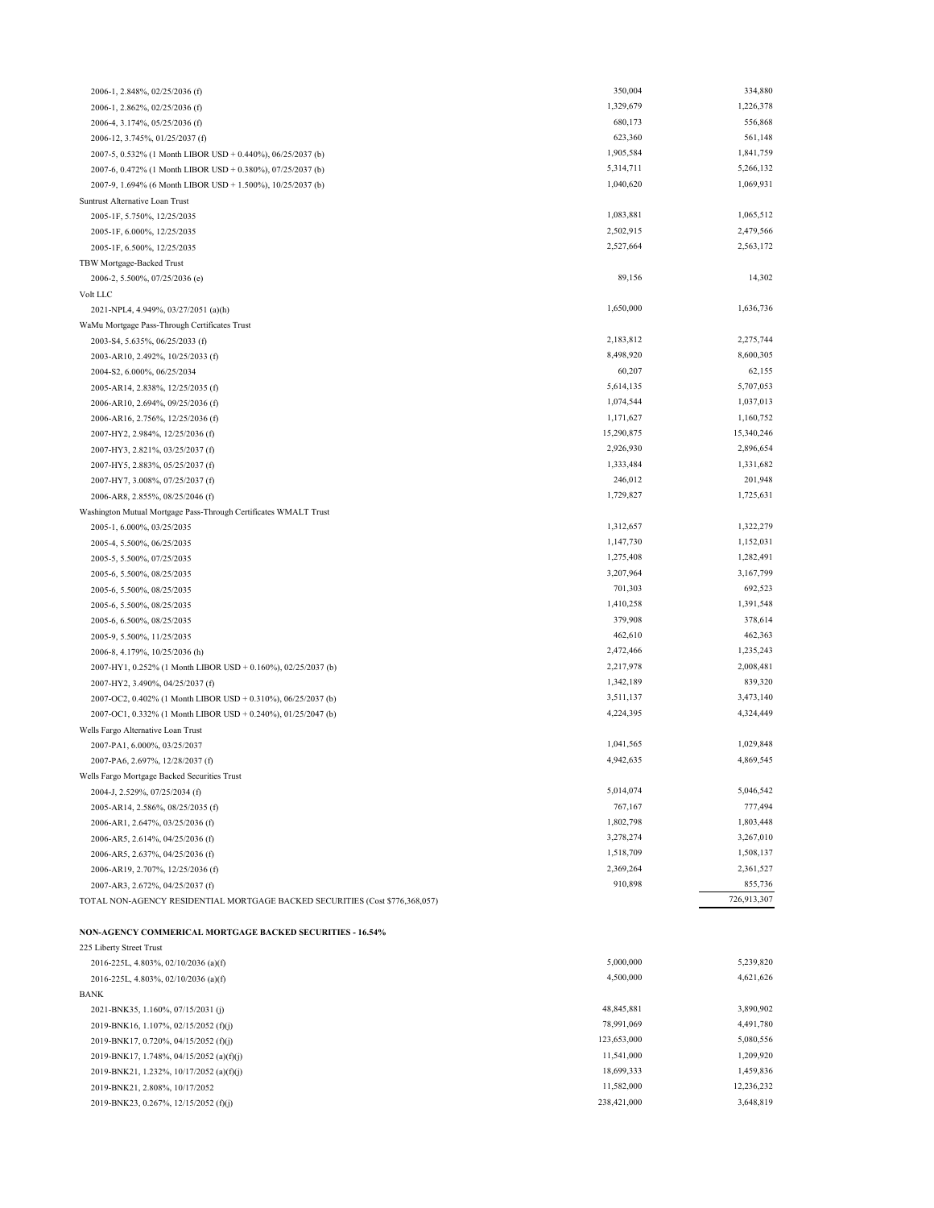| | | |
|---|---|---|
| 2006-1, 2.848%, 02/25/2036 (f) | 350,004 | 334,880 |
| 2006-1, 2.862%, 02/25/2036 (f) | 1,329,679 | 1,226,378 |
| 2006-4, 3.174%, 05/25/2036 (f) | 680,173 | 556,868 |
| 2006-12, 3.745%, 01/25/2037 (f) | 623,360 | 561,148 |
| 2007-5, 0.532% (1 Month LIBOR USD + 0.440%), 06/25/2037 (b) | 1,905,584 | 1,841,759 |
| 2007-6, 0.472% (1 Month LIBOR USD + 0.380%), 07/25/2037 (b) | 5,314,711 | 5,266,132 |
| 2007-9, 1.694% (6 Month LIBOR USD + 1.500%), 10/25/2037 (b) | 1,040,620 | 1,069,931 |
| Suntrust Alternative Loan Trust | | |
| 2005-1F, 5.750%, 12/25/2035 | 1,083,881 | 1,065,512 |
| 2005-1F, 6.000%, 12/25/2035 | 2,502,915 | 2,479,566 |
| 2005-1F, 6.500%, 12/25/2035 | 2,527,664 | 2,563,172 |
| TBW Mortgage-Backed Trust | | |
| 2006-2, 5.500%, 07/25/2036 (e) | 89,156 | 14,302 |
| Volt LLC | | |
| 2021-NPL4, 4.949%, 03/27/2051 (a)(h) | 1,650,000 | 1,636,736 |
| WaMu Mortgage Pass-Through Certificates Trust | | |
| 2003-S4, 5.635%, 06/25/2033 (f) | 2,183,812 | 2,275,744 |
| 2003-AR10, 2.492%, 10/25/2033 (f) | 8,498,920 | 8,600,305 |
| 2004-S2, 6.000%, 06/25/2034 | 60,207 | 62,155 |
| 2005-AR14, 2.838%, 12/25/2035 (f) | 5,614,135 | 5,707,053 |
| 2006-AR10, 2.694%, 09/25/2036 (f) | 1,074,544 | 1,037,013 |
| 2006-AR16, 2.756%, 12/25/2036 (f) | 1,171,627 | 1,160,752 |
| 2007-HY2, 2.984%, 12/25/2036 (f) | 15,290,875 | 15,340,246 |
| 2007-HY3, 2.821%, 03/25/2037 (f) | 2,926,930 | 2,896,654 |
| 2007-HY5, 2.883%, 05/25/2037 (f) | 1,333,484 | 1,331,682 |
| 2007-HY7, 3.008%, 07/25/2037 (f) | 246,012 | 201,948 |
| 2006-AR8, 2.855%, 08/25/2046 (f) | 1,729,827 | 1,725,631 |
| Washington Mutual Mortgage Pass-Through Certificates WMALT Trust | | |
| 2005-1, 6.000%, 03/25/2035 | 1,312,657 | 1,322,279 |
| 2005-4, 5.500%, 06/25/2035 | 1,147,730 | 1,152,031 |
| 2005-5, 5.500%, 07/25/2035 | 1,275,408 | 1,282,491 |
| 2005-6, 5.500%, 08/25/2035 | 3,207,964 | 3,167,799 |
| 2005-6, 5.500%, 08/25/2035 | 701,303 | 692,523 |
| 2005-6, 5.500%, 08/25/2035 | 1,410,258 | 1,391,548 |
| 2005-6, 6.500%, 08/25/2035 | 379,908 | 378,614 |
| 2005-9, 5.500%, 11/25/2035 | 462,610 | 462,363 |
| 2006-8, 4.179%, 10/25/2036 (h) | 2,472,466 | 1,235,243 |
| 2007-HY1, 0.252% (1 Month LIBOR USD + 0.160%), 02/25/2037 (b) | 2,217,978 | 2,008,481 |
| 2007-HY2, 3.490%, 04/25/2037 (f) | 1,342,189 | 839,320 |
| 2007-OC2, 0.402% (1 Month LIBOR USD + 0.310%), 06/25/2037 (b) | 3,511,137 | 3,473,140 |
| 2007-OC1, 0.332% (1 Month LIBOR USD + 0.240%), 01/25/2047 (b) | 4,224,395 | 4,324,449 |
| Wells Fargo Alternative Loan Trust | | |
| 2007-PA1, 6.000%, 03/25/2037 | 1,041,565 | 1,029,848 |
| 2007-PA6, 2.697%, 12/28/2037 (f) | 4,942,635 | 4,869,545 |
| Wells Fargo Mortgage Backed Securities Trust | | |
| 2004-J, 2.529%, 07/25/2034 (f) | 5,014,074 | 5,046,542 |
| 2005-AR14, 2.586%, 08/25/2035 (f) | 767,167 | 777,494 |
| 2006-AR1, 2.647%, 03/25/2036 (f) | 1,802,798 | 1,803,448 |
| 2006-AR5, 2.614%, 04/25/2036 (f) | 3,278,274 | 3,267,010 |
| 2006-AR5, 2.637%, 04/25/2036 (f) | 1,518,709 | 1,508,137 |
| 2006-AR19, 2.707%, 12/25/2036 (f) | 2,369,264 | 2,361,527 |
| 2007-AR3, 2.672%, 04/25/2037 (f) | 910,898 | 855,736 |
| TOTAL NON-AGENCY RESIDENTIAL MORTGAGE BACKED SECURITIES (Cost $776,368,057) | | 726,913,307 |

**NON-AGENCY COMMERICAL MORTGAGE BACKED SECURITIES - 16.54%**

| | | |
|---|---|---|
| 225 Liberty Street Trust | | |
| 2016-225L, 4.803%, 02/10/2036 (a)(f) | 5,000,000 | 5,239,820 |
| 2016-225L, 4.803%, 02/10/2036 (a)(f) | 4,500,000 | 4,621,626 |
| BANK | | |
| 2021-BNK35, 1.160%, 07/15/2031 (j) | 48,845,881 | 3,890,902 |
| 2019-BNK16, 1.107%, 02/15/2052 (f)(j) | 78,991,069 | 4,491,780 |
| 2019-BNK17, 0.720%, 04/15/2052 (f)(j) | 123,653,000 | 5,080,556 |
| 2019-BNK17, 1.748%, 04/15/2052 (a)(f)(j) | 11,541,000 | 1,209,920 |
| 2019-BNK21, 1.232%, 10/17/2052 (a)(f)(j) | 18,699,333 | 1,459,836 |
| 2019-BNK21, 2.808%, 10/17/2052 | 11,582,000 | 12,236,232 |
| 2019-BNK23, 0.267%, 12/15/2052 (f)(j) | 238,421,000 | 3,648,819 |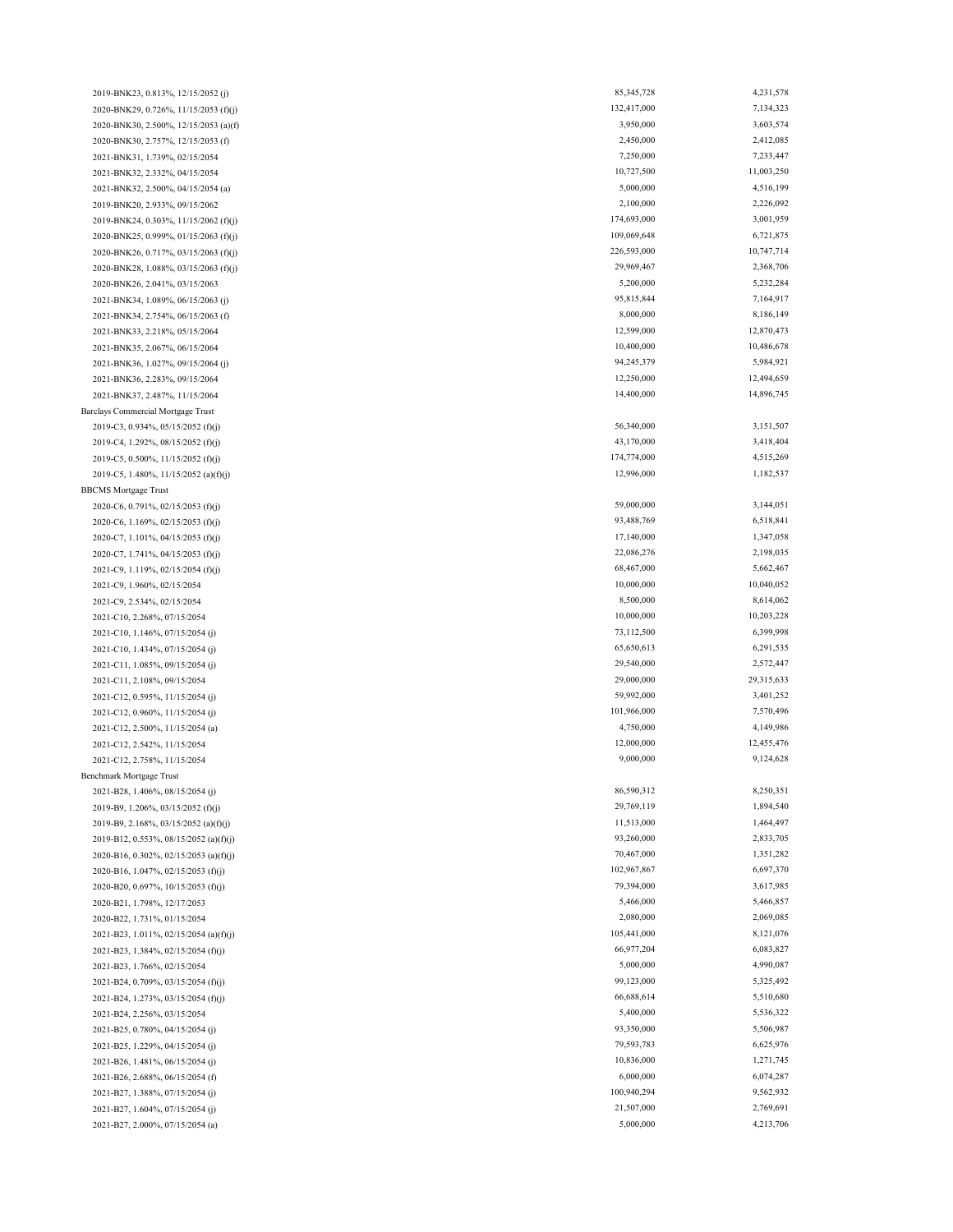| | | |
|---|---|---|
| 2019-BNK23, 0.813%, 12/15/2052 (j) | 85,345,728 | 4,231,578 |
| 2020-BNK29, 0.726%, 11/15/2053 (f)(j) | 132,417,000 | 7,134,323 |
| 2020-BNK30, 2.500%, 12/15/2053 (a)(f) | 3,950,000 | 3,603,574 |
| 2020-BNK30, 2.757%, 12/15/2053 (f) | 2,450,000 | 2,412,085 |
| 2021-BNK31, 1.739%, 02/15/2054 | 7,250,000 | 7,233,447 |
| 2021-BNK32, 2.332%, 04/15/2054 | 10,727,500 | 11,003,250 |
| 2021-BNK32, 2.500%, 04/15/2054 (a) | 5,000,000 | 4,516,199 |
| 2019-BNK20, 2.933%, 09/15/2062 | 2,100,000 | 2,226,092 |
| 2019-BNK24, 0.303%, 11/15/2062 (f)(j) | 174,693,000 | 3,001,959 |
| 2020-BNK25, 0.999%, 01/15/2063 (f)(j) | 109,069,648 | 6,721,875 |
| 2020-BNK26, 0.717%, 03/15/2063 (f)(j) | 226,593,000 | 10,747,714 |
| 2020-BNK28, 1.088%, 03/15/2063 (f)(j) | 29,969,467 | 2,368,706 |
| 2020-BNK26, 2.041%, 03/15/2063 | 5,200,000 | 5,232,284 |
| 2021-BNK34, 1.089%, 06/15/2063 (j) | 95,815,844 | 7,164,917 |
| 2021-BNK34, 2.754%, 06/15/2063 (f) | 8,000,000 | 8,186,149 |
| 2021-BNK33, 2.218%, 05/15/2064 | 12,599,000 | 12,870,473 |
| 2021-BNK35, 2.067%, 06/15/2064 | 10,400,000 | 10,486,678 |
| 2021-BNK36, 1.027%, 09/15/2064 (j) | 94,245,379 | 5,984,921 |
| 2021-BNK36, 2.283%, 09/15/2064 | 12,250,000 | 12,494,659 |
| 2021-BNK37, 2.487%, 11/15/2064 | 14,400,000 | 14,896,745 |
| Barclays Commercial Mortgage Trust | | |
| 2019-C3, 0.934%, 05/15/2052 (f)(j) | 56,340,000 | 3,151,507 |
| 2019-C4, 1.292%, 08/15/2052 (f)(j) | 43,170,000 | 3,418,404 |
| 2019-C5, 0.500%, 11/15/2052 (f)(j) | 174,774,000 | 4,515,269 |
| 2019-C5, 1.480%, 11/15/2052 (a)(f)(j) | 12,996,000 | 1,182,537 |
| BBCMS Mortgage Trust | | |
| 2020-C6, 0.791%, 02/15/2053 (f)(j) | 59,000,000 | 3,144,051 |
| 2020-C6, 1.169%, 02/15/2053 (f)(j) | 93,488,769 | 6,518,841 |
| 2020-C7, 1.101%, 04/15/2053 (f)(j) | 17,140,000 | 1,347,058 |
| 2020-C7, 1.741%, 04/15/2053 (f)(j) | 22,086,276 | 2,198,035 |
| 2021-C9, 1.119%, 02/15/2054 (f)(j) | 68,467,000 | 5,662,467 |
| 2021-C9, 1.960%, 02/15/2054 | 10,000,000 | 10,040,052 |
| 2021-C9, 2.534%, 02/15/2054 | 8,500,000 | 8,614,062 |
| 2021-C10, 2.268%, 07/15/2054 | 10,000,000 | 10,203,228 |
| 2021-C10, 1.146%, 07/15/2054 (j) | 73,112,500 | 6,399,998 |
| 2021-C10, 1.434%, 07/15/2054 (j) | 65,650,613 | 6,291,535 |
| 2021-C11, 1.085%, 09/15/2054 (j) | 29,540,000 | 2,572,447 |
| 2021-C11, 2.108%, 09/15/2054 | 29,000,000 | 29,315,633 |
| 2021-C12, 0.595%, 11/15/2054 (j) | 59,992,000 | 3,401,252 |
| 2021-C12, 0.960%, 11/15/2054 (j) | 101,966,000 | 7,570,496 |
| 2021-C12, 2.500%, 11/15/2054 (a) | 4,750,000 | 4,149,986 |
| 2021-C12, 2.542%, 11/15/2054 | 12,000,000 | 12,455,476 |
| 2021-C12, 2.758%, 11/15/2054 | 9,000,000 | 9,124,628 |
| Benchmark Mortgage Trust | | |
| 2021-B28, 1.406%, 08/15/2054 (j) | 86,590,312 | 8,250,351 |
| 2019-B9, 1.206%, 03/15/2052 (f)(j) | 29,769,119 | 1,894,540 |
| 2019-B9, 2.168%, 03/15/2052 (a)(f)(j) | 11,513,000 | 1,464,497 |
| 2019-B12, 0.553%, 08/15/2052 (a)(f)(j) | 93,260,000 | 2,833,705 |
| 2020-B16, 0.302%, 02/15/2053 (a)(f)(j) | 70,467,000 | 1,351,282 |
| 2020-B16, 1.047%, 02/15/2053 (f)(j) | 102,967,867 | 6,697,370 |
| 2020-B20, 0.697%, 10/15/2053 (f)(j) | 79,394,000 | 3,617,985 |
| 2020-B21, 1.798%, 12/17/2053 | 5,466,000 | 5,466,857 |
| 2020-B22, 1.731%, 01/15/2054 | 2,080,000 | 2,069,085 |
| 2021-B23, 1.011%, 02/15/2054 (a)(f)(j) | 105,441,000 | 8,121,076 |
| 2021-B23, 1.384%, 02/15/2054 (f)(j) | 66,977,204 | 6,083,827 |
| 2021-B23, 1.766%, 02/15/2054 | 5,000,000 | 4,990,087 |
| 2021-B24, 0.709%, 03/15/2054 (f)(j) | 99,123,000 | 5,325,492 |
| 2021-B24, 1.273%, 03/15/2054 (f)(j) | 66,688,614 | 5,510,680 |
| 2021-B24, 2.256%, 03/15/2054 | 5,400,000 | 5,536,322 |
| 2021-B25, 0.780%, 04/15/2054 (j) | 93,350,000 | 5,506,987 |
| 2021-B25, 1.229%, 04/15/2054 (j) | 79,593,783 | 6,625,976 |
| 2021-B26, 1.481%, 06/15/2054 (j) | 10,836,000 | 1,271,745 |
| 2021-B26, 2.688%, 06/15/2054 (f) | 6,000,000 | 6,074,287 |
| 2021-B27, 1.388%, 07/15/2054 (j) | 100,940,294 | 9,562,932 |
| 2021-B27, 1.604%, 07/15/2054 (j) | 21,507,000 | 2,769,691 |
| 2021-B27, 2.000%, 07/15/2054 (a) | 5,000,000 | 4,213,706 |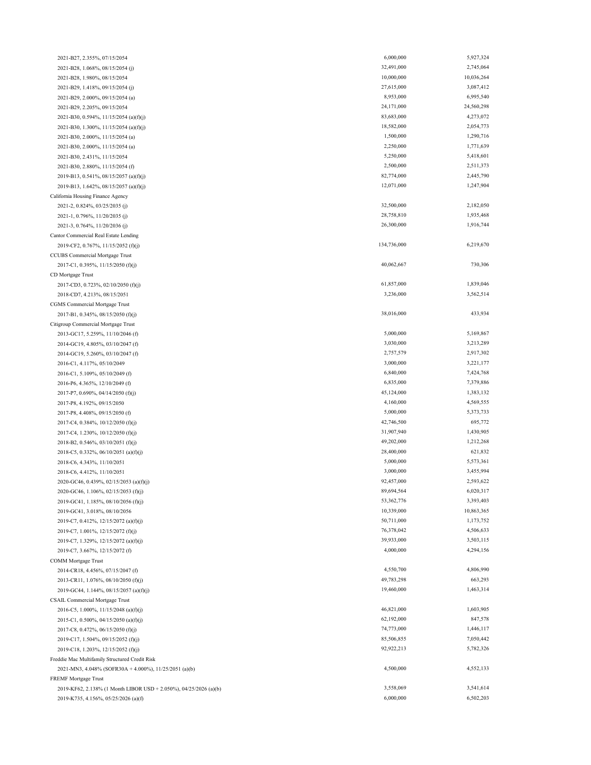| | | |
|---|---|---|
| 2021-B27, 2.355%, 07/15/2054 | 6,000,000 | 5,927,324 |
| 2021-B28, 1.068%, 08/15/2054 (j) | 32,491,000 | 2,745,064 |
| 2021-B28, 1.980%, 08/15/2054 | 10,000,000 | 10,036,264 |
| 2021-B29, 1.418%, 09/15/2054 (j) | 27,615,000 | 3,087,412 |
| 2021-B29, 2.000%, 09/15/2054 (a) | 8,953,000 | 6,995,540 |
| 2021-B29, 2.205%, 09/15/2054 | 24,171,000 | 24,560,298 |
| 2021-B30, 0.594%, 11/15/2054 (a)(f)(j) | 83,683,000 | 4,273,072 |
| 2021-B30, 1.300%, 11/15/2054 (a)(f)(j) | 18,582,000 | 2,054,773 |
| 2021-B30, 2.000%, 11/15/2054 (a) | 1,500,000 | 1,290,716 |
| 2021-B30, 2.000%, 11/15/2054 (a) | 2,250,000 | 1,771,639 |
| 2021-B30, 2.431%, 11/15/2054 | 5,250,000 | 5,418,601 |
| 2021-B30, 2.880%, 11/15/2054 (f) | 2,500,000 | 2,511,373 |
| 2019-B13, 0.541%, 08/15/2057 (a)(f)(j) | 82,774,000 | 2,445,790 |
| 2019-B13, 1.642%, 08/15/2057 (a)(f)(j) | 12,071,000 | 1,247,904 |
| California Housing Finance Agency | | |
| 2021-2, 0.824%, 03/25/2035 (j) | 32,500,000 | 2,182,050 |
| 2021-1, 0.796%, 11/20/2035 (j) | 28,758,810 | 1,935,468 |
| 2021-3, 0.764%, 11/20/2036 (j) | 26,300,000 | 1,916,744 |
| Cantor Commercial Real Estate Lending | | |
| 2019-CF2, 0.767%, 11/15/2052 (f)(j) | 134,736,000 | 6,219,670 |
| CCUBS Commercial Mortgage Trust | | |
| 2017-C1, 0.395%, 11/15/2050 (f)(j) | 40,062,667 | 730,306 |
| CD Mortgage Trust | | |
| 2017-CD3, 0.723%, 02/10/2050 (f)(j) | 61,857,000 | 1,839,046 |
| 2018-CD7, 4.213%, 08/15/2051 | 3,236,000 | 3,562,514 |
| CGMS Commercial Mortgage Trust | | |
| 2017-B1, 0.345%, 08/15/2050 (f)(j) | 38,016,000 | 433,934 |
| Citigroup Commercial Mortgage Trust | | |
| 2013-GC17, 5.259%, 11/10/2046 (f) | 5,000,000 | 5,169,867 |
| 2014-GC19, 4.805%, 03/10/2047 (f) | 3,030,000 | 3,213,289 |
| 2014-GC19, 5.260%, 03/10/2047 (f) | 2,757,579 | 2,917,302 |
| 2016-C1, 4.117%, 05/10/2049 | 3,000,000 | 3,221,177 |
| 2016-C1, 5.109%, 05/10/2049 (f) | 6,840,000 | 7,424,768 |
| 2016-P6, 4.365%, 12/10/2049 (f) | 6,835,000 | 7,379,886 |
| 2017-P7, 0.690%, 04/14/2050 (f)(j) | 45,124,000 | 1,383,132 |
| 2017-P8, 4.192%, 09/15/2050 | 4,160,000 | 4,569,555 |
| 2017-P8, 4.408%, 09/15/2050 (f) | 5,000,000 | 5,373,733 |
| 2017-C4, 0.384%, 10/12/2050 (f)(j) | 42,746,500 | 695,772 |
| 2017-C4, 1.230%, 10/12/2050 (f)(j) | 31,907,940 | 1,430,905 |
| 2018-B2, 0.546%, 03/10/2051 (f)(j) | 49,202,000 | 1,212,268 |
| 2018-C5, 0.332%, 06/10/2051 (a)(f)(j) | 28,400,000 | 621,832 |
| 2018-C6, 4.343%, 11/10/2051 | 5,000,000 | 5,573,361 |
| 2018-C6, 4.412%, 11/10/2051 | 3,000,000 | 3,455,994 |
| 2020-GC46, 0.439%, 02/15/2053 (a)(f)(j) | 92,457,000 | 2,593,622 |
| 2020-GC46, 1.106%, 02/15/2053 (f)(j) | 89,694,564 | 6,020,317 |
| 2019-GC41, 1.185%, 08/10/2056 (f)(j) | 53,362,776 | 3,393,403 |
| 2019-GC41, 3.018%, 08/10/2056 | 10,339,000 | 10,863,365 |
| 2019-C7, 0.412%, 12/15/2072 (a)(f)(j) | 50,711,000 | 1,173,752 |
| 2019-C7, 1.001%, 12/15/2072 (f)(j) | 76,378,042 | 4,506,633 |
| 2019-C7, 1.329%, 12/15/2072 (a)(f)(j) | 39,933,000 | 3,503,115 |
| 2019-C7, 3.667%, 12/15/2072 (f) | 4,000,000 | 4,294,156 |
| COMM Mortgage Trust | | |
| 2014-CR18, 4.456%, 07/15/2047 (f) | 4,550,700 | 4,806,990 |
| 2013-CR11, 1.076%, 08/10/2050 (f)(j) | 49,783,298 | 663,293 |
| 2019-GC44, 1.144%, 08/15/2057 (a)(f)(j) | 19,460,000 | 1,463,314 |
| CSAIL Commercial Mortgage Trust | | |
| 2016-C5, 1.000%, 11/15/2048 (a)(f)(j) | 46,821,000 | 1,603,905 |
| 2015-C1, 0.500%, 04/15/2050 (a)(f)(j) | 62,192,000 | 847,578 |
| 2017-C8, 0.472%, 06/15/2050 (f)(j) | 74,773,000 | 1,446,117 |
| 2019-C17, 1.504%, 09/15/2052 (f)(j) | 85,506,855 | 7,050,442 |
| 2019-C18, 1.203%, 12/15/2052 (f)(j) | 92,922,213 | 5,782,326 |
| Freddie Mac Multifamily Structured Credit Risk | | |
| 2021-MN3, 4.048% (SOFR30A + 4.000%), 11/25/2051 (a)(b) | 4,500,000 | 4,552,133 |
| FREMF Mortgage Trust | | |
| 2019-KF62, 2.138% (1 Month LIBOR USD + 2.050%), 04/25/2026 (a)(b) | 3,558,069 | 3,541,614 |
| 2019-K735, 4.156%, 05/25/2026 (a)(f) | 6,000,000 | 6,502,203 |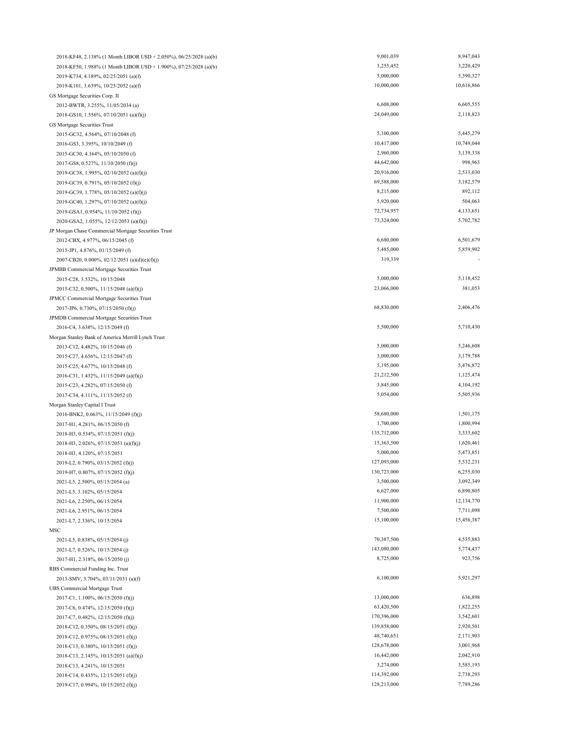| | | |
|---|---|---|
| 2018-KF48, 2.138% (1 Month LIBOR USD + 2.050%), 06/25/2028 (a)(b) | 9,001,039 | 8,947,043 |
| 2018-KF50, 1.988% (1 Month LIBOR USD + 1.900%), 07/25/2028 (a)(b) | 3,255,452 | 3,220,429 |
| 2019-K734, 4.189%, 02/25/2051 (a)(f) | 5,000,000 | 5,390,327 |
| 2019-K101, 3.639%, 10/25/2052 (a)(f) | 10,000,000 | 10,616,866 |
| GS Mortgage Securities Corp. II | | |
| 2012-BWTR, 3.255%, 11/05/2034 (a) | 6,608,000 | 6,605,555 |
| 2018-GS10, 1.556%, 07/10/2051 (a)(f)(j) | 24,049,000 | 2,118,823 |
| GS Mortgage Securities Trust | | |
| 2015-GC32, 4.564%, 07/10/2048 (f) | 5,100,000 | 5,445,279 |
| 2016-GS3, 3.395%, 10/10/2049 (f) | 10,417,000 | 10,749,044 |
| 2015-GC30, 4.164%, 05/10/2050 (f) | 2,960,000 | 3,139,338 |
| 2017-GS8, 0.527%, 11/10/2050 (f)(j) | 44,642,000 | 998,963 |
| 2019-GC38, 1.995%, 02/10/2052 (a)(f)(j) | 20,916,000 | 2,533,030 |
| 2019-GC39, 0.791%, 05/10/2052 (f)(j) | 69,588,000 | 3,182,579 |
| 2019-GC39, 1.778%, 05/10/2052 (a)(f)(j) | 8,215,000 | 892,112 |
| 2019-GC40, 1.297%, 07/10/2052 (a)(f)(j) | 5,920,000 | 504,063 |
| 2019-GSA1, 0.954%, 11/10/2052 (f)(j) | 72,734,957 | 4,133,651 |
| 2020-GSA2, 1.055%, 12/12/2053 (a)(f)(j) | 73,324,000 | 5,702,782 |
| JP Morgan Chase Commercial Mortgage Securities Trust | | |
| 2012-CBX, 4.977%, 06/15/2045 (f) | 6,680,000 | 6,501,679 |
| 2015-JP1, 4.876%, 01/15/2049 (f) | 5,485,000 | 5,859,902 |
| 2007-CB20, 0.000%, 02/12/2051 (a)(d)(e)(f)(j) | 319,339 | - |
| JPMBB Commercial Mortgage Securities Trust | | |
| 2015-C28, 3.532%, 10/15/2048 | 5,000,000 | 5,118,452 |
| 2015-C32, 0.500%, 11/15/2048 (a)(f)(j) | 23,066,000 | 381,053 |
| JPMCC Commercial Mortgage Securities Trust | | |
| 2017-JP6, 0.730%, 07/15/2050 (f)(j) | 68,830,000 | 2,406,476 |
| JPMDB Commercial Mortgage Securities Trust | | |
| 2016-C4, 3.638%, 12/15/2049 (f) | 5,500,000 | 5,710,430 |
| Morgan Stanley Bank of America Merrill Lynch Trust | | |
| 2013-C12, 4.482%, 10/15/2046 (f) | 5,000,000 | 5,246,608 |
| 2015-C27, 4.656%, 12/15/2047 (f) | 3,000,000 | 3,179,788 |
| 2015-C25, 4.677%, 10/15/2048 (f) | 5,195,000 | 5,476,872 |
| 2016-C31, 1.432%, 11/15/2049 (a)(f)(j) | 21,212,500 | 1,125,474 |
| 2015-C23, 4.282%, 07/15/2050 (f) | 3,845,000 | 4,104,192 |
| 2017-C34, 4.111%, 11/15/2052 (f) | 5,054,000 | 5,505,936 |
| Morgan Stanley Capital I Trust | | |
| 2016-BNK2, 0.663%, 11/15/2049 (f)(j) | 58,680,000 | 1,501,175 |
| 2017-H1, 4.281%, 06/15/2050 (f) | 1,700,000 | 1,800,994 |
| 2018-H3, 0.534%, 07/15/2051 (f)(j) | 135,712,000 | 3,333,602 |
| 2018-H3, 2.026%, 07/15/2051 (a)(f)(j) | 15,363,500 | 1,620,461 |
| 2018-H3, 4.120%, 07/15/2051 | 5,000,000 | 5,473,851 |
| 2019-L2, 0.790%, 03/15/2052 (f)(j) | 127,093,000 | 5,532,231 |
| 2019-H7, 0.807%, 07/15/2052 (f)(j) | 130,723,000 | 6,255,030 |
| 2021-L5, 2.500%, 05/15/2054 (a) | 3,500,000 | 3,092,349 |
| 2021-L5, 3.102%, 05/15/2054 | 6,627,000 | 6,890,805 |
| 2021-L6, 2.250%, 06/15/2054 | 11,900,000 | 12,134,770 |
| 2021-L6, 2.951%, 06/15/2054 | 7,500,000 | 7,711,098 |
| 2021-L7, 2.336%, 10/15/2054 | 15,100,000 | 15,456,387 |
| MSC | | |
| 2021-L5, 0.838%, 05/15/2054 (j) | 70,387,500 | 4,535,883 |
| 2021-L7, 0.526%, 10/15/2054 (j) | 143,080,000 | 5,774,437 |
| 2017-H1, 2.318%, 06/15/2050 (j) | 8,725,000 | 923,756 |
| RBS Commercial Funding Inc. Trust | | |
| 2013-SMV, 3.704%, 03/11/2031 (a)(f) | 6,100,000 | 5,921,297 |
| UBS Commercial Mortgage Trust | | |
| 2017-C1, 1.100%, 06/15/2050 (f)(j) | 13,000,000 | 636,898 |
| 2017-C6, 0.474%, 12/15/2050 (f)(j) | 63,420,500 | 1,822,255 |
| 2017-C7, 0.482%, 12/15/2050 (f)(j) | 170,396,000 | 3,542,601 |
| 2018-C12, 0.350%, 08/15/2051 (f)(j) | 139,858,000 | 2,920,501 |
| 2018-C12, 0.975%, 08/15/2051 (f)(j) | 48,740,651 | 2,171,903 |
| 2018-C13, 0.380%, 10/15/2051 (f)(j) | 128,678,000 | 3,001,968 |
| 2018-C13, 2.145%, 10/15/2051 (a)(f)(j) | 16,442,000 | 2,042,910 |
| 2018-C13, 4.241%, 10/15/2051 | 3,274,000 | 3,585,193 |
| 2018-C14, 0.435%, 12/15/2051 (f)(j) | 114,392,000 | 2,738,293 |
| 2019-C17, 0.994%, 10/15/2052 (f)(j) | 128,213,000 | 7,789,286 |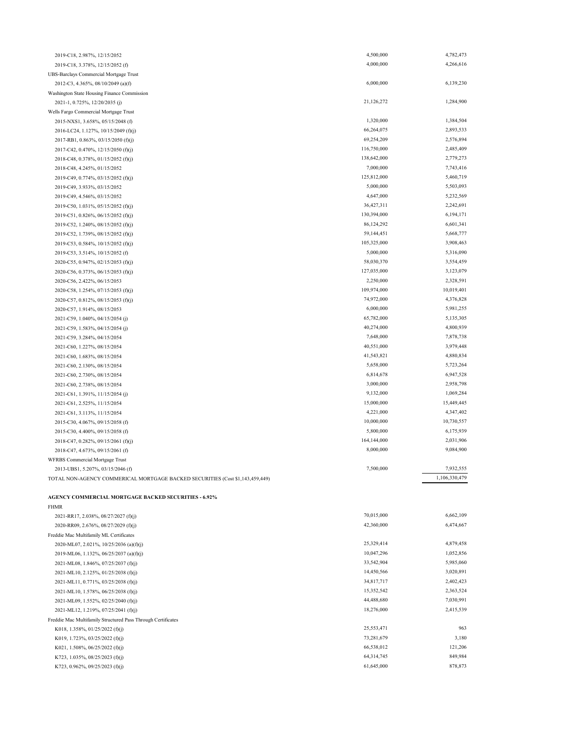| | | |
|---|---|---|
| 2019-C18, 2.987%, 12/15/2052 | 4,500,000 | 4,782,473 |
| 2019-C18, 3.378%, 12/15/2052 (f) | 4,000,000 | 4,266,616 |
| UBS-Barclays Commercial Mortgage Trust | | |
| 2012-C3, 4.365%, 08/10/2049 (a)(f) | 6,000,000 | 6,139,230 |
| Washington State Housing Finance Commission | | |
| 2021-1, 0.725%, 12/20/2035 (j) | 21,126,272 | 1,284,900 |
| Wells Fargo Commercial Mortgage Trust | | |
| 2015-NXS1, 3.658%, 05/15/2048 (f) | 1,320,000 | 1,384,504 |
| 2016-LC24, 1.127%, 10/15/2049 (f)(j) | 66,264,075 | 2,893,533 |
| 2017-RB1, 0.863%, 03/15/2050 (f)(j) | 69,254,209 | 2,576,894 |
| 2017-C42, 0.470%, 12/15/2050 (f)(j) | 116,750,000 | 2,485,409 |
| 2018-C48, 0.378%, 01/15/2052 (f)(j) | 138,642,000 | 2,779,273 |
| 2018-C48, 4.245%, 01/15/2052 | 7,000,000 | 7,743,416 |
| 2019-C49, 0.774%, 03/15/2052 (f)(j) | 125,812,000 | 5,460,719 |
| 2019-C49, 3.933%, 03/15/2052 | 5,000,000 | 5,503,093 |
| 2019-C49, 4.546%, 03/15/2052 | 4,647,000 | 5,232,569 |
| 2019-C50, 1.031%, 05/15/2052 (f)(j) | 36,427,311 | 2,242,691 |
| 2019-C51, 0.826%, 06/15/2052 (f)(j) | 130,394,000 | 6,194,171 |
| 2019-C52, 1.240%, 08/15/2052 (f)(j) | 86,124,292 | 6,601,341 |
| 2019-C52, 1.739%, 08/15/2052 (f)(j) | 59,144,451 | 5,668,777 |
| 2019-C53, 0.584%, 10/15/2052 (f)(j) | 105,325,000 | 3,908,463 |
| 2019-C53, 3.514%, 10/15/2052 (f) | 5,000,000 | 5,316,090 |
| 2020-C55, 0.947%, 02/15/2053 (f)(j) | 58,030,370 | 3,554,459 |
| 2020-C56, 0.373%, 06/15/2053 (f)(j) | 127,035,000 | 3,123,079 |
| 2020-C56, 2.422%, 06/15/2053 | 2,250,000 | 2,328,591 |
| 2020-C58, 1.254%, 07/15/2053 (f)(j) | 109,974,000 | 10,019,401 |
| 2020-C57, 0.812%, 08/15/2053 (f)(j) | 74,972,000 | 4,376,828 |
| 2020-C57, 1.914%, 08/15/2053 | 6,000,000 | 5,981,255 |
| 2021-C59, 1.040%, 04/15/2054 (j) | 65,782,000 | 5,135,305 |
| 2021-C59, 1.583%, 04/15/2054 (j) | 40,274,000 | 4,800,939 |
| 2021-C59, 3.284%, 04/15/2054 | 7,648,000 | 7,878,738 |
| 2021-C60, 1.227%, 08/15/2054 | 40,551,000 | 3,979,448 |
| 2021-C60, 1.683%, 08/15/2054 | 41,543,821 | 4,880,834 |
| 2021-C60, 2.130%, 08/15/2054 | 5,658,000 | 5,723,264 |
| 2021-C60, 2.730%, 08/15/2054 | 6,814,678 | 6,947,528 |
| 2021-C60, 2.738%, 08/15/2054 | 3,000,000 | 2,958,798 |
| 2021-C61, 1.391%, 11/15/2054 (j) | 9,132,000 | 1,069,284 |
| 2021-C61, 2.525%, 11/15/2054 | 15,000,000 | 15,449,445 |
| 2021-C61, 3.113%, 11/15/2054 | 4,221,000 | 4,347,402 |
| 2015-C30, 4.067%, 09/15/2058 (f) | 10,000,000 | 10,730,557 |
| 2015-C30, 4.400%, 09/15/2058 (f) | 5,800,000 | 6,175,939 |
| 2018-C47, 0.282%, 09/15/2061 (f)(j) | 164,144,000 | 2,031,906 |
| 2018-C47, 4.673%, 09/15/2061 (f) | 8,000,000 | 9,084,900 |
| WFRBS Commercial Mortgage Trust | | |
| 2013-UBS1, 5.207%, 03/15/2046 (f) | 7,500,000 | 7,932,555 |
| TOTAL NON-AGENCY COMMERICAL MORTGAGE BACKED SECURITIES (Cost $1,143,459,449) | | 1,106,330,479 |
| | | |
| **AGENCY COMMERCIAL MORTGAGE BACKED SECURITIES - 6.92%** | | |
| FHMR | | |
| 2021-RR17, 2.038%, 08/27/2027 (f)(j) | 70,015,000 | 6,662,109 |
| 2020-RR09, 2.676%, 08/27/2029 (f)(j) | 42,360,000 | 6,474,667 |
| Freddie Mac Multifamily ML Certificates | | |
| 2020-ML07, 2.021%, 10/25/2036 (a)(f)(j) | 25,329,414 | 4,879,458 |
| 2019-ML06, 1.132%, 06/25/2037 (a)(f)(j) | 10,047,296 | 1,052,856 |
| 2021-ML08, 1.846%, 07/25/2037 (f)(j) | 33,542,904 | 5,985,060 |
| 2021-ML10, 2.125%, 01/25/2038 (f)(j) | 14,450,566 | 3,020,891 |
| 2021-ML11, 0.771%, 03/25/2038 (f)(j) | 34,817,717 | 2,402,423 |
| 2021-ML10, 1.578%, 06/25/2038 (f)(j) | 15,352,542 | 2,363,524 |
| 2021-ML09, 1.552%, 02/25/2040 (f)(j) | 44,488,680 | 7,030,991 |
| 2021-ML12, 1.219%, 07/25/2041 (f)(j) | 18,276,000 | 2,415,539 |
| Freddie Mac Multifamily Structured Pass Through Certificates | | |
| K018, 1.358%, 01/25/2022 (f)(j) | 25,553,471 | 963 |
| K019, 1.723%, 03/25/2022 (f)(j) | 73,281,679 | 3,180 |
| K021, 1.508%, 06/25/2022 (f)(j) | 66,538,012 | 121,206 |
| K723, 1.035%, 08/25/2023 (f)(j) | 64,314,745 | 849,984 |
| K723, 0.962%, 09/25/2023 (f)(j) | 61,645,000 | 878,873 |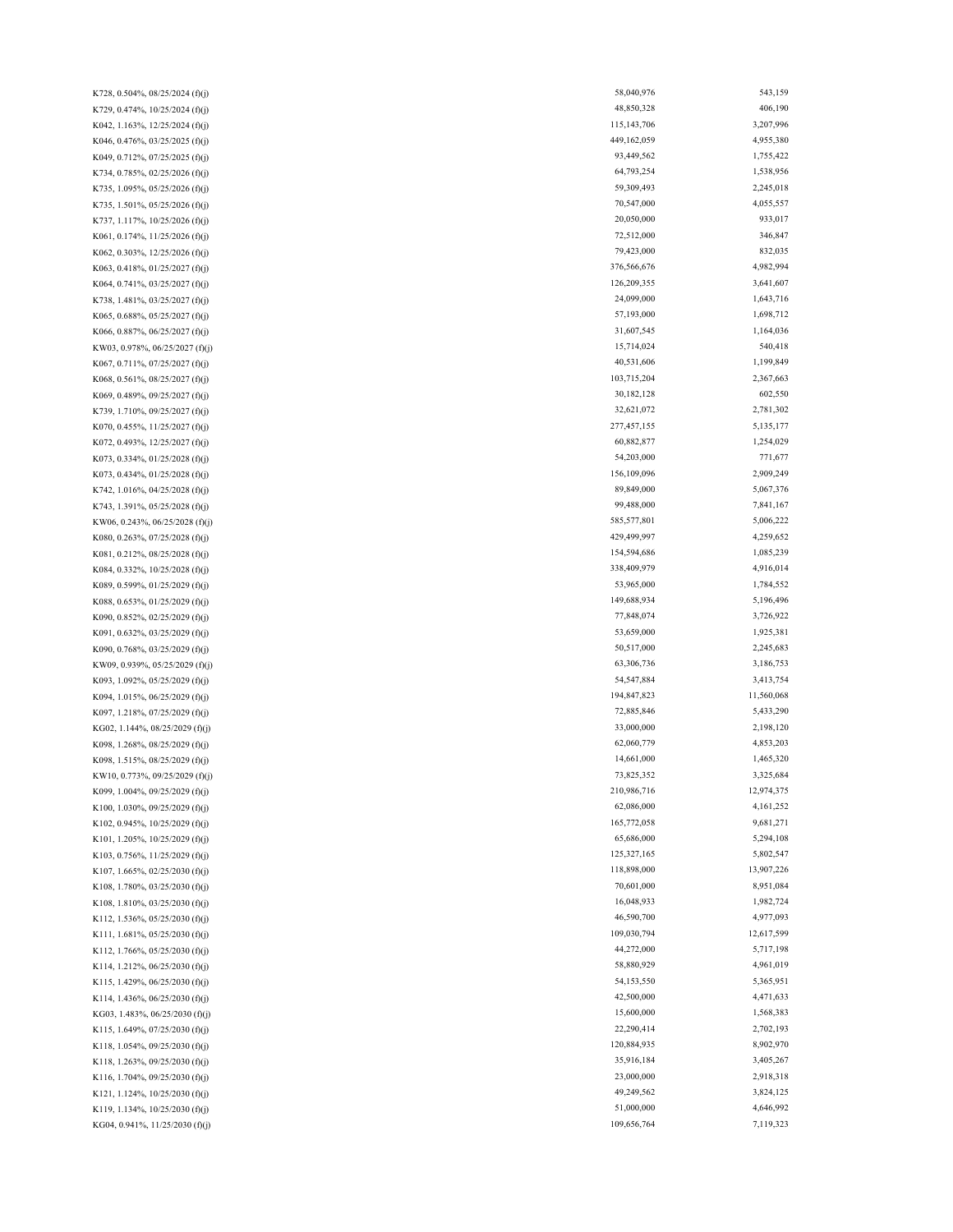| | | |
|---|---|---|
| K728, 0.504%, 08/25/2024 (f)(j) | 58,040,976 | 543,159 |
| K729, 0.474%, 10/25/2024 (f)(j) | 48,850,328 | 406,190 |
| K042, 1.163%, 12/25/2024 (f)(j) | 115,143,706 | 3,207,996 |
| K046, 0.476%, 03/25/2025 (f)(j) | 449,162,059 | 4,955,380 |
| K049, 0.712%, 07/25/2025 (f)(j) | 93,449,562 | 1,755,422 |
| K734, 0.785%, 02/25/2026 (f)(j) | 64,793,254 | 1,538,956 |
| K735, 1.095%, 05/25/2026 (f)(j) | 59,309,493 | 2,245,018 |
| K735, 1.501%, 05/25/2026 (f)(j) | 70,547,000 | 4,055,557 |
| K737, 1.117%, 10/25/2026 (f)(j) | 20,050,000 | 933,017 |
| K061, 0.174%, 11/25/2026 (f)(j) | 72,512,000 | 346,847 |
| K062, 0.303%, 12/25/2026 (f)(j) | 79,423,000 | 832,035 |
| K063, 0.418%, 01/25/2027 (f)(j) | 376,566,676 | 4,982,994 |
| K064, 0.741%, 03/25/2027 (f)(j) | 126,209,355 | 3,641,607 |
| K738, 1.481%, 03/25/2027 (f)(j) | 24,099,000 | 1,643,716 |
| K065, 0.688%, 05/25/2027 (f)(j) | 57,193,000 | 1,698,712 |
| K066, 0.887%, 06/25/2027 (f)(j) | 31,607,545 | 1,164,036 |
| KW03, 0.978%, 06/25/2027 (f)(j) | 15,714,024 | 540,418 |
| K067, 0.711%, 07/25/2027 (f)(j) | 40,531,606 | 1,199,849 |
| K068, 0.561%, 08/25/2027 (f)(j) | 103,715,204 | 2,367,663 |
| K069, 0.489%, 09/25/2027 (f)(j) | 30,182,128 | 602,550 |
| K739, 1.710%, 09/25/2027 (f)(j) | 32,621,072 | 2,781,302 |
| K070, 0.455%, 11/25/2027 (f)(j) | 277,457,155 | 5,135,177 |
| K072, 0.493%, 12/25/2027 (f)(j) | 60,882,877 | 1,254,029 |
| K073, 0.334%, 01/25/2028 (f)(j) | 54,203,000 | 771,677 |
| K073, 0.434%, 01/25/2028 (f)(j) | 156,109,096 | 2,909,249 |
| K742, 1.016%, 04/25/2028 (f)(j) | 89,849,000 | 5,067,376 |
| K743, 1.391%, 05/25/2028 (f)(j) | 99,488,000 | 7,841,167 |
| KW06, 0.243%, 06/25/2028 (f)(j) | 585,577,801 | 5,006,222 |
| K080, 0.263%, 07/25/2028 (f)(j) | 429,499,997 | 4,259,652 |
| K081, 0.212%, 08/25/2028 (f)(j) | 154,594,686 | 1,085,239 |
| K084, 0.332%, 10/25/2028 (f)(j) | 338,409,979 | 4,916,014 |
| K089, 0.599%, 01/25/2029 (f)(j) | 53,965,000 | 1,784,552 |
| K088, 0.653%, 01/25/2029 (f)(j) | 149,688,934 | 5,196,496 |
| K090, 0.852%, 02/25/2029 (f)(j) | 77,848,074 | 3,726,922 |
| K091, 0.632%, 03/25/2029 (f)(j) | 53,659,000 | 1,925,381 |
| K090, 0.768%, 03/25/2029 (f)(j) | 50,517,000 | 2,245,683 |
| KW09, 0.939%, 05/25/2029 (f)(j) | 63,306,736 | 3,186,753 |
| K093, 1.092%, 05/25/2029 (f)(j) | 54,547,884 | 3,413,754 |
| K094, 1.015%, 06/25/2029 (f)(j) | 194,847,823 | 11,560,068 |
| K097, 1.218%, 07/25/2029 (f)(j) | 72,885,846 | 5,433,290 |
| KG02, 1.144%, 08/25/2029 (f)(j) | 33,000,000 | 2,198,120 |
| K098, 1.268%, 08/25/2029 (f)(j) | 62,060,779 | 4,853,203 |
| K098, 1.515%, 08/25/2029 (f)(j) | 14,661,000 | 1,465,320 |
| KW10, 0.773%, 09/25/2029 (f)(j) | 73,825,352 | 3,325,684 |
| K099, 1.004%, 09/25/2029 (f)(j) | 210,986,716 | 12,974,375 |
| K100, 1.030%, 09/25/2029 (f)(j) | 62,086,000 | 4,161,252 |
| K102, 0.945%, 10/25/2029 (f)(j) | 165,772,058 | 9,681,271 |
| K101, 1.205%, 10/25/2029 (f)(j) | 65,686,000 | 5,294,108 |
| K103, 0.756%, 11/25/2029 (f)(j) | 125,327,165 | 5,802,547 |
| K107, 1.665%, 02/25/2030 (f)(j) | 118,898,000 | 13,907,226 |
| K108, 1.780%, 03/25/2030 (f)(j) | 70,601,000 | 8,951,084 |
| K108, 1.810%, 03/25/2030 (f)(j) | 16,048,933 | 1,982,724 |
| K112, 1.536%, 05/25/2030 (f)(j) | 46,590,700 | 4,977,093 |
| K111, 1.681%, 05/25/2030 (f)(j) | 109,030,794 | 12,617,599 |
| K112, 1.766%, 05/25/2030 (f)(j) | 44,272,000 | 5,717,198 |
| K114, 1.212%, 06/25/2030 (f)(j) | 58,880,929 | 4,961,019 |
| K115, 1.429%, 06/25/2030 (f)(j) | 54,153,550 | 5,365,951 |
| K114, 1.436%, 06/25/2030 (f)(j) | 42,500,000 | 4,471,633 |
| KG03, 1.483%, 06/25/2030 (f)(j) | 15,600,000 | 1,568,383 |
| K115, 1.649%, 07/25/2030 (f)(j) | 22,290,414 | 2,702,193 |
| K118, 1.054%, 09/25/2030 (f)(j) | 120,884,935 | 8,902,970 |
| K118, 1.263%, 09/25/2030 (f)(j) | 35,916,184 | 3,405,267 |
| K116, 1.704%, 09/25/2030 (f)(j) | 23,000,000 | 2,918,318 |
| K121, 1.124%, 10/25/2030 (f)(j) | 49,249,562 | 3,824,125 |
| K119, 1.134%, 10/25/2030 (f)(j) | 51,000,000 | 4,646,992 |
| KG04, 0.941%, 11/25/2030 (f)(j) | 109,656,764 | 7,119,323 |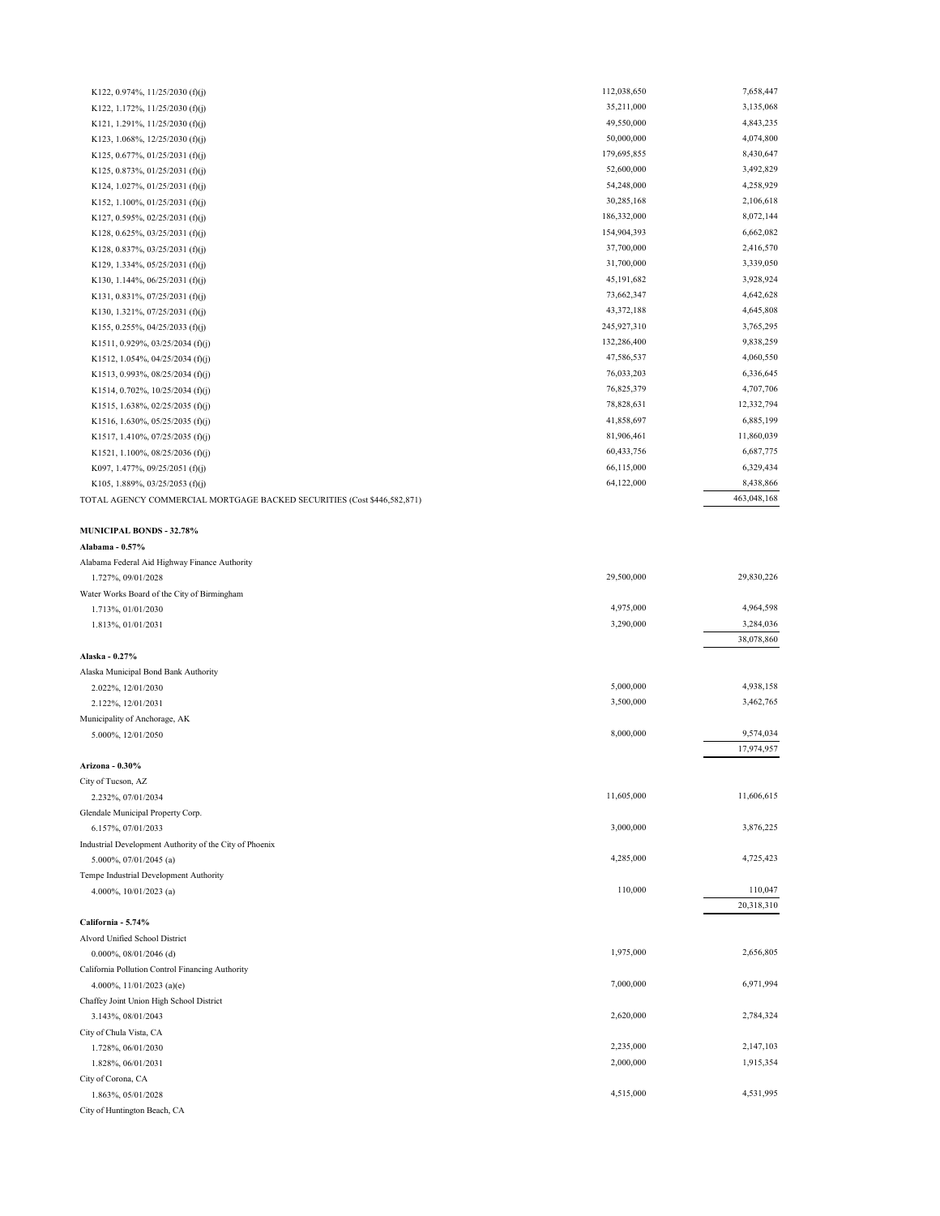| | | |
|---|---|---|
| K122, 0.974%, 11/25/2030 (f)(j) | 112,038,650 | 7,658,447 |
| K122, 1.172%, 11/25/2030 (f)(j) | 35,211,000 | 3,135,068 |
| K121, 1.291%, 11/25/2030 (f)(j) | 49,550,000 | 4,843,235 |
| K123, 1.068%, 12/25/2030 (f)(j) | 50,000,000 | 4,074,800 |
| K125, 0.677%, 01/25/2031 (f)(j) | 179,695,855 | 8,430,647 |
| K125, 0.873%, 01/25/2031 (f)(j) | 52,600,000 | 3,492,829 |
| K124, 1.027%, 01/25/2031 (f)(j) | 54,248,000 | 4,258,929 |
| K152, 1.100%, 01/25/2031 (f)(j) | 30,285,168 | 2,106,618 |
| K127, 0.595%, 02/25/2031 (f)(j) | 186,332,000 | 8,072,144 |
| K128, 0.625%, 03/25/2031 (f)(j) | 154,904,393 | 6,662,082 |
| K128, 0.837%, 03/25/2031 (f)(j) | 37,700,000 | 2,416,570 |
| K129, 1.334%, 05/25/2031 (f)(j) | 31,700,000 | 3,339,050 |
| K130, 1.144%, 06/25/2031 (f)(j) | 45,191,682 | 3,928,924 |
| K131, 0.831%, 07/25/2031 (f)(j) | 73,662,347 | 4,642,628 |
| K130, 1.321%, 07/25/2031 (f)(j) | 43,372,188 | 4,645,808 |
| K155, 0.255%, 04/25/2033 (f)(j) | 245,927,310 | 3,765,295 |
| K1511, 0.929%, 03/25/2034 (f)(j) | 132,286,400 | 9,838,259 |
| K1512, 1.054%, 04/25/2034 (f)(j) | 47,586,537 | 4,060,550 |
| K1513, 0.993%, 08/25/2034 (f)(j) | 76,033,203 | 6,336,645 |
| K1514, 0.702%, 10/25/2034 (f)(j) | 76,825,379 | 4,707,706 |
| K1515, 1.638%, 02/25/2035 (f)(j) | 78,828,631 | 12,332,794 |
| K1516, 1.630%, 05/25/2035 (f)(j) | 41,858,697 | 6,885,199 |
| K1517, 1.410%, 07/25/2035 (f)(j) | 81,906,461 | 11,860,039 |
| K1521, 1.100%, 08/25/2036 (f)(j) | 60,433,756 | 6,687,775 |
| K097, 1.477%, 09/25/2051 (f)(j) | 66,115,000 | 6,329,434 |
| K105, 1.889%, 03/25/2053 (f)(j) | 64,122,000 | 8,438,866 |
| TOTAL AGENCY COMMERCIAL MORTGAGE BACKED SECURITIES (Cost $446,582,871) | | 463,048,168 |
| | | |
| **MUNICIPAL BONDS - 32.78%** | | |
| **Alabama - 0.57%** | | |
| Alabama Federal Aid Highway Finance Authority | | |
| 1.727%, 09/01/2028 | 29,500,000 | 29,830,226 |
| Water Works Board of the City of Birmingham | | |
| 1.713%, 01/01/2030 | 4,975,000 | 4,964,598 |
| 1.813%, 01/01/2031 | 3,290,000 | 3,284,036 |
| | | 38,078,860 |
| **Alaska - 0.27%** | | |
| Alaska Municipal Bond Bank Authority | | |
| 2.022%, 12/01/2030 | 5,000,000 | 4,938,158 |
| 2.122%, 12/01/2031 | 3,500,000 | 3,462,765 |
| Municipality of Anchorage, AK | | |
| 5.000%, 12/01/2050 | 8,000,000 | 9,574,034 |
| | | 17,974,957 |
| **Arizona - 0.30%** | | |
| City of Tucson, AZ | | |
| 2.232%, 07/01/2034 | 11,605,000 | 11,606,615 |
| Glendale Municipal Property Corp. | | |
| 6.157%, 07/01/2033 | 3,000,000 | 3,876,225 |
| Industrial Development Authority of the City of Phoenix | | |
| 5.000%, 07/01/2045 (a) | 4,285,000 | 4,725,423 |
| Tempe Industrial Development Authority | | |
| 4.000%, 10/01/2023 (a) | 110,000 | 110,047 |
| | | 20,318,310 |
| **California - 5.74%** | | |
| Alvord Unified School District | | |
| 0.000%, 08/01/2046 (d) | 1,975,000 | 2,656,805 |
| California Pollution Control Financing Authority | | |
| 4.000%, 11/01/2023 (a)(e) | 7,000,000 | 6,971,994 |
| Chaffey Joint Union High School District | | |
| 3.143%, 08/01/2043 | 2,620,000 | 2,784,324 |
| City of Chula Vista, CA | | |
| 1.728%, 06/01/2030 | 2,235,000 | 2,147,103 |
| 1.828%, 06/01/2031 | 2,000,000 | 1,915,354 |
| City of Corona, CA | | |
| 1.863%, 05/01/2028 | 4,515,000 | 4,531,995 |
| City of Huntington Beach, CA | | |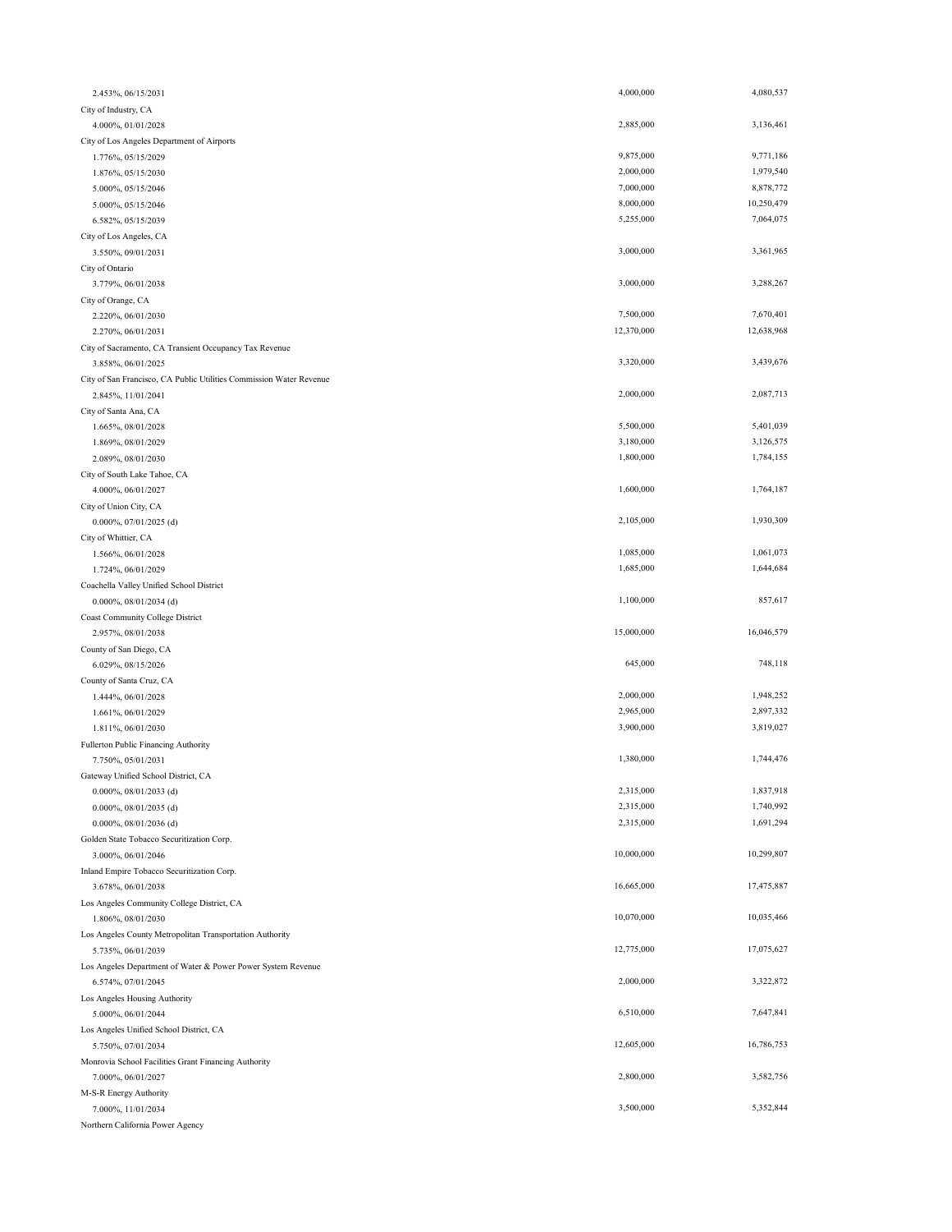| | | |
|---|---|---|
| 2.453%, 06/15/2031 | 4,000,000 | 4,080,537 |
| City of Industry, CA | | |
| 4.000%, 01/01/2028 | 2,885,000 | 3,136,461 |
| City of Los Angeles Department of Airports | | |
| 1.776%, 05/15/2029 | 9,875,000 | 9,771,186 |
| 1.876%, 05/15/2030 | 2,000,000 | 1,979,540 |
| 5.000%, 05/15/2046 | 7,000,000 | 8,878,772 |
| 5.000%, 05/15/2046 | 8,000,000 | 10,250,479 |
| 6.582%, 05/15/2039 | 5,255,000 | 7,064,075 |
| City of Los Angeles, CA | | |
| 3.550%, 09/01/2031 | 3,000,000 | 3,361,965 |
| City of Ontario | | |
| 3.779%, 06/01/2038 | 3,000,000 | 3,288,267 |
| City of Orange, CA | | |
| 2.220%, 06/01/2030 | 7,500,000 | 7,670,401 |
| 2.270%, 06/01/2031 | 12,370,000 | 12,638,968 |
| City of Sacramento, CA Transient Occupancy Tax Revenue | | |
| 3.858%, 06/01/2025 | 3,320,000 | 3,439,676 |
| City of San Francisco, CA Public Utilities Commission Water Revenue | | |
| 2.845%, 11/01/2041 | 2,000,000 | 2,087,713 |
| City of Santa Ana, CA | | |
| 1.665%, 08/01/2028 | 5,500,000 | 5,401,039 |
| 1.869%, 08/01/2029 | 3,180,000 | 3,126,575 |
| 2.089%, 08/01/2030 | 1,800,000 | 1,784,155 |
| City of South Lake Tahoe, CA | | |
| 4.000%, 06/01/2027 | 1,600,000 | 1,764,187 |
| City of Union City, CA | | |
| 0.000%, 07/01/2025 (d) | 2,105,000 | 1,930,309 |
| City of Whittier, CA | | |
| 1.566%, 06/01/2028 | 1,085,000 | 1,061,073 |
| 1.724%, 06/01/2029 | 1,685,000 | 1,644,684 |
| Coachella Valley Unified School District | | |
| 0.000%, 08/01/2034 (d) | 1,100,000 | 857,617 |
| Coast Community College District | | |
| 2.957%, 08/01/2038 | 15,000,000 | 16,046,579 |
| County of San Diego, CA | | |
| 6.029%, 08/15/2026 | 645,000 | 748,118 |
| County of Santa Cruz, CA | | |
| 1.444%, 06/01/2028 | 2,000,000 | 1,948,252 |
| 1.661%, 06/01/2029 | 2,965,000 | 2,897,332 |
| 1.811%, 06/01/2030 | 3,900,000 | 3,819,027 |
| Fullerton Public Financing Authority | | |
| 7.750%, 05/01/2031 | 1,380,000 | 1,744,476 |
| Gateway Unified School District, CA | | |
| 0.000%, 08/01/2033 (d) | 2,315,000 | 1,837,918 |
| 0.000%, 08/01/2035 (d) | 2,315,000 | 1,740,992 |
| 0.000%, 08/01/2036 (d) | 2,315,000 | 1,691,294 |
| Golden State Tobacco Securitization Corp. | | |
| 3.000%, 06/01/2046 | 10,000,000 | 10,299,807 |
| Inland Empire Tobacco Securitization Corp. | | |
| 3.678%, 06/01/2038 | 16,665,000 | 17,475,887 |
| Los Angeles Community College District, CA | | |
| 1.806%, 08/01/2030 | 10,070,000 | 10,035,466 |
| Los Angeles County Metropolitan Transportation Authority | | |
| 5.735%, 06/01/2039 | 12,775,000 | 17,075,627 |
| Los Angeles Department of Water & Power Power System Revenue | | |
| 6.574%, 07/01/2045 | 2,000,000 | 3,322,872 |
| Los Angeles Housing Authority | | |
| 5.000%, 06/01/2044 | 6,510,000 | 7,647,841 |
| Los Angeles Unified School District, CA | | |
| 5.750%, 07/01/2034 | 12,605,000 | 16,786,753 |
| Monrovia School Facilities Grant Financing Authority | | |
| 7.000%, 06/01/2027 | 2,800,000 | 3,582,756 |
| M-S-R Energy Authority | | |
| 7.000%, 11/01/2034 | 3,500,000 | 5,352,844 |
| Northern California Power Agency | | |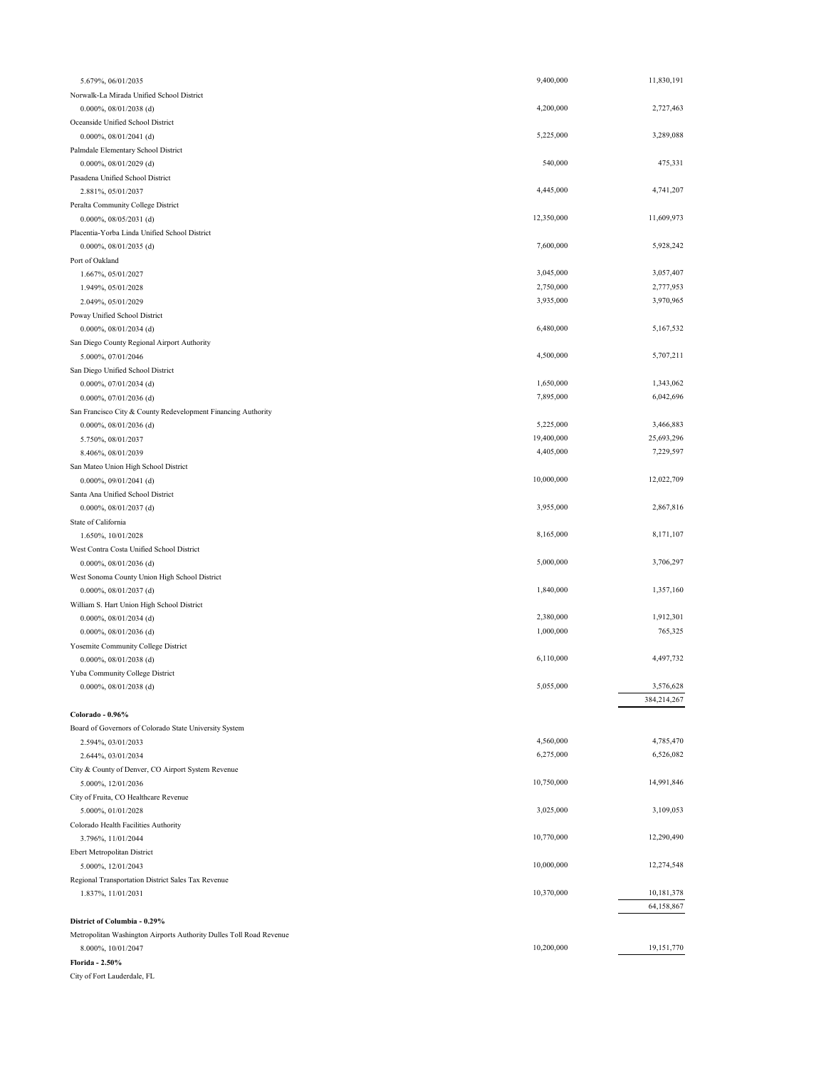| | | |
|---|---|---|
| 5.679%, 06/01/2035 | 9,400,000 | 11,830,191 |
| Norwalk-La Mirada Unified School District | | |
| 0.000%, 08/01/2038 (d) | 4,200,000 | 2,727,463 |
| Oceanside Unified School District | | |
| 0.000%, 08/01/2041 (d) | 5,225,000 | 3,289,088 |
| Palmdale Elementary School District | | |
| 0.000%, 08/01/2029 (d) | 540,000 | 475,331 |
| Pasadena Unified School District | | |
| 2.881%, 05/01/2037 | 4,445,000 | 4,741,207 |
| Peralta Community College District | | |
| 0.000%, 08/05/2031 (d) | 12,350,000 | 11,609,973 |
| Placentia-Yorba Linda Unified School District | | |
| 0.000%, 08/01/2035 (d) | 7,600,000 | 5,928,242 |
| Port of Oakland | | |
| 1.667%, 05/01/2027 | 3,045,000 | 3,057,407 |
| 1.949%, 05/01/2028 | 2,750,000 | 2,777,953 |
| 2.049%, 05/01/2029 | 3,935,000 | 3,970,965 |
| Poway Unified School District | | |
| 0.000%, 08/01/2034 (d) | 6,480,000 | 5,167,532 |
| San Diego County Regional Airport Authority | | |
| 5.000%, 07/01/2046 | 4,500,000 | 5,707,211 |
| San Diego Unified School District | | |
| 0.000%, 07/01/2034 (d) | 1,650,000 | 1,343,062 |
| 0.000%, 07/01/2036 (d) | 7,895,000 | 6,042,696 |
| San Francisco City & County Redevelopment Financing Authority | | |
| 0.000%, 08/01/2036 (d) | 5,225,000 | 3,466,883 |
| 5.750%, 08/01/2037 | 19,400,000 | 25,693,296 |
| 8.406%, 08/01/2039 | 4,405,000 | 7,229,597 |
| San Mateo Union High School District | | |
| 0.000%, 09/01/2041 (d) | 10,000,000 | 12,022,709 |
| Santa Ana Unified School District | | |
| 0.000%, 08/01/2037 (d) | 3,955,000 | 2,867,816 |
| State of California | | |
| 1.650%, 10/01/2028 | 8,165,000 | 8,171,107 |
| West Contra Costa Unified School District | | |
| 0.000%, 08/01/2036 (d) | 5,000,000 | 3,706,297 |
| West Sonoma County Union High School District | | |
| 0.000%, 08/01/2037 (d) | 1,840,000 | 1,357,160 |
| William S. Hart Union High School District | | |
| 0.000%, 08/01/2034 (d) | 2,380,000 | 1,912,301 |
| 0.000%, 08/01/2036 (d) | 1,000,000 | 765,325 |
| Yosemite Community College District | | |
| 0.000%, 08/01/2038 (d) | 6,110,000 | 4,497,732 |
| Yuba Community College District | | |
| 0.000%, 08/01/2038 (d) | 5,055,000 | 3,576,628 |
| | | 384,214,267 |
| **Colorado - 0.96%** | | |
| Board of Governors of Colorado State University System | | |
| 2.594%, 03/01/2033 | 4,560,000 | 4,785,470 |
| 2.644%, 03/01/2034 | 6,275,000 | 6,526,082 |
| City & County of Denver, CO Airport System Revenue | | |
| 5.000%, 12/01/2036 | 10,750,000 | 14,991,846 |
| City of Fruita, CO Healthcare Revenue | | |
| 5.000%, 01/01/2028 | 3,025,000 | 3,109,053 |
| Colorado Health Facilities Authority | | |
| 3.796%, 11/01/2044 | 10,770,000 | 12,290,490 |
| Ebert Metropolitan District | | |
| 5.000%, 12/01/2043 | 10,000,000 | 12,274,548 |
| Regional Transportation District Sales Tax Revenue | | |
| 1.837%, 11/01/2031 | 10,370,000 | 10,181,378 |
| | | 64,158,867 |
| **District of Columbia - 0.29%** | | |
| Metropolitan Washington Airports Authority Dulles Toll Road Revenue | | |
| 8.000%, 10/01/2047 | 10,200,000 | 19,151,770 |
| **Florida - 2.50%** | | |
| City of Fort Lauderdale, FL | | |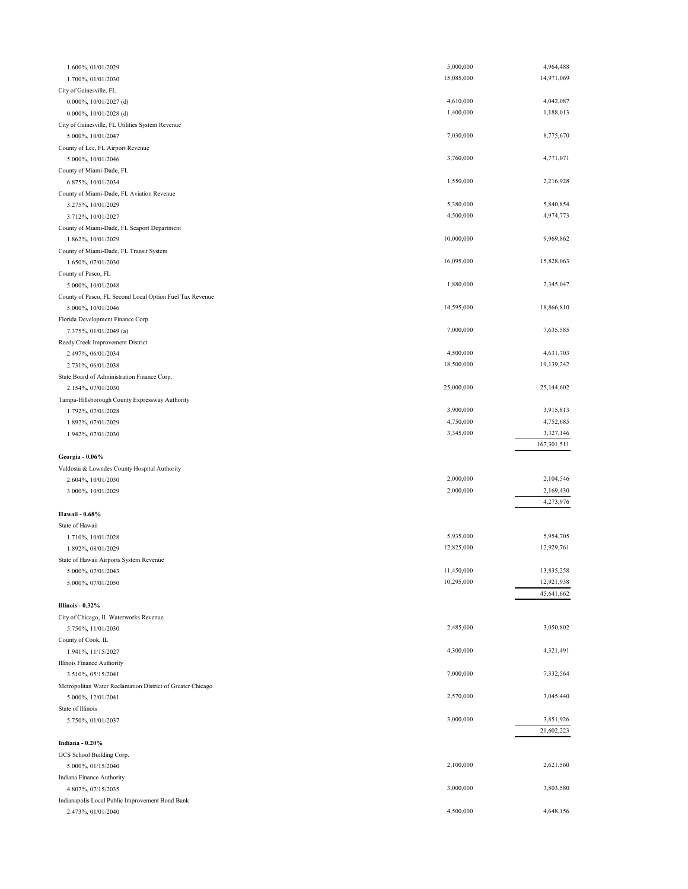| | | |
|---|---|---|
| 1.600%, 01/01/2029 | 5,000,000 | 4,964,488 |
| 1.700%, 01/01/2030 | 15,085,000 | 14,971,069 |
| City of Gainesville, FL | | |
| 0.000%, 10/01/2027 (d) | 4,610,000 | 4,042,087 |
| 0.000%, 10/01/2028 (d) | 1,400,000 | 1,188,013 |
| City of Gainesville, FL Utilities System Revenue | | |
| 5.000%, 10/01/2047 | 7,030,000 | 8,775,670 |
| County of Lee, FL Airport Revenue | | |
| 5.000%, 10/01/2046 | 3,760,000 | 4,771,071 |
| County of Miami-Dade, FL | | |
| 6.875%, 10/01/2034 | 1,550,000 | 2,216,928 |
| County of Miami-Dade, FL Aviation Revenue | | |
| 3.275%, 10/01/2029 | 5,380,000 | 5,840,854 |
| 3.712%, 10/01/2027 | 4,500,000 | 4,974,773 |
| County of Miami-Dade, FL Seaport Department | | |
| 1.862%, 10/01/2029 | 10,000,000 | 9,969,862 |
| County of Miami-Dade, FL Transit System | | |
| 1.650%, 07/01/2030 | 16,095,000 | 15,828,063 |
| County of Pasco, FL | | |
| 5.000%, 10/01/2048 | 1,880,000 | 2,345,047 |
| County of Pasco, FL Second Local Option Fuel Tax Revenue | | |
| 5.000%, 10/01/2046 | 14,595,000 | 18,866,810 |
| Florida Development Finance Corp. | | |
| 7.375%, 01/01/2049 (a) | 7,000,000 | 7,635,585 |
| Reedy Creek Improvement District | | |
| 2.497%, 06/01/2034 | 4,500,000 | 4,631,703 |
| 2.731%, 06/01/2038 | 18,500,000 | 19,139,242 |
| State Board of Administration Finance Corp. | | |
| 2.154%, 07/01/2030 | 25,000,000 | 25,144,602 |
| Tampa-Hillsborough County Expressway Authority | | |
| 1.792%, 07/01/2028 | 3,900,000 | 3,915,813 |
| 1.892%, 07/01/2029 | 4,750,000 | 4,752,685 |
| 1.942%, 07/01/2030 | 3,345,000 | 3,327,146 |
| | | 167,301,511 |
| **Georgia - 0.06%** | | |
| Valdosta & Lowndes County Hospital Authority | | |
| 2.604%, 10/01/2030 | 2,000,000 | 2,104,546 |
| 3.000%, 10/01/2029 | 2,000,000 | 2,169,430 |
| | | 4,273,976 |
| **Hawaii - 0.68%** | | |
| State of Hawaii | | |
| 1.710%, 10/01/2028 | 5,935,000 | 5,954,705 |
| 1.892%, 08/01/2029 | 12,825,000 | 12,929,761 |
| State of Hawaii Airports System Revenue | | |
| 5.000%, 07/01/2043 | 11,450,000 | 13,835,258 |
| 5.000%, 07/01/2050 | 10,295,000 | 12,921,938 |
| | | 45,641,662 |
| **Illinois - 0.32%** | | |
| City of Chicago, IL Waterworks Revenue | | |
| 5.750%, 11/01/2030 | 2,485,000 | 3,050,802 |
| County of Cook, IL | | |
| 1.941%, 11/15/2027 | 4,300,000 | 4,321,491 |
| Illinois Finance Authority | | |
| 3.510%, 05/15/2041 | 7,000,000 | 7,332,564 |
| Metropolitan Water Reclamation District of Greater Chicago | | |
| 5.000%, 12/01/2041 | 2,570,000 | 3,045,440 |
| State of Illinois | | |
| 5.750%, 01/01/2037 | 3,000,000 | 3,851,926 |
| | | 21,602,223 |
| **Indiana - 0.20%** | | |
| GCS School Building Corp. | | |
| 5.000%, 01/15/2040 | 2,100,000 | 2,621,560 |
| Indiana Finance Authority | | |
| 4.807%, 07/15/2035 | 3,000,000 | 3,803,580 |
| Indianapolis Local Public Improvement Bond Bank | | |
| 2.473%, 01/01/2040 | 4,500,000 | 4,648,156 |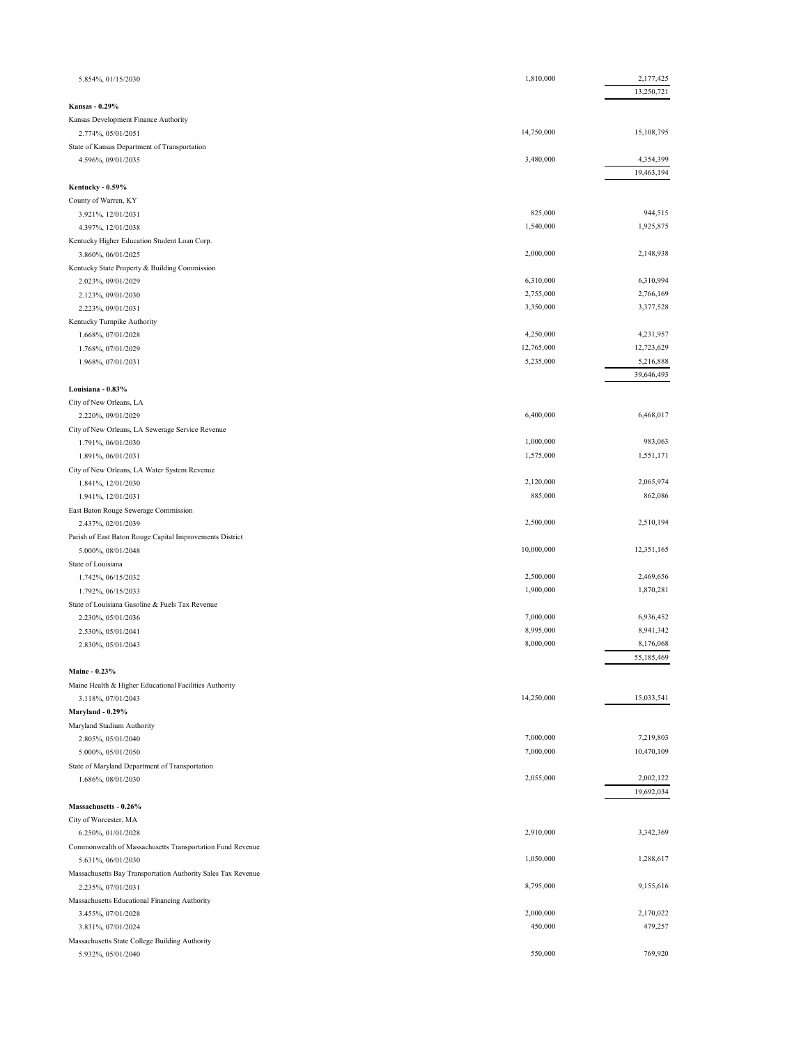| | | |
|---|---|---|
| 5.854%, 01/15/2030 | 1,810,000 | 2,177,425 |
| | | 13,250,721 |
| **Kansas - 0.29%** | | |
| Kansas Development Finance Authority | | |
| 2.774%, 05/01/2051 | 14,750,000 | 15,108,795 |
| State of Kansas Department of Transportation | | |
| 4.596%, 09/01/2035 | 3,480,000 | 4,354,399 |
| | | 19,463,194 |
| **Kentucky - 0.59%** | | |
| County of Warren, KY | | |
| 3.921%, 12/01/2031 | 825,000 | 944,515 |
| 4.397%, 12/01/2038 | 1,540,000 | 1,925,875 |
| Kentucky Higher Education Student Loan Corp. | | |
| 3.860%, 06/01/2025 | 2,000,000 | 2,148,938 |
| Kentucky State Property & Building Commission | | |
| 2.023%, 09/01/2029 | 6,310,000 | 6,310,994 |
| 2.123%, 09/01/2030 | 2,755,000 | 2,766,169 |
| 2.223%, 09/01/2031 | 3,350,000 | 3,377,528 |
| Kentucky Turnpike Authority | | |
| 1.668%, 07/01/2028 | 4,250,000 | 4,231,957 |
| 1.768%, 07/01/2029 | 12,765,000 | 12,723,629 |
| 1.968%, 07/01/2031 | 5,235,000 | 5,216,888 |
| | | 39,646,493 |
| **Louisiana - 0.83%** | | |
| City of New Orleans, LA | | |
| 2.220%, 09/01/2029 | 6,400,000 | 6,468,017 |
| City of New Orleans, LA Sewerage Service Revenue | | |
| 1.791%, 06/01/2030 | 1,000,000 | 983,063 |
| 1.891%, 06/01/2031 | 1,575,000 | 1,551,171 |
| City of New Orleans, LA Water System Revenue | | |
| 1.841%, 12/01/2030 | 2,120,000 | 2,065,974 |
| 1.941%, 12/01/2031 | 885,000 | 862,086 |
| East Baton Rouge Sewerage Commission | | |
| 2.437%, 02/01/2039 | 2,500,000 | 2,510,194 |
| Parish of East Baton Rouge Capital Improvements District | | |
| 5.000%, 08/01/2048 | 10,000,000 | 12,351,165 |
| State of Louisiana | | |
| 1.742%, 06/15/2032 | 2,500,000 | 2,469,656 |
| 1.792%, 06/15/2033 | 1,900,000 | 1,870,281 |
| State of Louisiana Gasoline & Fuels Tax Revenue | | |
| 2.230%, 05/01/2036 | 7,000,000 | 6,936,452 |
| 2.530%, 05/01/2041 | 8,995,000 | 8,941,342 |
| 2.830%, 05/01/2043 | 8,000,000 | 8,176,068 |
| | | 55,185,469 |
| **Maine - 0.23%** | | |
| Maine Health & Higher Educational Facilities Authority | | |
| 3.118%, 07/01/2043 | 14,250,000 | 15,033,541 |
| **Maryland - 0.29%** | | |
| Maryland Stadium Authority | | |
| 2.805%, 05/01/2040 | 7,000,000 | 7,219,803 |
| 5.000%, 05/01/2050 | 7,000,000 | 10,470,109 |
| State of Maryland Department of Transportation | | |
| 1.686%, 08/01/2030 | 2,055,000 | 2,002,122 |
| | | 19,692,034 |
| **Massachusetts - 0.26%** | | |
| City of Worcester, MA | | |
| 6.250%, 01/01/2028 | 2,910,000 | 3,342,369 |
| Commonwealth of Massachusetts Transportation Fund Revenue | | |
| 5.631%, 06/01/2030 | 1,050,000 | 1,288,617 |
| Massachusetts Bay Transportation Authority Sales Tax Revenue | | |
| 2.235%, 07/01/2031 | 8,795,000 | 9,155,616 |
| Massachusetts Educational Financing Authority | | |
| 3.455%, 07/01/2028 | 2,000,000 | 2,170,022 |
| 3.831%, 07/01/2024 | 450,000 | 479,257 |
| Massachusetts State College Building Authority | | |
| 5.932%, 05/01/2040 | 550,000 | 769,920 |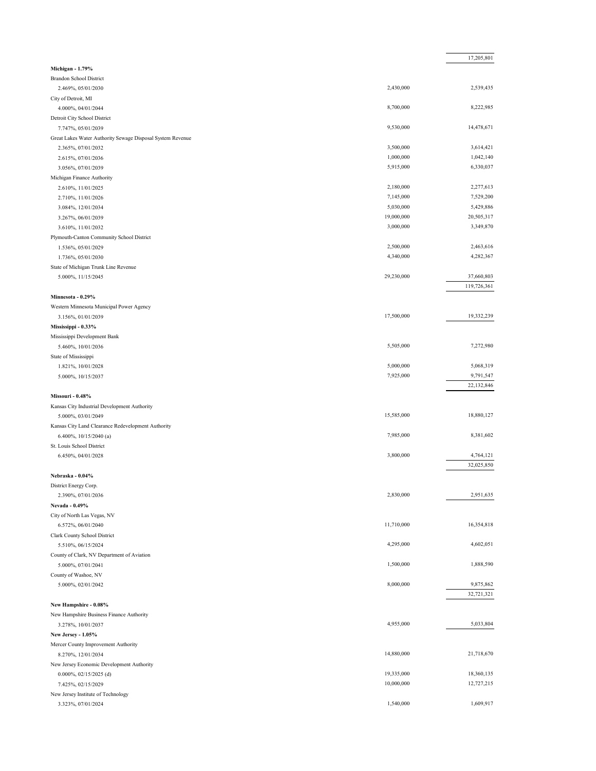| | Principal Amount | Value |
|---|---|---|
| | | 17,205,801 |
| **Michigan - 1.79%** | | |
| Brandon School District | | |
| 2.469%, 05/01/2030 | 2,430,000 | 2,539,435 |
| City of Detroit, MI | | |
| 4.000%, 04/01/2044 | 8,700,000 | 8,222,985 |
| Detroit City School District | | |
| 7.747%, 05/01/2039 | 9,530,000 | 14,478,671 |
| Great Lakes Water Authority Sewage Disposal System Revenue | | |
| 2.365%, 07/01/2032 | 3,500,000 | 3,614,421 |
| 2.615%, 07/01/2036 | 1,000,000 | 1,042,140 |
| 3.056%, 07/01/2039 | 5,915,000 | 6,330,037 |
| Michigan Finance Authority | | |
| 2.610%, 11/01/2025 | 2,180,000 | 2,277,613 |
| 2.710%, 11/01/2026 | 7,145,000 | 7,529,200 |
| 3.084%, 12/01/2034 | 5,030,000 | 5,429,886 |
| 3.267%, 06/01/2039 | 19,000,000 | 20,505,317 |
| 3.610%, 11/01/2032 | 3,000,000 | 3,349,870 |
| Plymouth-Canton Community School District | | |
| 1.536%, 05/01/2029 | 2,500,000 | 2,463,616 |
| 1.736%, 05/01/2030 | 4,340,000 | 4,282,367 |
| State of Michigan Trunk Line Revenue | | |
| 5.000%, 11/15/2045 | 29,230,000 | 37,660,803 |
| | | 119,726,361 |
| **Minnesota - 0.29%** | | |
| Western Minnesota Municipal Power Agency | | |
| 3.156%, 01/01/2039 | 17,500,000 | 19,332,239 |
| **Mississippi - 0.33%** | | |
| Mississippi Development Bank | | |
| 5.460%, 10/01/2036 | 5,505,000 | 7,272,980 |
| State of Mississippi | | |
| 1.821%, 10/01/2028 | 5,000,000 | 5,068,319 |
| 5.000%, 10/15/2037 | 7,925,000 | 9,791,547 |
| | | 22,132,846 |
| **Missouri - 0.48%** | | |
| Kansas City Industrial Development Authority | | |
| 5.000%, 03/01/2049 | 15,585,000 | 18,880,127 |
| Kansas City Land Clearance Redevelopment Authority | | |
| 6.400%, 10/15/2040 (a) | 7,985,000 | 8,381,602 |
| St. Louis School District | | |
| 6.450%, 04/01/2028 | 3,800,000 | 4,764,121 |
| | | 32,025,850 |
| **Nebraska - 0.04%** | | |
| District Energy Corp. | | |
| 2.390%, 07/01/2036 | 2,830,000 | 2,951,635 |
| **Nevada - 0.49%** | | |
| City of North Las Vegas, NV | | |
| 6.572%, 06/01/2040 | 11,710,000 | 16,354,818 |
| Clark County School District | | |
| 5.510%, 06/15/2024 | 4,295,000 | 4,602,051 |
| County of Clark, NV Department of Aviation | | |
| 5.000%, 07/01/2041 | 1,500,000 | 1,888,590 |
| County of Washoe, NV | | |
| 5.000%, 02/01/2042 | 8,000,000 | 9,875,862 |
| | | 32,721,321 |
| **New Hampshire - 0.08%** | | |
| New Hampshire Business Finance Authority | | |
| 3.278%, 10/01/2037 | 4,955,000 | 5,033,804 |
| **New Jersey - 1.05%** | | |
| Mercer County Improvement Authority | | |
| 8.270%, 12/01/2034 | 14,880,000 | 21,718,670 |
| New Jersey Economic Development Authority | | |
| 0.000%, 02/15/2025 (d) | 19,335,000 | 18,360,135 |
| 7.425%, 02/15/2029 | 10,000,000 | 12,727,215 |
| New Jersey Institute of Technology | | |
| 3.323%, 07/01/2024 | 1,540,000 | 1,609,917 |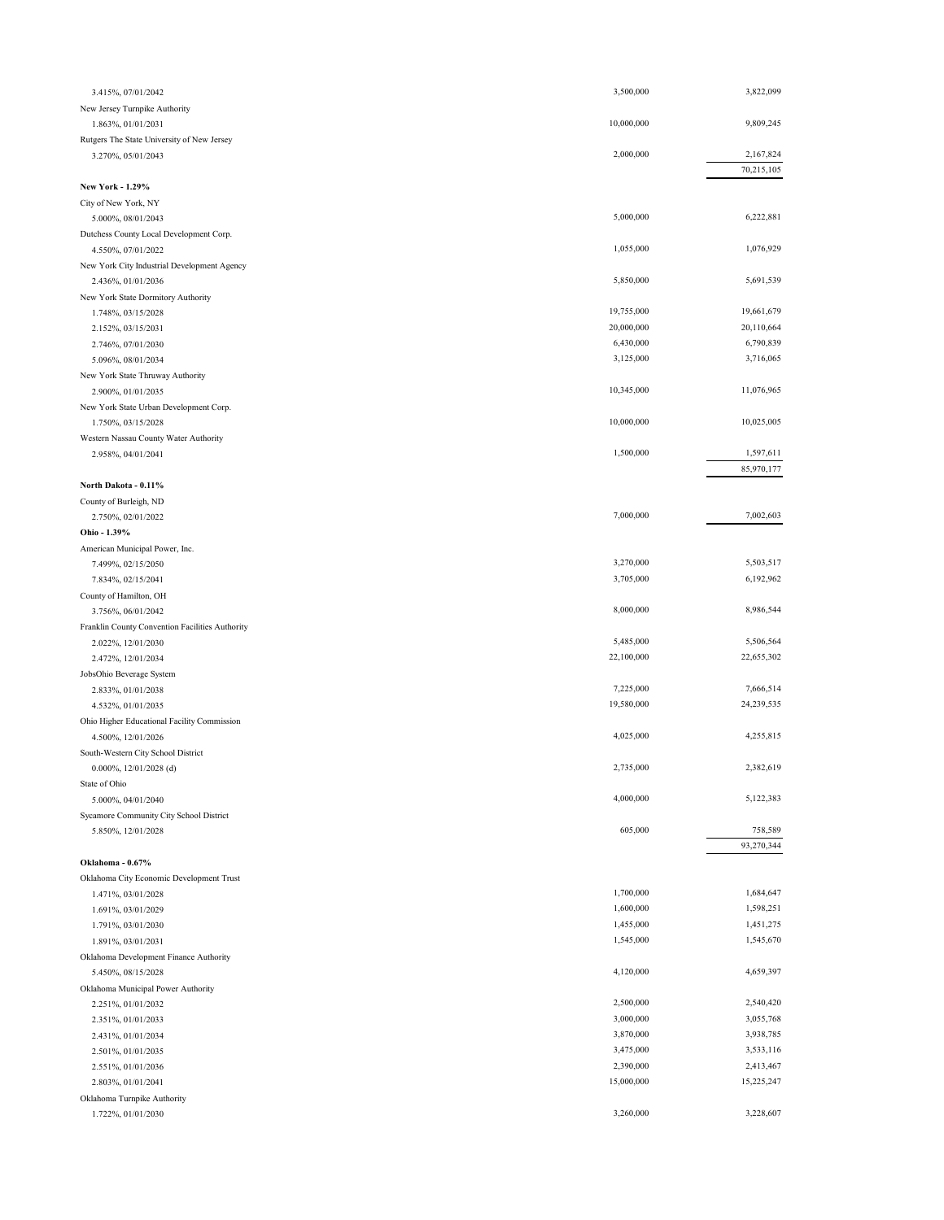| Description | Principal Amount | Value |
|---|---|---|
| 3.415%, 07/01/2042 | 3,500,000 | 3,822,099 |
| New Jersey Turnpike Authority | | |
| 1.863%, 01/01/2031 | 10,000,000 | 9,809,245 |
| Rutgers The State University of New Jersey | | |
| 3.270%, 05/01/2043 | 2,000,000 | 2,167,824 |
| | | 70,215,105 |
| **New York - 1.29%** | | |
| City of New York, NY | | |
| 5.000%, 08/01/2043 | 5,000,000 | 6,222,881 |
| Dutchess County Local Development Corp. | | |
| 4.550%, 07/01/2022 | 1,055,000 | 1,076,929 |
| New York City Industrial Development Agency | | |
| 2.436%, 01/01/2036 | 5,850,000 | 5,691,539 |
| New York State Dormitory Authority | | |
| 1.748%, 03/15/2028 | 19,755,000 | 19,661,679 |
| 2.152%, 03/15/2031 | 20,000,000 | 20,110,664 |
| 2.746%, 07/01/2030 | 6,430,000 | 6,790,839 |
| 5.096%, 08/01/2034 | 3,125,000 | 3,716,065 |
| New York State Thruway Authority | | |
| 2.900%, 01/01/2035 | 10,345,000 | 11,076,965 |
| New York State Urban Development Corp. | | |
| 1.750%, 03/15/2028 | 10,000,000 | 10,025,005 |
| Western Nassau County Water Authority | | |
| 2.958%, 04/01/2041 | 1,500,000 | 1,597,611 |
| | | 85,970,177 |
| **North Dakota - 0.11%** | | |
| County of Burleigh, ND | | |
| 2.750%, 02/01/2022 | 7,000,000 | 7,002,603 |
| **Ohio - 1.39%** | | |
| American Municipal Power, Inc. | | |
| 7.499%, 02/15/2050 | 3,270,000 | 5,503,517 |
| 7.834%, 02/15/2041 | 3,705,000 | 6,192,962 |
| County of Hamilton, OH | | |
| 3.756%, 06/01/2042 | 8,000,000 | 8,986,544 |
| Franklin County Convention Facilities Authority | | |
| 2.022%, 12/01/2030 | 5,485,000 | 5,506,564 |
| 2.472%, 12/01/2034 | 22,100,000 | 22,655,302 |
| JobsOhio Beverage System | | |
| 2.833%, 01/01/2038 | 7,225,000 | 7,666,514 |
| 4.532%, 01/01/2035 | 19,580,000 | 24,239,535 |
| Ohio Higher Educational Facility Commission | | |
| 4.500%, 12/01/2026 | 4,025,000 | 4,255,815 |
| South-Western City School District | | |
| 0.000%, 12/01/2028 (d) | 2,735,000 | 2,382,619 |
| State of Ohio | | |
| 5.000%, 04/01/2040 | 4,000,000 | 5,122,383 |
| Sycamore Community City School District | | |
| 5.850%, 12/01/2028 | 605,000 | 758,589 |
| | | 93,270,344 |
| **Oklahoma - 0.67%** | | |
| Oklahoma City Economic Development Trust | | |
| 1.471%, 03/01/2028 | 1,700,000 | 1,684,647 |
| 1.691%, 03/01/2029 | 1,600,000 | 1,598,251 |
| 1.791%, 03/01/2030 | 1,455,000 | 1,451,275 |
| 1.891%, 03/01/2031 | 1,545,000 | 1,545,670 |
| Oklahoma Development Finance Authority | | |
| 5.450%, 08/15/2028 | 4,120,000 | 4,659,397 |
| Oklahoma Municipal Power Authority | | |
| 2.251%, 01/01/2032 | 2,500,000 | 2,540,420 |
| 2.351%, 01/01/2033 | 3,000,000 | 3,055,768 |
| 2.431%, 01/01/2034 | 3,870,000 | 3,938,785 |
| 2.501%, 01/01/2035 | 3,475,000 | 3,533,116 |
| 2.551%, 01/01/2036 | 2,390,000 | 2,413,467 |
| 2.803%, 01/01/2041 | 15,000,000 | 15,225,247 |
| Oklahoma Turnpike Authority | | |
| 1.722%, 01/01/2030 | 3,260,000 | 3,228,607 |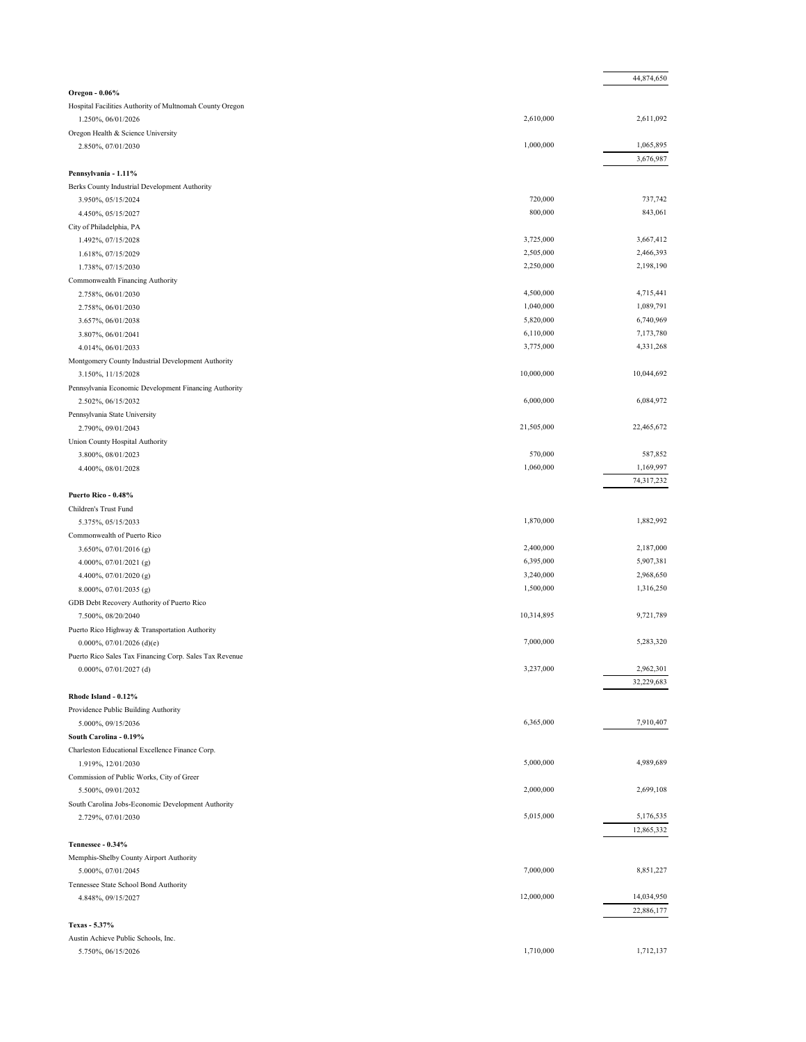| | | |
|---|---|---|
| | | 44,874,650 |
| **Oregon - 0.06%** | | |
| Hospital Facilities Authority of Multnomah County Oregon | | |
| 1.250%, 06/01/2026 | 2,610,000 | 2,611,092 |
| Oregon Health & Science University | | |
| 2.850%, 07/01/2030 | 1,000,000 | 1,065,895 |
| | | 3,676,987 |
| **Pennsylvania - 1.11%** | | |
| Berks County Industrial Development Authority | | |
| 3.950%, 05/15/2024 | 720,000 | 737,742 |
| 4.450%, 05/15/2027 | 800,000 | 843,061 |
| City of Philadelphia, PA | | |
| 1.492%, 07/15/2028 | 3,725,000 | 3,667,412 |
| 1.618%, 07/15/2029 | 2,505,000 | 2,466,393 |
| 1.738%, 07/15/2030 | 2,250,000 | 2,198,190 |
| Commonwealth Financing Authority | | |
| 2.758%, 06/01/2030 | 4,500,000 | 4,715,441 |
| 2.758%, 06/01/2030 | 1,040,000 | 1,089,791 |
| 3.657%, 06/01/2038 | 5,820,000 | 6,740,969 |
| 3.807%, 06/01/2041 | 6,110,000 | 7,173,780 |
| 4.014%, 06/01/2033 | 3,775,000 | 4,331,268 |
| Montgomery County Industrial Development Authority | | |
| 3.150%, 11/15/2028 | 10,000,000 | 10,044,692 |
| Pennsylvania Economic Development Financing Authority | | |
| 2.502%, 06/15/2032 | 6,000,000 | 6,084,972 |
| Pennsylvania State University | | |
| 2.790%, 09/01/2043 | 21,505,000 | 22,465,672 |
| Union County Hospital Authority | | |
| 3.800%, 08/01/2023 | 570,000 | 587,852 |
| 4.400%, 08/01/2028 | 1,060,000 | 1,169,997 |
| | | 74,317,232 |
| **Puerto Rico - 0.48%** | | |
| Children's Trust Fund | | |
| 5.375%, 05/15/2033 | 1,870,000 | 1,882,992 |
| Commonwealth of Puerto Rico | | |
| 3.650%, 07/01/2016 (g) | 2,400,000 | 2,187,000 |
| 4.000%, 07/01/2021 (g) | 6,395,000 | 5,907,381 |
| 4.400%, 07/01/2020 (g) | 3,240,000 | 2,968,650 |
| 8.000%, 07/01/2035 (g) | 1,500,000 | 1,316,250 |
| GDB Debt Recovery Authority of Puerto Rico | | |
| 7.500%, 08/20/2040 | 10,314,895 | 9,721,789 |
| Puerto Rico Highway & Transportation Authority | | |
| 0.000%, 07/01/2026 (d)(e) | 7,000,000 | 5,283,320 |
| Puerto Rico Sales Tax Financing Corp. Sales Tax Revenue | | |
| 0.000%, 07/01/2027 (d) | 3,237,000 | 2,962,301 |
| | | 32,229,683 |
| **Rhode Island - 0.12%** | | |
| Providence Public Building Authority | | |
| 5.000%, 09/15/2036 | 6,365,000 | 7,910,407 |
| **South Carolina - 0.19%** | | |
| Charleston Educational Excellence Finance Corp. | | |
| 1.919%, 12/01/2030 | 5,000,000 | 4,989,689 |
| Commission of Public Works, City of Greer | | |
| 5.500%, 09/01/2032 | 2,000,000 | 2,699,108 |
| South Carolina Jobs-Economic Development Authority | | |
| 2.729%, 07/01/2030 | 5,015,000 | 5,176,535 |
| | | 12,865,332 |
| **Tennessee - 0.34%** | | |
| Memphis-Shelby County Airport Authority | | |
| 5.000%, 07/01/2045 | 7,000,000 | 8,851,227 |
| Tennessee State School Bond Authority | | |
| 4.848%, 09/15/2027 | 12,000,000 | 14,034,950 |
| | | 22,886,177 |
| **Texas - 5.37%** | | |
| Austin Achieve Public Schools, Inc. | | |
| 5.750%, 06/15/2026 | 1,710,000 | 1,712,137 |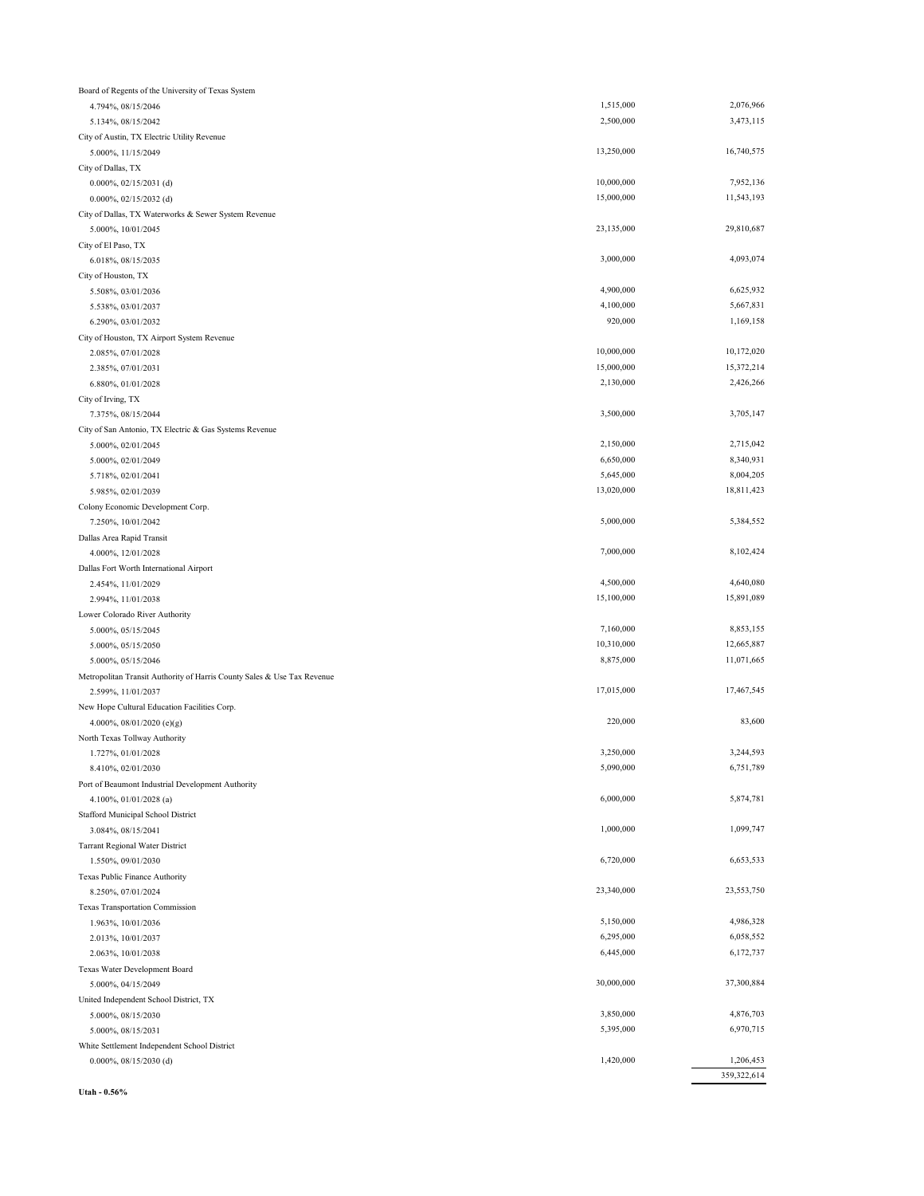| | | |
|---|---|---|
| Board of Regents of the University of Texas System | | |
| 4.794%, 08/15/2046 | 1,515,000 | 2,076,966 |
| 5.134%, 08/15/2042 | 2,500,000 | 3,473,115 |
| City of Austin, TX Electric Utility Revenue | | |
| 5.000%, 11/15/2049 | 13,250,000 | 16,740,575 |
| City of Dallas, TX | | |
| 0.000%, 02/15/2031 (d) | 10,000,000 | 7,952,136 |
| 0.000%, 02/15/2032 (d) | 15,000,000 | 11,543,193 |
| City of Dallas, TX Waterworks & Sewer System Revenue | | |
| 5.000%, 10/01/2045 | 23,135,000 | 29,810,687 |
| City of El Paso, TX | | |
| 6.018%, 08/15/2035 | 3,000,000 | 4,093,074 |
| City of Houston, TX | | |
| 5.508%, 03/01/2036 | 4,900,000 | 6,625,932 |
| 5.538%, 03/01/2037 | 4,100,000 | 5,667,831 |
| 6.290%, 03/01/2032 | 920,000 | 1,169,158 |
| City of Houston, TX Airport System Revenue | | |
| 2.085%, 07/01/2028 | 10,000,000 | 10,172,020 |
| 2.385%, 07/01/2031 | 15,000,000 | 15,372,214 |
| 6.880%, 01/01/2028 | 2,130,000 | 2,426,266 |
| City of Irving, TX | | |
| 7.375%, 08/15/2044 | 3,500,000 | 3,705,147 |
| City of San Antonio, TX Electric & Gas Systems Revenue | | |
| 5.000%, 02/01/2045 | 2,150,000 | 2,715,042 |
| 5.000%, 02/01/2049 | 6,650,000 | 8,340,931 |
| 5.718%, 02/01/2041 | 5,645,000 | 8,004,205 |
| 5.985%, 02/01/2039 | 13,020,000 | 18,811,423 |
| Colony Economic Development Corp. | | |
| 7.250%, 10/01/2042 | 5,000,000 | 5,384,552 |
| Dallas Area Rapid Transit | | |
| 4.000%, 12/01/2028 | 7,000,000 | 8,102,424 |
| Dallas Fort Worth International Airport | | |
| 2.454%, 11/01/2029 | 4,500,000 | 4,640,080 |
| 2.994%, 11/01/2038 | 15,100,000 | 15,891,089 |
| Lower Colorado River Authority | | |
| 5.000%, 05/15/2045 | 7,160,000 | 8,853,155 |
| 5.000%, 05/15/2050 | 10,310,000 | 12,665,887 |
| 5.000%, 05/15/2046 | 8,875,000 | 11,071,665 |
| Metropolitan Transit Authority of Harris County Sales & Use Tax Revenue | | |
| 2.599%, 11/01/2037 | 17,015,000 | 17,467,545 |
| New Hope Cultural Education Facilities Corp. | | |
| 4.000%, 08/01/2020 (e)(g) | 220,000 | 83,600 |
| North Texas Tollway Authority | | |
| 1.727%, 01/01/2028 | 3,250,000 | 3,244,593 |
| 8.410%, 02/01/2030 | 5,090,000 | 6,751,789 |
| Port of Beaumont Industrial Development Authority | | |
| 4.100%, 01/01/2028 (a) | 6,000,000 | 5,874,781 |
| Stafford Municipal School District | | |
| 3.084%, 08/15/2041 | 1,000,000 | 1,099,747 |
| Tarrant Regional Water District | | |
| 1.550%, 09/01/2030 | 6,720,000 | 6,653,533 |
| Texas Public Finance Authority | | |
| 8.250%, 07/01/2024 | 23,340,000 | 23,553,750 |
| Texas Transportation Commission | | |
| 1.963%, 10/01/2036 | 5,150,000 | 4,986,328 |
| 2.013%, 10/01/2037 | 6,295,000 | 6,058,552 |
| 2.063%, 10/01/2038 | 6,445,000 | 6,172,737 |
| Texas Water Development Board | | |
| 5.000%, 04/15/2049 | 30,000,000 | 37,300,884 |
| United Independent School District, TX | | |
| 5.000%, 08/15/2030 | 3,850,000 | 4,876,703 |
| 5.000%, 08/15/2031 | 5,395,000 | 6,970,715 |
| White Settlement Independent School District | | |
| 0.000%, 08/15/2030 (d) | 1,420,000 | 1,206,453 |
| | | 359,322,614 |

**Utah - 0.56%**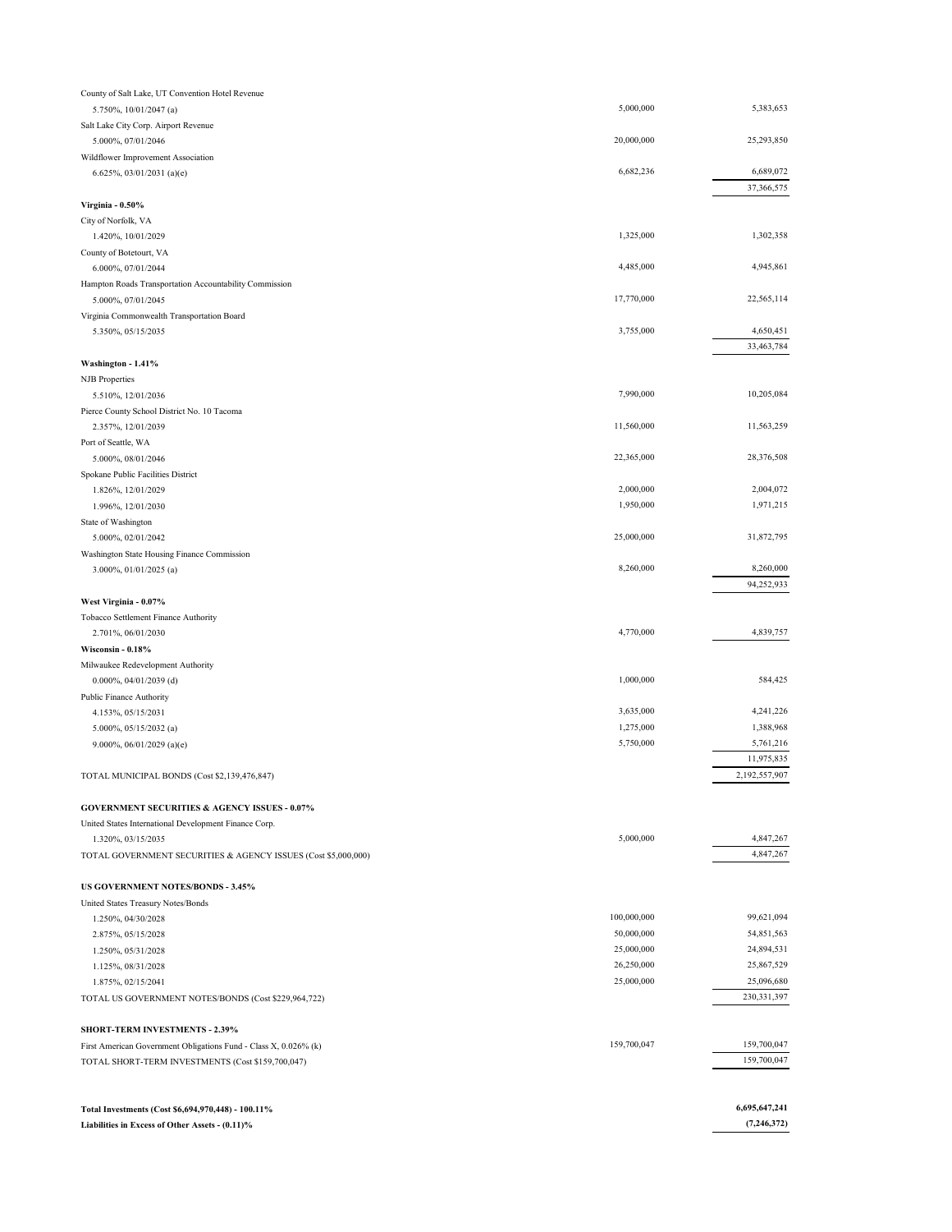| | | |
|---|---|---|
| County of Salt Lake, UT Convention Hotel Revenue | | |
| 5.750%, 10/01/2047 (a) | 5,000,000 | 5,383,653 |
| Salt Lake City Corp. Airport Revenue | | |
| 5.000%, 07/01/2046 | 20,000,000 | 25,293,850 |
| Wildflower Improvement Association | | |
| 6.625%, 03/01/2031 (a)(e) | 6,682,236 | 6,689,072 |
| | | 37,366,575 |
| **Virginia - 0.50%** | | |
| City of Norfolk, VA | | |
| 1.420%, 10/01/2029 | 1,325,000 | 1,302,358 |
| County of Botetourt, VA | | |
| 6.000%, 07/01/2044 | 4,485,000 | 4,945,861 |
| Hampton Roads Transportation Accountability Commission | | |
| 5.000%, 07/01/2045 | 17,770,000 | 22,565,114 |
| Virginia Commonwealth Transportation Board | | |
| 5.350%, 05/15/2035 | 3,755,000 | 4,650,451 |
| | | 33,463,784 |
| **Washington - 1.41%** | | |
| NJB Properties | | |
| 5.510%, 12/01/2036 | 7,990,000 | 10,205,084 |
| Pierce County School District No. 10 Tacoma | | |
| 2.357%, 12/01/2039 | 11,560,000 | 11,563,259 |
| Port of Seattle, WA | | |
| 5.000%, 08/01/2046 | 22,365,000 | 28,376,508 |
| Spokane Public Facilities District | | |
| 1.826%, 12/01/2029 | 2,000,000 | 2,004,072 |
| 1.996%, 12/01/2030 | 1,950,000 | 1,971,215 |
| State of Washington | | |
| 5.000%, 02/01/2042 | 25,000,000 | 31,872,795 |
| Washington State Housing Finance Commission | | |
| 3.000%, 01/01/2025 (a) | 8,260,000 | 8,260,000 |
| | | 94,252,933 |
| **West Virginia - 0.07%** | | |
| Tobacco Settlement Finance Authority | | |
| 2.701%, 06/01/2030 | 4,770,000 | 4,839,757 |
| **Wisconsin - 0.18%** | | |
| Milwaukee Redevelopment Authority | | |
| 0.000%, 04/01/2039 (d) | 1,000,000 | 584,425 |
| Public Finance Authority | | |
| 4.153%, 05/15/2031 | 3,635,000 | 4,241,226 |
| 5.000%, 05/15/2032 (a) | 1,275,000 | 1,388,968 |
| 9.000%, 06/01/2029 (a)(e) | 5,750,000 | 5,761,216 |
| | | 11,975,835 |
| TOTAL MUNICIPAL BONDS (Cost $2,139,476,847) | | 2,192,557,907 |
| | | |
| **GOVERNMENT SECURITIES & AGENCY ISSUES - 0.07%** | | |
| United States International Development Finance Corp. | | |
| 1.320%, 03/15/2035 | 5,000,000 | 4,847,267 |
| TOTAL GOVERNMENT SECURITIES & AGENCY ISSUES (Cost $5,000,000) | | 4,847,267 |
| | | |
| **US GOVERNMENT NOTES/BONDS - 3.45%** | | |
| United States Treasury Notes/Bonds | | |
| 1.250%, 04/30/2028 | 100,000,000 | 99,621,094 |
| 2.875%, 05/15/2028 | 50,000,000 | 54,851,563 |
| 1.250%, 05/31/2028 | 25,000,000 | 24,894,531 |
| 1.125%, 08/31/2028 | 26,250,000 | 25,867,529 |
| 1.875%, 02/15/2041 | 25,000,000 | 25,096,680 |
| TOTAL US GOVERNMENT NOTES/BONDS (Cost $229,964,722) | | 230,331,397 |
| | | |
| **SHORT-TERM INVESTMENTS - 2.39%** | | |
| First American Government Obligations Fund - Class X, 0.026% (k) | 159,700,047 | 159,700,047 |
| TOTAL SHORT-TERM INVESTMENTS (Cost $159,700,047) | | 159,700,047 |
| | | |
| **Total Investments (Cost $6,694,970,448) - 100.11%** | | **6,695,647,241** |
| **Liabilities in Excess of Other Assets - (0.11)%** | | **(7,246,372)** |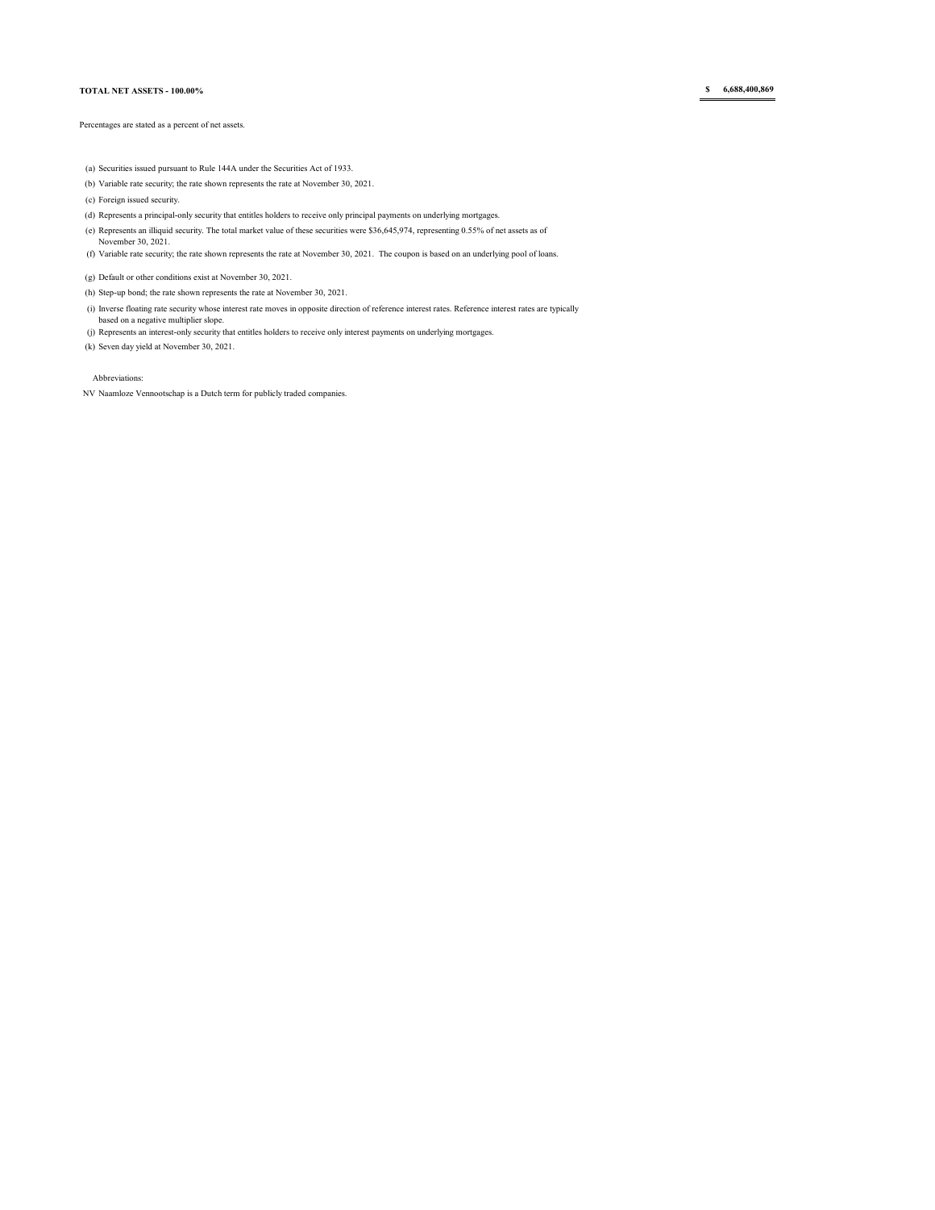| | |
|---|---|
| **TOTAL NET ASSETS - 100.00%** | **$ 6,688,400,869** |

Percentages are stated as a percent of net assets.

(a) Securities issued pursuant to Rule 144A under the Securities Act of 1933.

(b) Variable rate security; the rate shown represents the rate at November 30, 2021.

(c) Foreign issued security.

(d) Represents a principal-only security that entitles holders to receive only principal payments on underlying mortgages.

(e) Represents an illiquid security. The total market value of these securities were $36,645,974, representing 0.55% of net assets as of November 30, 2021.

(f) Variable rate security; the rate shown represents the rate at November 30, 2021. The coupon is based on an underlying pool of loans.

(g) Default or other conditions exist at November 30, 2021.

(h) Step-up bond; the rate shown represents the rate at November 30, 2021.

(i) Inverse floating rate security whose interest rate moves in opposite direction of reference interest rates. Reference interest rates are typically based on a negative multiplier slope.

(j) Represents an interest-only security that entitles holders to receive only interest payments on underlying mortgages.

(k) Seven day yield at November 30, 2021.

Abbreviations:

NV Naamloze Vennootschap is a Dutch term for publicly traded companies.